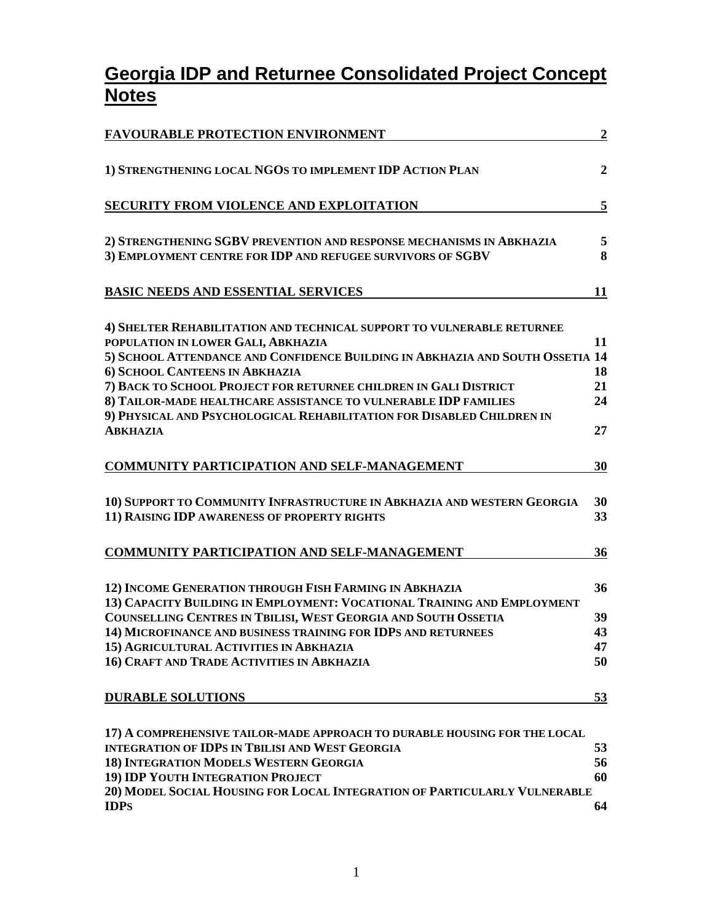# Georgia IDP and Returnee Consolidated Project Concept Notes

| | |
|---|---|
| **FAVOURABLE PROTECTION ENVIRONMENT** | **2** |
| **1) STRENGTHENING LOCAL NGOS TO IMPLEMENT IDP ACTION PLAN** | **2** |
| **SECURITY FROM VIOLENCE AND EXPLOITATION** | **5** |
| **2) STRENGTHENING SGBV PREVENTION AND RESPONSE MECHANISMS IN ABKHAZIA** | **5** |
| **3) EMPLOYMENT CENTRE FOR IDP AND REFUGEE SURVIVORS OF SGBV** | **8** |
| **BASIC NEEDS AND ESSENTIAL SERVICES** | **11** |
| **4) SHELTER REHABILITATION AND TECHNICAL SUPPORT TO VULNERABLE RETURNEE POPULATION IN LOWER GALI, ABKHAZIA** | **11** |
| **5) SCHOOL ATTENDANCE AND CONFIDENCE BUILDING IN ABKHAZIA AND SOUTH OSSETIA** | **14** |
| **6) SCHOOL CANTEENS IN ABKHAZIA** | **18** |
| **7) BACK TO SCHOOL PROJECT FOR RETURNEE CHILDREN IN GALI DISTRICT** | **21** |
| **8) TAILOR-MADE HEALTHCARE ASSISTANCE TO VULNERABLE IDP FAMILIES** | **24** |
| **9) PHYSICAL AND PSYCHOLOGICAL REHABILITATION FOR DISABLED CHILDREN IN ABKHAZIA** | **27** |
| **COMMUNITY PARTICIPATION AND SELF-MANAGEMENT** | **30** |
| **10) SUPPORT TO COMMUNITY INFRASTRUCTURE IN ABKHAZIA AND WESTERN GEORGIA** | **30** |
| **11) RAISING IDP AWARENESS OF PROPERTY RIGHTS** | **33** |
| **COMMUNITY PARTICIPATION AND SELF-MANAGEMENT** | **36** |
| **12) INCOME GENERATION THROUGH FISH FARMING IN ABKHAZIA** | **36** |
| **13) CAPACITY BUILDING IN EMPLOYMENT: VOCATIONAL TRAINING AND EMPLOYMENT COUNSELLING CENTRES IN TBILISI, WEST GEORGIA AND SOUTH OSSETIA** | **39** |
| **14) MICROFINANCE AND BUSINESS TRAINING FOR IDPS AND RETURNEES** | **43** |
| **15) AGRICULTURAL ACTIVITIES IN ABKHAZIA** | **47** |
| **16) CRAFT AND TRADE ACTIVITIES IN ABKHAZIA** | **50** |
| **DURABLE SOLUTIONS** | **53** |
| **17) A COMPREHENSIVE TAILOR-MADE APPROACH TO DURABLE HOUSING FOR THE LOCAL INTEGRATION OF IDPS IN TBILISI AND WEST GEORGIA** | **53** |
| **18) INTEGRATION MODELS WESTERN GEORGIA** | **56** |
| **19) IDP YOUTH INTEGRATION PROJECT** | **60** |
| **20) MODEL SOCIAL HOUSING FOR LOCAL INTEGRATION OF PARTICULARLY VULNERABLE IDPS** | **64** |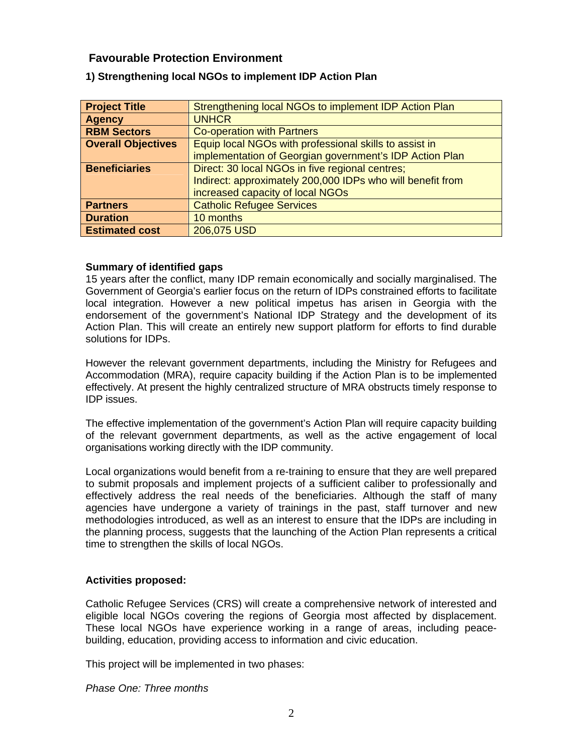## Favourable Protection Environment

### 1) Strengthening local NGOs to implement IDP Action Plan

| | |
|---|---|
| **Project Title** | Strengthening local NGOs to implement IDP Action Plan |
| **Agency** | UNHCR |
| **RBM Sectors** | Co-operation with Partners |
| **Overall Objectives** | Equip local NGOs with professional skills to assist in implementation of Georgian government's IDP Action Plan |
| **Beneficiaries** | Direct: 30 local NGOs in five regional centres; Indirect: approximately 200,000 IDPs who will benefit from increased capacity of local NGOs |
| **Partners** | Catholic Refugee Services |
| **Duration** | 10 months |
| **Estimated cost** | 206,075 USD |

**Summary of identified gaps**

15 years after the conflict, many IDP remain economically and socially marginalised. The Government of Georgia's earlier focus on the return of IDPs constrained efforts to facilitate local integration. However a new political impetus has arisen in Georgia with the endorsement of the government's National IDP Strategy and the development of its Action Plan. This will create an entirely new support platform for efforts to find durable solutions for IDPs.

However the relevant government departments, including the Ministry for Refugees and Accommodation (MRA), require capacity building if the Action Plan is to be implemented effectively. At present the highly centralized structure of MRA obstructs timely response to IDP issues.

The effective implementation of the government's Action Plan will require capacity building of the relevant government departments, as well as the active engagement of local organisations working directly with the IDP community.

Local organizations would benefit from a re-training to ensure that they are well prepared to submit proposals and implement projects of a sufficient caliber to professionally and effectively address the real needs of the beneficiaries. Although the staff of many agencies have undergone a variety of trainings in the past, staff turnover and new methodologies introduced, as well as an interest to ensure that the IDPs are including in the planning process, suggests that the launching of the Action Plan represents a critical time to strengthen the skills of local NGOs.

**Activities proposed:**

Catholic Refugee Services (CRS) will create a comprehensive network of interested and eligible local NGOs covering the regions of Georgia most affected by displacement. These local NGOs have experience working in a range of areas, including peace-building, education, providing access to information and civic education.

This project will be implemented in two phases:

*Phase One: Three months*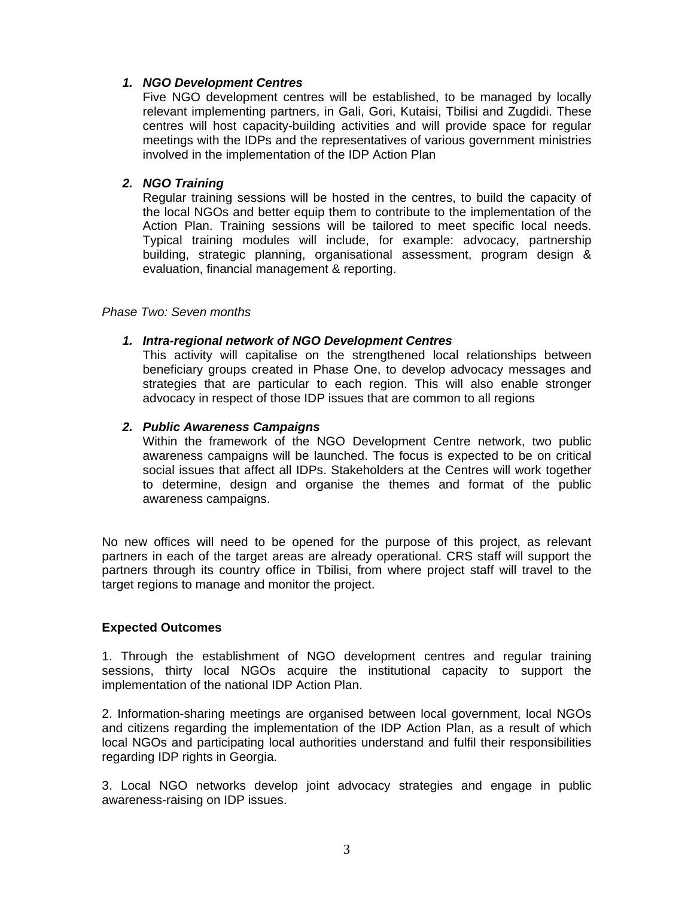1. ***NGO Development Centres***
   Five NGO development centres will be established, to be managed by locally relevant implementing partners, in Gali, Gori, Kutaisi, Tbilisi and Zugdidi. These centres will host capacity-building activities and will provide space for regular meetings with the IDPs and the representatives of various government ministries involved in the implementation of the IDP Action Plan

2. ***NGO Training***
   Regular training sessions will be hosted in the centres, to build the capacity of the local NGOs and better equip them to contribute to the implementation of the Action Plan. Training sessions will be tailored to meet specific local needs. Typical training modules will include, for example: advocacy, partnership building, strategic planning, organisational assessment, program design & evaluation, financial management & reporting.

*Phase Two: Seven months*

1. ***Intra-regional network of NGO Development Centres***
   This activity will capitalise on the strengthened local relationships between beneficiary groups created in Phase One, to develop advocacy messages and strategies that are particular to each region. This will also enable stronger advocacy in respect of those IDP issues that are common to all regions

2. ***Public Awareness Campaigns***
   Within the framework of the NGO Development Centre network, two public awareness campaigns will be launched. The focus is expected to be on critical social issues that affect all IDPs. Stakeholders at the Centres will work together to determine, design and organise the themes and format of the public awareness campaigns.

No new offices will need to be opened for the purpose of this project, as relevant partners in each of the target areas are already operational. CRS staff will support the partners through its country office in Tbilisi, from where project staff will travel to the target regions to manage and monitor the project.

**Expected Outcomes**

1. Through the establishment of NGO development centres and regular training sessions, thirty local NGOs acquire the institutional capacity to support the implementation of the national IDP Action Plan.

2. Information-sharing meetings are organised between local government, local NGOs and citizens regarding the implementation of the IDP Action Plan, as a result of which local NGOs and participating local authorities understand and fulfil their responsibilities regarding IDP rights in Georgia.

3. Local NGO networks develop joint advocacy strategies and engage in public awareness-raising on IDP issues.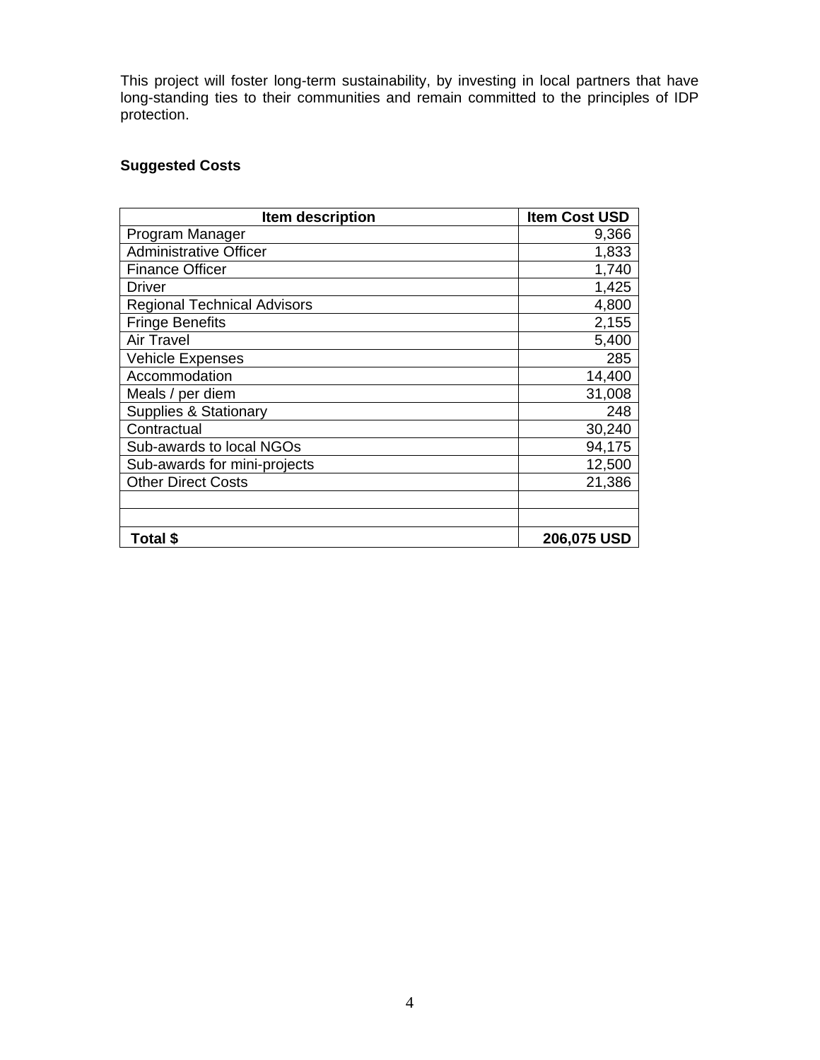This project will foster long-term sustainability, by investing in local partners that have long-standing ties to their communities and remain committed to the principles of IDP protection.

**Suggested Costs**

| Item description | Item Cost USD |
|---|---:|
| Program Manager | 9,366 |
| Administrative Officer | 1,833 |
| Finance Officer | 1,740 |
| Driver | 1,425 |
| Regional Technical Advisors | 4,800 |
| Fringe Benefits | 2,155 |
| Air Travel | 5,400 |
| Vehicle Expenses | 285 |
| Accommodation | 14,400 |
| Meals / per diem | 31,008 |
| Supplies & Stationary | 248 |
| Contractual | 30,240 |
| Sub-awards to local NGOs | 94,175 |
| Sub-awards for mini-projects | 12,500 |
| Other Direct Costs | 21,386 |
| | |
| | |
| **Total $** | **206,075 USD** |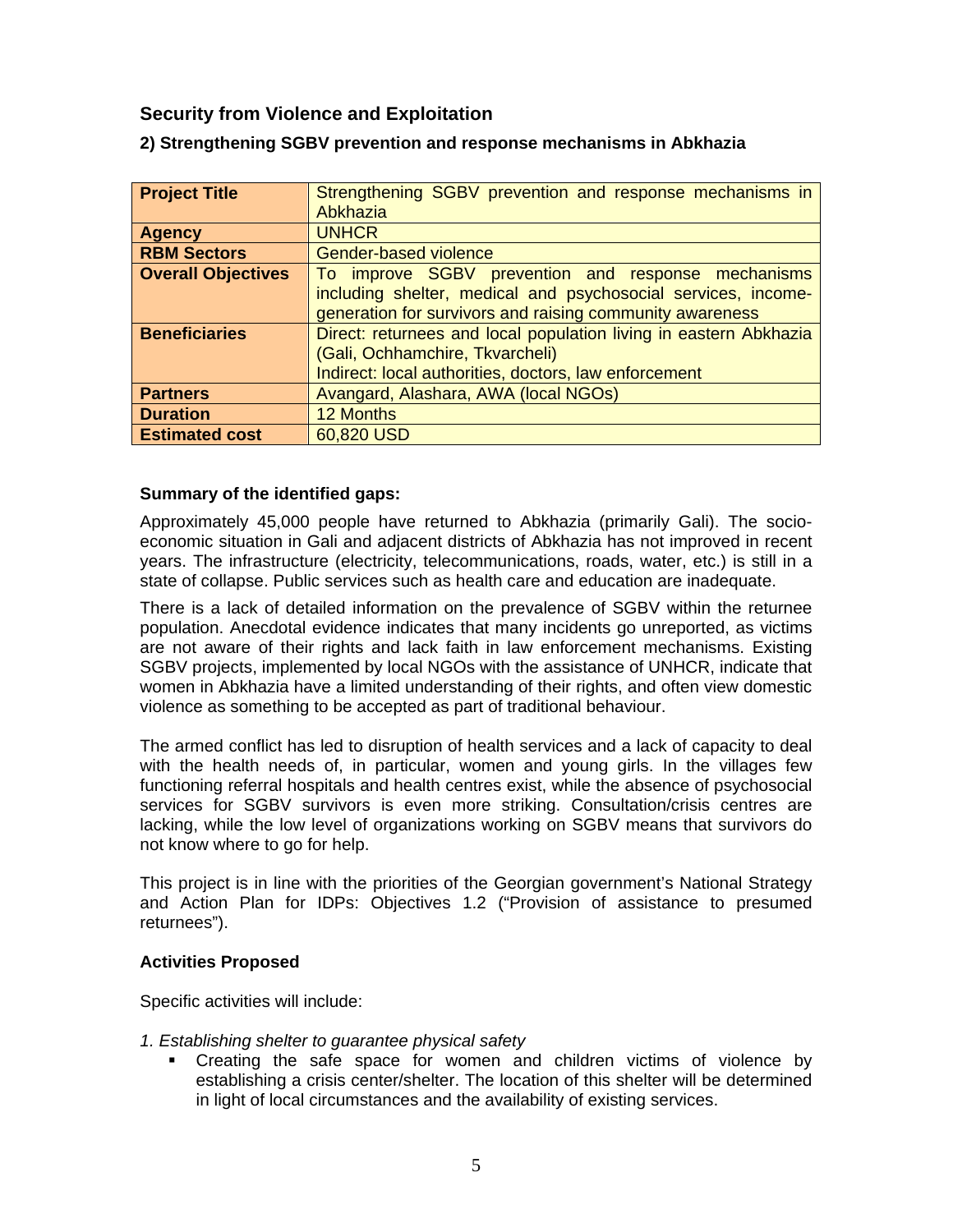## Security from Violence and Exploitation

### 2) Strengthening SGBV prevention and response mechanisms in Abkhazia

| **Project Title** | Strengthening SGBV prevention and response mechanisms in Abkhazia |
|---|---|
| **Agency** | UNHCR |
| **RBM Sectors** | Gender-based violence |
| **Overall Objectives** | To improve SGBV prevention and response mechanisms including shelter, medical and psychosocial services, income-generation for survivors and raising community awareness |
| **Beneficiaries** | Direct: returnees and local population living in eastern Abkhazia (Gali, Ochhamchire, Tkvarcheli)<br>Indirect: local authorities, doctors, law enforcement |
| **Partners** | Avangard, Alashara, AWA (local NGOs) |
| **Duration** | 12 Months |
| **Estimated cost** | 60,820 USD |

**Summary of the identified gaps:**

Approximately 45,000 people have returned to Abkhazia (primarily Gali). The socio-economic situation in Gali and adjacent districts of Abkhazia has not improved in recent years. The infrastructure (electricity, telecommunications, roads, water, etc.) is still in a state of collapse. Public services such as health care and education are inadequate.

There is a lack of detailed information on the prevalence of SGBV within the returnee population. Anecdotal evidence indicates that many incidents go unreported, as victims are not aware of their rights and lack faith in law enforcement mechanisms. Existing SGBV projects, implemented by local NGOs with the assistance of UNHCR, indicate that women in Abkhazia have a limited understanding of their rights, and often view domestic violence as something to be accepted as part of traditional behaviour.

The armed conflict has led to disruption of health services and a lack of capacity to deal with the health needs of, in particular, women and young girls. In the villages few functioning referral hospitals and health centres exist, while the absence of psychosocial services for SGBV survivors is even more striking. Consultation/crisis centres are lacking, while the low level of organizations working on SGBV means that survivors do not know where to go for help.

This project is in line with the priorities of the Georgian government's National Strategy and Action Plan for IDPs: Objectives 1.2 ("Provision of assistance to presumed returnees").

**Activities Proposed**

Specific activities will include:

*1. Establishing shelter to guarantee physical safety*

- Creating the safe space for women and children victims of violence by establishing a crisis center/shelter. The location of this shelter will be determined in light of local circumstances and the availability of existing services.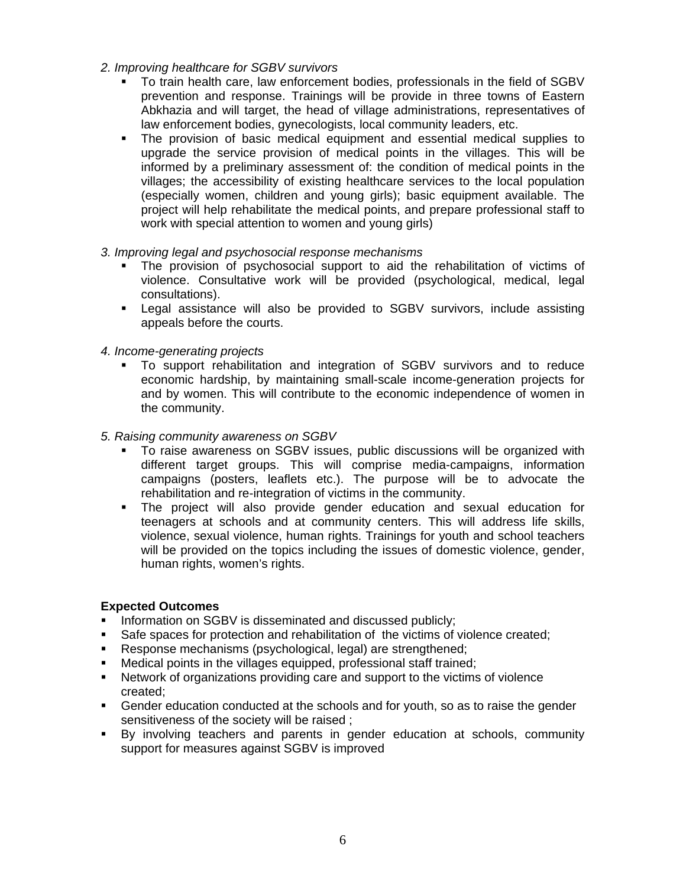*2. Improving healthcare for SGBV survivors*

- To train health care, law enforcement bodies, professionals in the field of SGBV prevention and response. Trainings will be provide in three towns of Eastern Abkhazia and will target, the head of village administrations, representatives of law enforcement bodies, gynecologists, local community leaders, etc.
- The provision of basic medical equipment and essential medical supplies to upgrade the service provision of medical points in the villages. This will be informed by a preliminary assessment of: the condition of medical points in the villages; the accessibility of existing healthcare services to the local population (especially women, children and young girls); basic equipment available. The project will help rehabilitate the medical points, and prepare professional staff to work with special attention to women and young girls)

*3. Improving legal and psychosocial response mechanisms*

- The provision of psychosocial support to aid the rehabilitation of victims of violence. Consultative work will be provided (psychological, medical, legal consultations).
- Legal assistance will also be provided to SGBV survivors, include assisting appeals before the courts.

*4. Income-generating projects*

- To support rehabilitation and integration of SGBV survivors and to reduce economic hardship, by maintaining small-scale income-generation projects for and by women. This will contribute to the economic independence of women in the community.

*5. Raising community awareness on SGBV*

- To raise awareness on SGBV issues, public discussions will be organized with different target groups. This will comprise media-campaigns, information campaigns (posters, leaflets etc.). The purpose will be to advocate the rehabilitation and re-integration of victims in the community.
- The project will also provide gender education and sexual education for teenagers at schools and at community centers. This will address life skills, violence, sexual violence, human rights. Trainings for youth and school teachers will be provided on the topics including the issues of domestic violence, gender, human rights, women's rights.

**Expected Outcomes**

- Information on SGBV is disseminated and discussed publicly;
- Safe spaces for protection and rehabilitation of the victims of violence created;
- Response mechanisms (psychological, legal) are strengthened;
- Medical points in the villages equipped, professional staff trained;
- Network of organizations providing care and support to the victims of violence created;
- Gender education conducted at the schools and for youth, so as to raise the gender sensitiveness of the society will be raised ;
- By involving teachers and parents in gender education at schools, community support for measures against SGBV is improved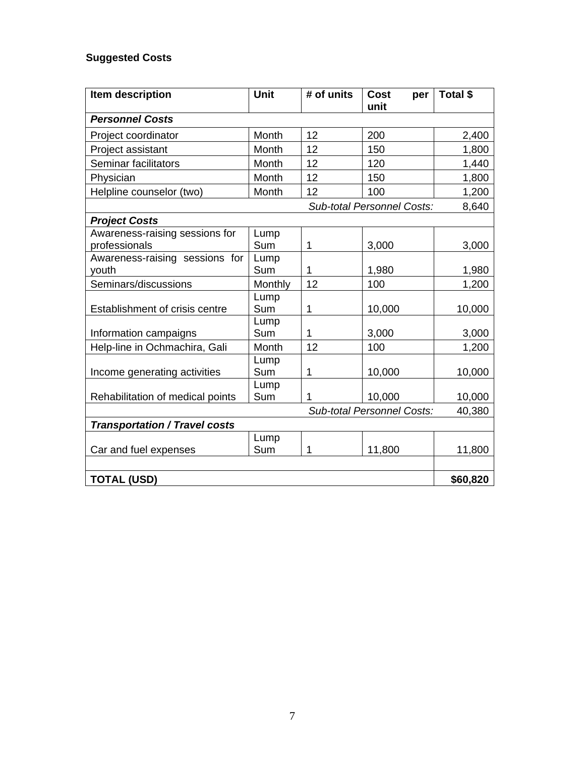**Suggested Costs**

| Item description | Unit | # of units | Cost per unit | Total $ |
|---|---|---|---|---|
| ***Personnel Costs*** | | | | |
| Project coordinator | Month | 12 | 200 | 2,400 |
| Project assistant | Month | 12 | 150 | 1,800 |
| Seminar facilitators | Month | 12 | 120 | 1,440 |
| Physician | Month | 12 | 150 | 1,800 |
| Helpline counselor (two) | Month | 12 | 100 | 1,200 |
| | | | *Sub-total Personnel Costs:* | 8,640 |
| ***Project Costs*** | | | | |
| Awareness-raising sessions for professionals | Lump Sum | 1 | 3,000 | 3,000 |
| Awareness-raising sessions for youth | Lump Sum | 1 | 1,980 | 1,980 |
| Seminars/discussions | Monthly | 12 | 100 | 1,200 |
| Establishment of crisis centre | Lump Sum | 1 | 10,000 | 10,000 |
| Information campaigns | Lump Sum | 1 | 3,000 | 3,000 |
| Help-line in Ochmachira, Gali | Month | 12 | 100 | 1,200 |
| Income generating activities | Lump Sum | 1 | 10,000 | 10,000 |
| Rehabilitation of medical points | Lump Sum | 1 | 10,000 | 10,000 |
| | | | *Sub-total Personnel Costs:* | 40,380 |
| ***Transportation / Travel costs*** | | | | |
| Car and fuel expenses | Lump Sum | 1 | 11,800 | 11,800 |
| | | | | |
| **TOTAL (USD)** | | | | **$60,820** |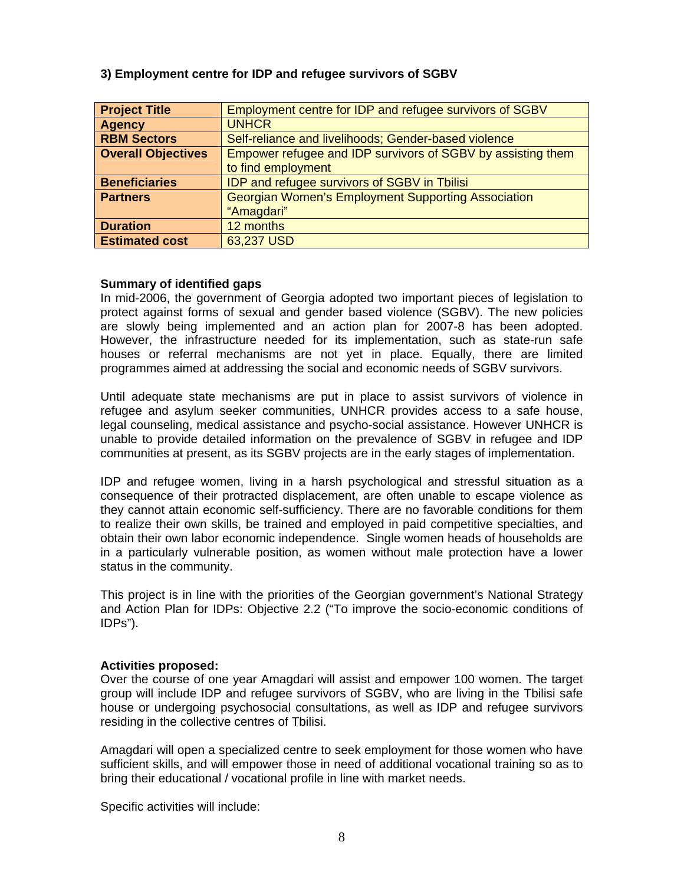### 3) Employment centre for IDP and refugee survivors of SGBV

| **Project Title** | Employment centre for IDP and refugee survivors of SGBV |
|---|---|
| **Agency** | UNHCR |
| **RBM Sectors** | Self-reliance and livelihoods; Gender-based violence |
| **Overall Objectives** | Empower refugee and IDP survivors of SGBV by assisting them to find employment |
| **Beneficiaries** | IDP and refugee survivors of SGBV in Tbilisi |
| **Partners** | Georgian Women's Employment Supporting Association "Amagdari" |
| **Duration** | 12 months |
| **Estimated cost** | 63,237 USD |

**Summary of identified gaps**

In mid-2006, the government of Georgia adopted two important pieces of legislation to protect against forms of sexual and gender based violence (SGBV). The new policies are slowly being implemented and an action plan for 2007-8 has been adopted. However, the infrastructure needed for its implementation, such as state-run safe houses or referral mechanisms are not yet in place. Equally, there are limited programmes aimed at addressing the social and economic needs of SGBV survivors.

Until adequate state mechanisms are put in place to assist survivors of violence in refugee and asylum seeker communities, UNHCR provides access to a safe house, legal counseling, medical assistance and psycho-social assistance. However UNHCR is unable to provide detailed information on the prevalence of SGBV in refugee and IDP communities at present, as its SGBV projects are in the early stages of implementation.

IDP and refugee women, living in a harsh psychological and stressful situation as a consequence of their protracted displacement, are often unable to escape violence as they cannot attain economic self-sufficiency. There are no favorable conditions for them to realize their own skills, be trained and employed in paid competitive specialties, and obtain their own labor economic independence. Single women heads of households are in a particularly vulnerable position, as women without male protection have a lower status in the community.

This project is in line with the priorities of the Georgian government's National Strategy and Action Plan for IDPs: Objective 2.2 ("To improve the socio-economic conditions of IDPs").

**Activities proposed:**

Over the course of one year Amagdari will assist and empower 100 women. The target group will include IDP and refugee survivors of SGBV, who are living in the Tbilisi safe house or undergoing psychosocial consultations, as well as IDP and refugee survivors residing in the collective centres of Tbilisi.

Amagdari will open a specialized centre to seek employment for those women who have sufficient skills, and will empower those in need of additional vocational training so as to bring their educational / vocational profile in line with market needs.

Specific activities will include: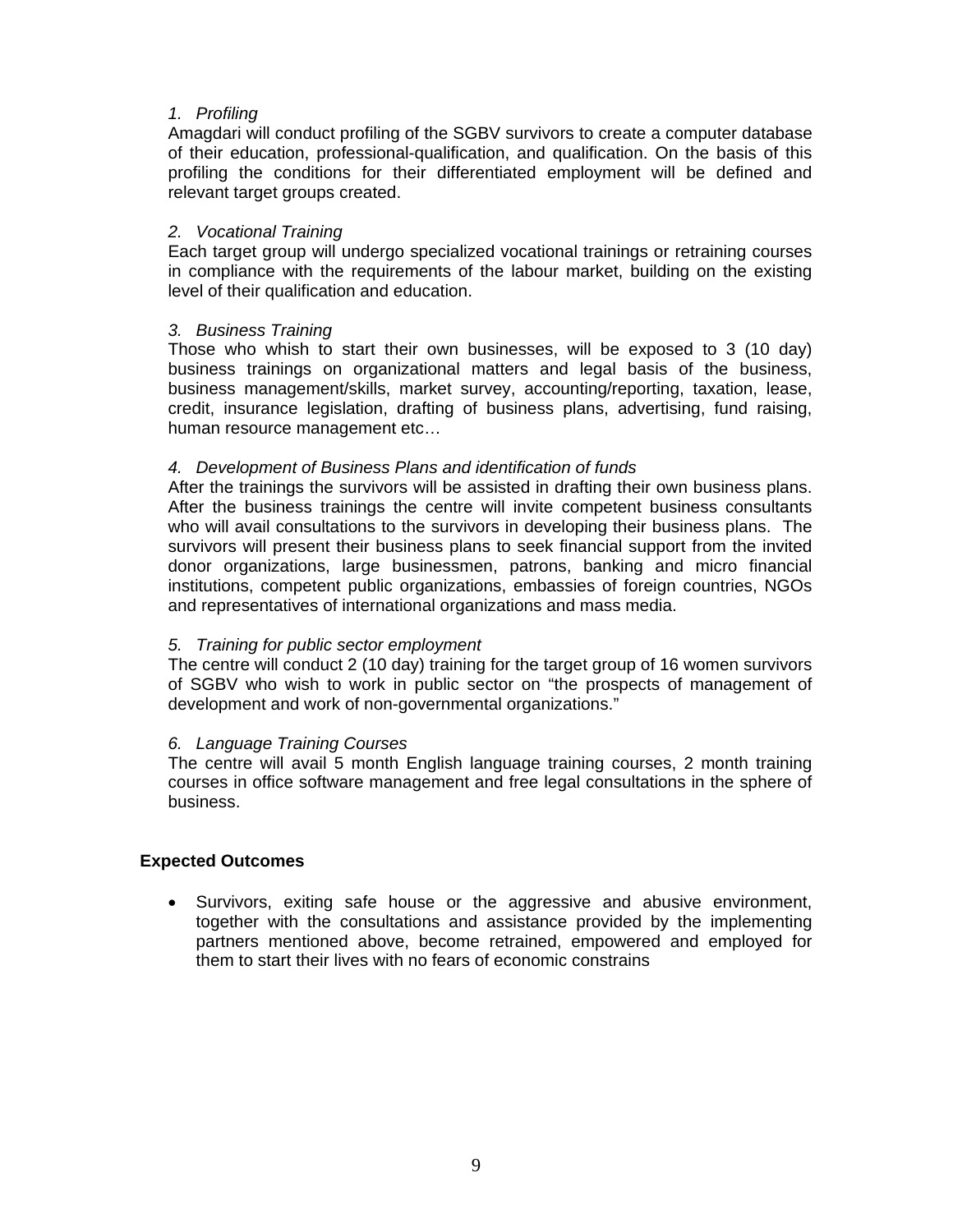*1. Profiling*

Amagdari will conduct profiling of the SGBV survivors to create a computer database of their education, professional-qualification, and qualification. On the basis of this profiling the conditions for their differentiated employment will be defined and relevant target groups created.

*2. Vocational Training*

Each target group will undergo specialized vocational trainings or retraining courses in compliance with the requirements of the labour market, building on the existing level of their qualification and education.

*3. Business Training*

Those who whish to start their own businesses, will be exposed to 3 (10 day) business trainings on organizational matters and legal basis of the business, business management/skills, market survey, accounting/reporting, taxation, lease, credit, insurance legislation, drafting of business plans, advertising, fund raising, human resource management etc…

*4. Development of Business Plans and identification of funds*

After the trainings the survivors will be assisted in drafting their own business plans. After the business trainings the centre will invite competent business consultants who will avail consultations to the survivors in developing their business plans. The survivors will present their business plans to seek financial support from the invited donor organizations, large businessmen, patrons, banking and micro financial institutions, competent public organizations, embassies of foreign countries, NGOs and representatives of international organizations and mass media.

*5. Training for public sector employment*

The centre will conduct 2 (10 day) training for the target group of 16 women survivors of SGBV who wish to work in public sector on "the prospects of management of development and work of non-governmental organizations."

*6. Language Training Courses*

The centre will avail 5 month English language training courses, 2 month training courses in office software management and free legal consultations in the sphere of business.

**Expected Outcomes**

- Survivors, exiting safe house or the aggressive and abusive environment, together with the consultations and assistance provided by the implementing partners mentioned above, become retrained, empowered and employed for them to start their lives with no fears of economic constrains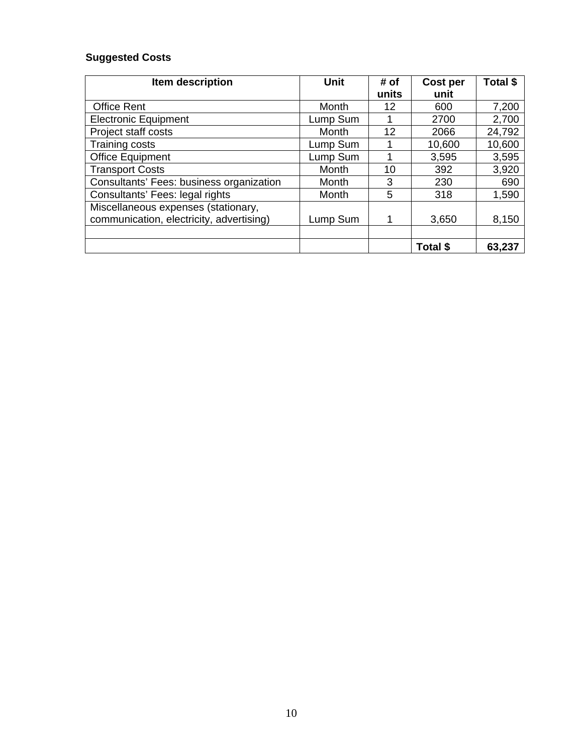**Suggested Costs**

| Item description | Unit | # of units | Cost per unit | Total $ |
|---|---|---|---|---|
| Office Rent | Month | 12 | 600 | 7,200 |
| Electronic Equipment | Lump Sum | 1 | 2700 | 2,700 |
| Project staff costs | Month | 12 | 2066 | 24,792 |
| Training costs | Lump Sum | 1 | 10,600 | 10,600 |
| Office Equipment | Lump Sum | 1 | 3,595 | 3,595 |
| Transport Costs | Month | 10 | 392 | 3,920 |
| Consultants' Fees: business organization | Month | 3 | 230 | 690 |
| Consultants' Fees: legal rights | Month | 5 | 318 | 1,590 |
| Miscellaneous expenses (stationary, communication, electricity, advertising) | Lump Sum | 1 | 3,650 | 8,150 |
| | | | | |
| | | | **Total $** | **63,237** |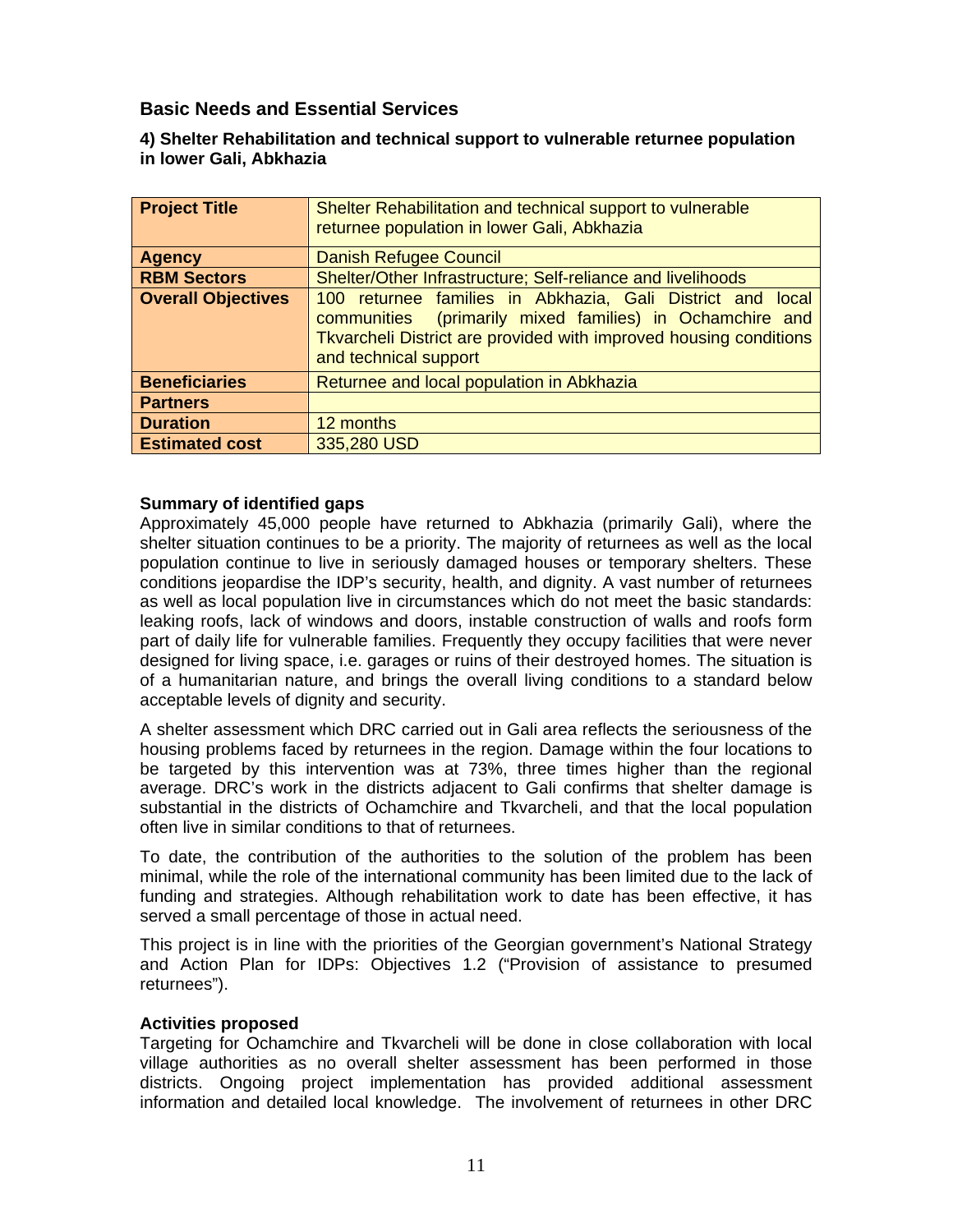## Basic Needs and Essential Services

### 4) Shelter Rehabilitation and technical support to vulnerable returnee population in lower Gali, Abkhazia

| **Project Title** | Shelter Rehabilitation and technical support to vulnerable returnee population in lower Gali, Abkhazia |
|---|---|
| **Agency** | Danish Refugee Council |
| **RBM Sectors** | Shelter/Other Infrastructure; Self-reliance and livelihoods |
| **Overall Objectives** | 100 returnee families in Abkhazia, Gali District and local communities (primarily mixed families) in Ochamchire and Tkvarcheli District are provided with improved housing conditions and technical support |
| **Beneficiaries** | Returnee and local population in Abkhazia |
| **Partners** | |
| **Duration** | 12 months |
| **Estimated cost** | 335,280 USD |

**Summary of identified gaps**

Approximately 45,000 people have returned to Abkhazia (primarily Gali), where the shelter situation continues to be a priority. The majority of returnees as well as the local population continue to live in seriously damaged houses or temporary shelters. These conditions jeopardise the IDP's security, health, and dignity. A vast number of returnees as well as local population live in circumstances which do not meet the basic standards: leaking roofs, lack of windows and doors, instable construction of walls and roofs form part of daily life for vulnerable families. Frequently they occupy facilities that were never designed for living space, i.e. garages or ruins of their destroyed homes. The situation is of a humanitarian nature, and brings the overall living conditions to a standard below acceptable levels of dignity and security.

A shelter assessment which DRC carried out in Gali area reflects the seriousness of the housing problems faced by returnees in the region. Damage within the four locations to be targeted by this intervention was at 73%, three times higher than the regional average. DRC's work in the districts adjacent to Gali confirms that shelter damage is substantial in the districts of Ochamchire and Tkvarcheli, and that the local population often live in similar conditions to that of returnees.

To date, the contribution of the authorities to the solution of the problem has been minimal, while the role of the international community has been limited due to the lack of funding and strategies. Although rehabilitation work to date has been effective, it has served a small percentage of those in actual need.

This project is in line with the priorities of the Georgian government's National Strategy and Action Plan for IDPs: Objectives 1.2 ("Provision of assistance to presumed returnees").

**Activities proposed**

Targeting for Ochamchire and Tkvarcheli will be done in close collaboration with local village authorities as no overall shelter assessment has been performed in those districts. Ongoing project implementation has provided additional assessment information and detailed local knowledge. The involvement of returnees in other DRC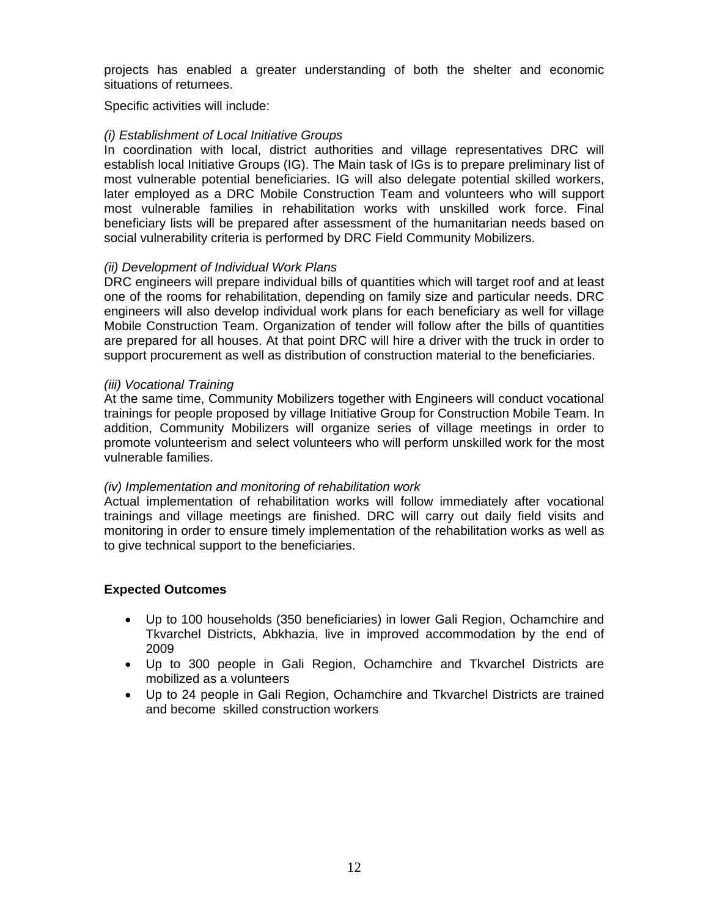projects has enabled a greater understanding of both the shelter and economic situations of returnees.

Specific activities will include:

*(i) Establishment of Local Initiative Groups*
In coordination with local, district authorities and village representatives DRC will establish local Initiative Groups (IG). The Main task of IGs is to prepare preliminary list of most vulnerable potential beneficiaries. IG will also delegate potential skilled workers, later employed as a DRC Mobile Construction Team and volunteers who will support most vulnerable families in rehabilitation works with unskilled work force. Final beneficiary lists will be prepared after assessment of the humanitarian needs based on social vulnerability criteria is performed by DRC Field Community Mobilizers.

*(ii) Development of Individual Work Plans*
DRC engineers will prepare individual bills of quantities which will target roof and at least one of the rooms for rehabilitation, depending on family size and particular needs. DRC engineers will also develop individual work plans for each beneficiary as well for village Mobile Construction Team. Organization of tender will follow after the bills of quantities are prepared for all houses. At that point DRC will hire a driver with the truck in order to support procurement as well as distribution of construction material to the beneficiaries.

*(iii) Vocational Training*
At the same time, Community Mobilizers together with Engineers will conduct vocational trainings for people proposed by village Initiative Group for Construction Mobile Team. In addition, Community Mobilizers will organize series of village meetings in order to promote volunteerism and select volunteers who will perform unskilled work for the most vulnerable families.

*(iv) Implementation and monitoring of rehabilitation work*
Actual implementation of rehabilitation works will follow immediately after vocational trainings and village meetings are finished. DRC will carry out daily field visits and monitoring in order to ensure timely implementation of the rehabilitation works as well as to give technical support to the beneficiaries.

**Expected Outcomes**

- Up to 100 households (350 beneficiaries) in lower Gali Region, Ochamchire and Tkvarchel Districts, Abkhazia, live in improved accommodation by the end of 2009
- Up to 300 people in Gali Region, Ochamchire and Tkvarchel Districts are mobilized as a volunteers
- Up to 24 people in Gali Region, Ochamchire and Tkvarchel Districts are trained and become skilled construction workers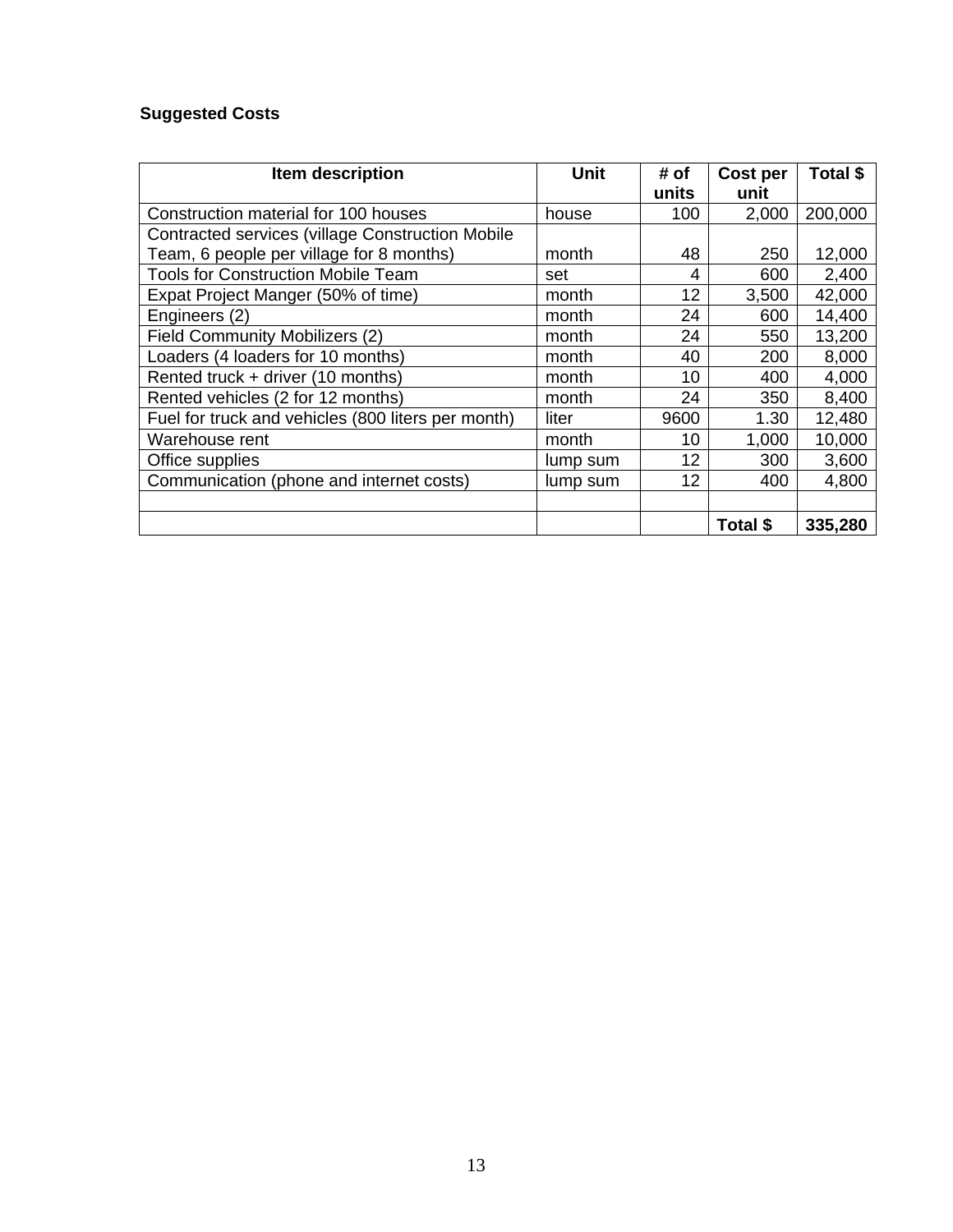**Suggested Costs**

| Item description | Unit | # of units | Cost per unit | Total $ |
|---|---|---|---|---|
| Construction material for 100 houses | house | 100 | 2,000 | 200,000 |
| Contracted services (village Construction Mobile Team, 6 people per village for 8 months) | month | 48 | 250 | 12,000 |
| Tools for Construction Mobile Team | set | 4 | 600 | 2,400 |
| Expat Project Manger (50% of time) | month | 12 | 3,500 | 42,000 |
| Engineers (2) | month | 24 | 600 | 14,400 |
| Field Community Mobilizers (2) | month | 24 | 550 | 13,200 |
| Loaders (4 loaders for 10 months) | month | 40 | 200 | 8,000 |
| Rented truck + driver (10 months) | month | 10 | 400 | 4,000 |
| Rented vehicles (2 for 12 months) | month | 24 | 350 | 8,400 |
| Fuel for truck and vehicles (800 liters per month) | liter | 9600 | 1.30 | 12,480 |
| Warehouse rent | month | 10 | 1,000 | 10,000 |
| Office supplies | lump sum | 12 | 300 | 3,600 |
| Communication (phone and internet costs) | lump sum | 12 | 400 | 4,800 |
| | | | | |
| | | | **Total $** | **335,280** |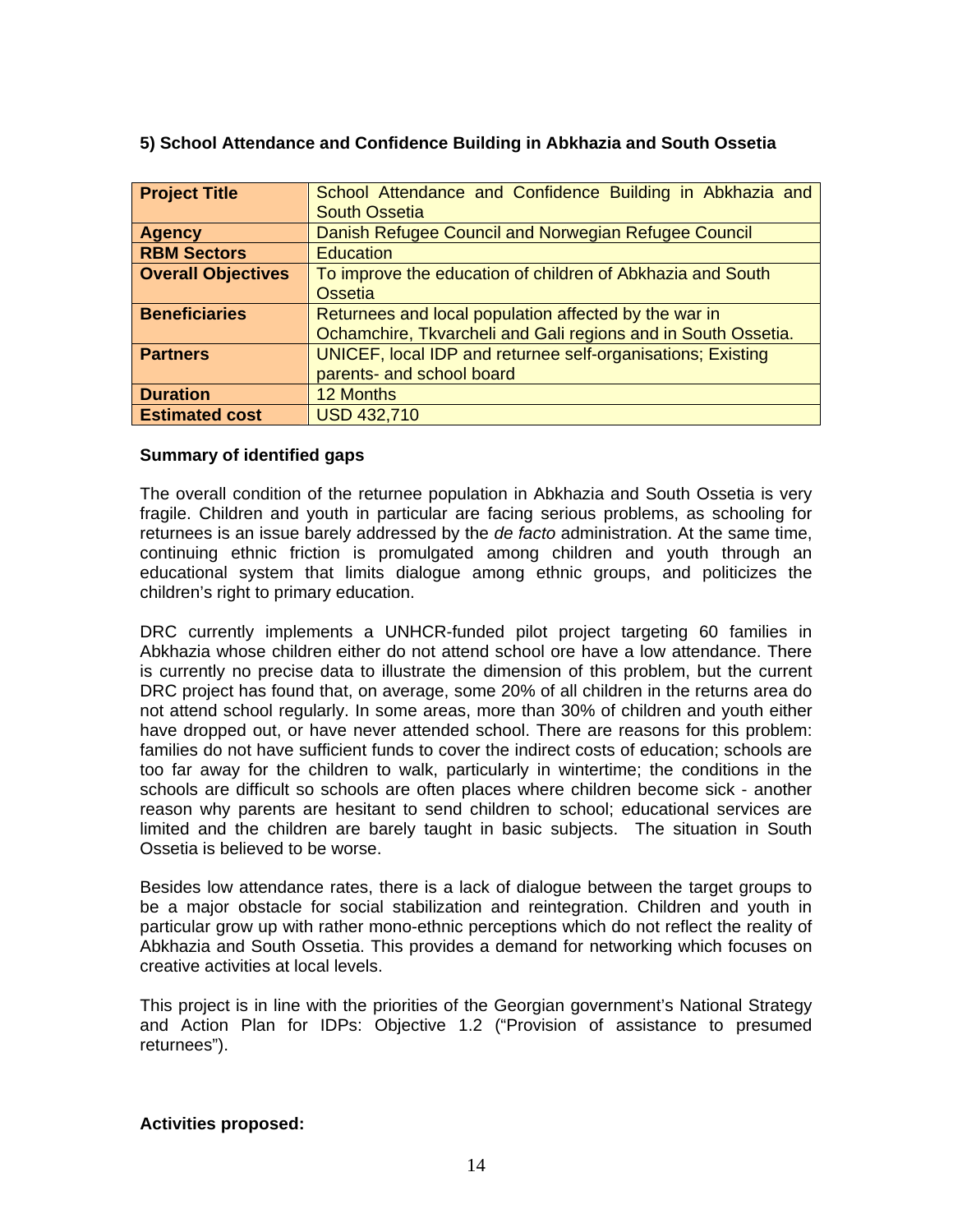**5) School Attendance and Confidence Building in Abkhazia and South Ossetia**

| **Project Title** | School Attendance and Confidence Building in Abkhazia and South Ossetia |
|---|---|
| **Agency** | Danish Refugee Council and Norwegian Refugee Council |
| **RBM Sectors** | Education |
| **Overall Objectives** | To improve the education of children of Abkhazia and South Ossetia |
| **Beneficiaries** | Returnees and local population affected by the war in Ochamchire, Tkvarcheli and Gali regions and in South Ossetia. |
| **Partners** | UNICEF, local IDP and returnee self-organisations; Existing parents- and school board |
| **Duration** | 12 Months |
| **Estimated cost** | USD 432,710 |

**Summary of identified gaps**

The overall condition of the returnee population in Abkhazia and South Ossetia is very fragile. Children and youth in particular are facing serious problems, as schooling for returnees is an issue barely addressed by the *de facto* administration. At the same time, continuing ethnic friction is promulgated among children and youth through an educational system that limits dialogue among ethnic groups, and politicizes the children's right to primary education.

DRC currently implements a UNHCR-funded pilot project targeting 60 families in Abkhazia whose children either do not attend school ore have a low attendance. There is currently no precise data to illustrate the dimension of this problem, but the current DRC project has found that, on average, some 20% of all children in the returns area do not attend school regularly. In some areas, more than 30% of children and youth either have dropped out, or have never attended school. There are reasons for this problem: families do not have sufficient funds to cover the indirect costs of education; schools are too far away for the children to walk, particularly in wintertime; the conditions in the schools are difficult so schools are often places where children become sick - another reason why parents are hesitant to send children to school; educational services are limited and the children are barely taught in basic subjects. The situation in South Ossetia is believed to be worse.

Besides low attendance rates, there is a lack of dialogue between the target groups to be a major obstacle for social stabilization and reintegration. Children and youth in particular grow up with rather mono-ethnic perceptions which do not reflect the reality of Abkhazia and South Ossetia. This provides a demand for networking which focuses on creative activities at local levels.

This project is in line with the priorities of the Georgian government's National Strategy and Action Plan for IDPs: Objective 1.2 ("Provision of assistance to presumed returnees").

**Activities proposed:**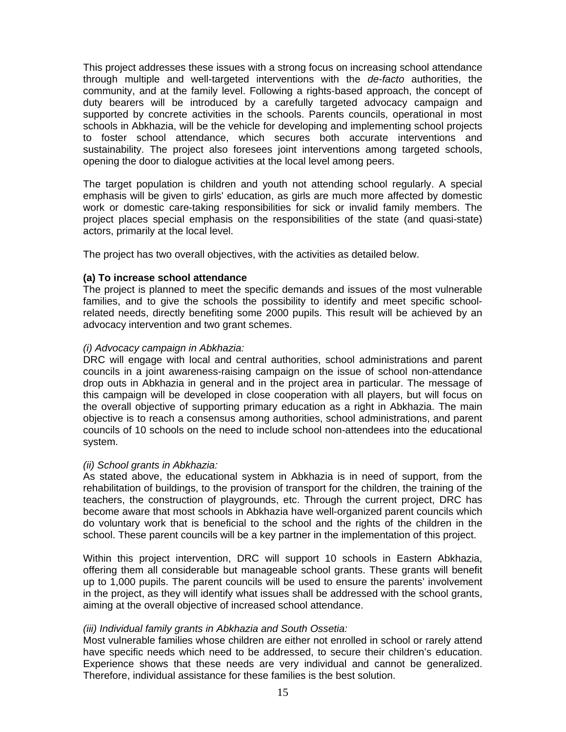This project addresses these issues with a strong focus on increasing school attendance through multiple and well-targeted interventions with the *de-facto* authorities, the community, and at the family level. Following a rights-based approach, the concept of duty bearers will be introduced by a carefully targeted advocacy campaign and supported by concrete activities in the schools. Parents councils, operational in most schools in Abkhazia, will be the vehicle for developing and implementing school projects to foster school attendance, which secures both accurate interventions and sustainability. The project also foresees joint interventions among targeted schools, opening the door to dialogue activities at the local level among peers.

The target population is children and youth not attending school regularly. A special emphasis will be given to girls' education, as girls are much more affected by domestic work or domestic care-taking responsibilities for sick or invalid family members. The project places special emphasis on the responsibilities of the state (and quasi-state) actors, primarily at the local level.

The project has two overall objectives, with the activities as detailed below.

**(a) To increase school attendance**

The project is planned to meet the specific demands and issues of the most vulnerable families, and to give the schools the possibility to identify and meet specific school-related needs, directly benefiting some 2000 pupils. This result will be achieved by an advocacy intervention and two grant schemes.

*(i) Advocacy campaign in Abkhazia:*

DRC will engage with local and central authorities, school administrations and parent councils in a joint awareness-raising campaign on the issue of school non-attendance drop outs in Abkhazia in general and in the project area in particular. The message of this campaign will be developed in close cooperation with all players, but will focus on the overall objective of supporting primary education as a right in Abkhazia. The main objective is to reach a consensus among authorities, school administrations, and parent councils of 10 schools on the need to include school non-attendees into the educational system.

*(ii) School grants in Abkhazia:*

As stated above, the educational system in Abkhazia is in need of support, from the rehabilitation of buildings, to the provision of transport for the children, the training of the teachers, the construction of playgrounds, etc. Through the current project, DRC has become aware that most schools in Abkhazia have well-organized parent councils which do voluntary work that is beneficial to the school and the rights of the children in the school. These parent councils will be a key partner in the implementation of this project.

Within this project intervention, DRC will support 10 schools in Eastern Abkhazia, offering them all considerable but manageable school grants. These grants will benefit up to 1,000 pupils. The parent councils will be used to ensure the parents' involvement in the project, as they will identify what issues shall be addressed with the school grants, aiming at the overall objective of increased school attendance.

*(iii) Individual family grants in Abkhazia and South Ossetia:*

Most vulnerable families whose children are either not enrolled in school or rarely attend have specific needs which need to be addressed, to secure their children's education. Experience shows that these needs are very individual and cannot be generalized. Therefore, individual assistance for these families is the best solution.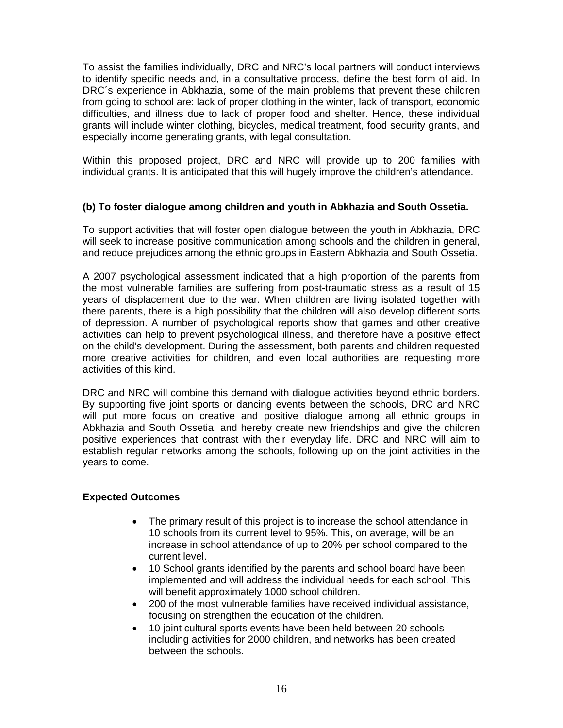To assist the families individually, DRC and NRC's local partners will conduct interviews to identify specific needs and, in a consultative process, define the best form of aid. In DRC´s experience in Abkhazia, some of the main problems that prevent these children from going to school are: lack of proper clothing in the winter, lack of transport, economic difficulties, and illness due to lack of proper food and shelter. Hence, these individual grants will include winter clothing, bicycles, medical treatment, food security grants, and especially income generating grants, with legal consultation.

Within this proposed project, DRC and NRC will provide up to 200 families with individual grants. It is anticipated that this will hugely improve the children's attendance.

**(b) To foster dialogue among children and youth in Abkhazia and South Ossetia.**

To support activities that will foster open dialogue between the youth in Abkhazia, DRC will seek to increase positive communication among schools and the children in general, and reduce prejudices among the ethnic groups in Eastern Abkhazia and South Ossetia.

A 2007 psychological assessment indicated that a high proportion of the parents from the most vulnerable families are suffering from post-traumatic stress as a result of 15 years of displacement due to the war. When children are living isolated together with there parents, there is a high possibility that the children will also develop different sorts of depression. A number of psychological reports show that games and other creative activities can help to prevent psychological illness, and therefore have a positive effect on the child's development. During the assessment, both parents and children requested more creative activities for children, and even local authorities are requesting more activities of this kind.

DRC and NRC will combine this demand with dialogue activities beyond ethnic borders. By supporting five joint sports or dancing events between the schools, DRC and NRC will put more focus on creative and positive dialogue among all ethnic groups in Abkhazia and South Ossetia, and hereby create new friendships and give the children positive experiences that contrast with their everyday life. DRC and NRC will aim to establish regular networks among the schools, following up on the joint activities in the years to come.

**Expected Outcomes**

- The primary result of this project is to increase the school attendance in 10 schools from its current level to 95%. This, on average, will be an increase in school attendance of up to 20% per school compared to the current level.
- 10 School grants identified by the parents and school board have been implemented and will address the individual needs for each school. This will benefit approximately 1000 school children.
- 200 of the most vulnerable families have received individual assistance, focusing on strengthen the education of the children.
- 10 joint cultural sports events have been held between 20 schools including activities for 2000 children, and networks has been created between the schools.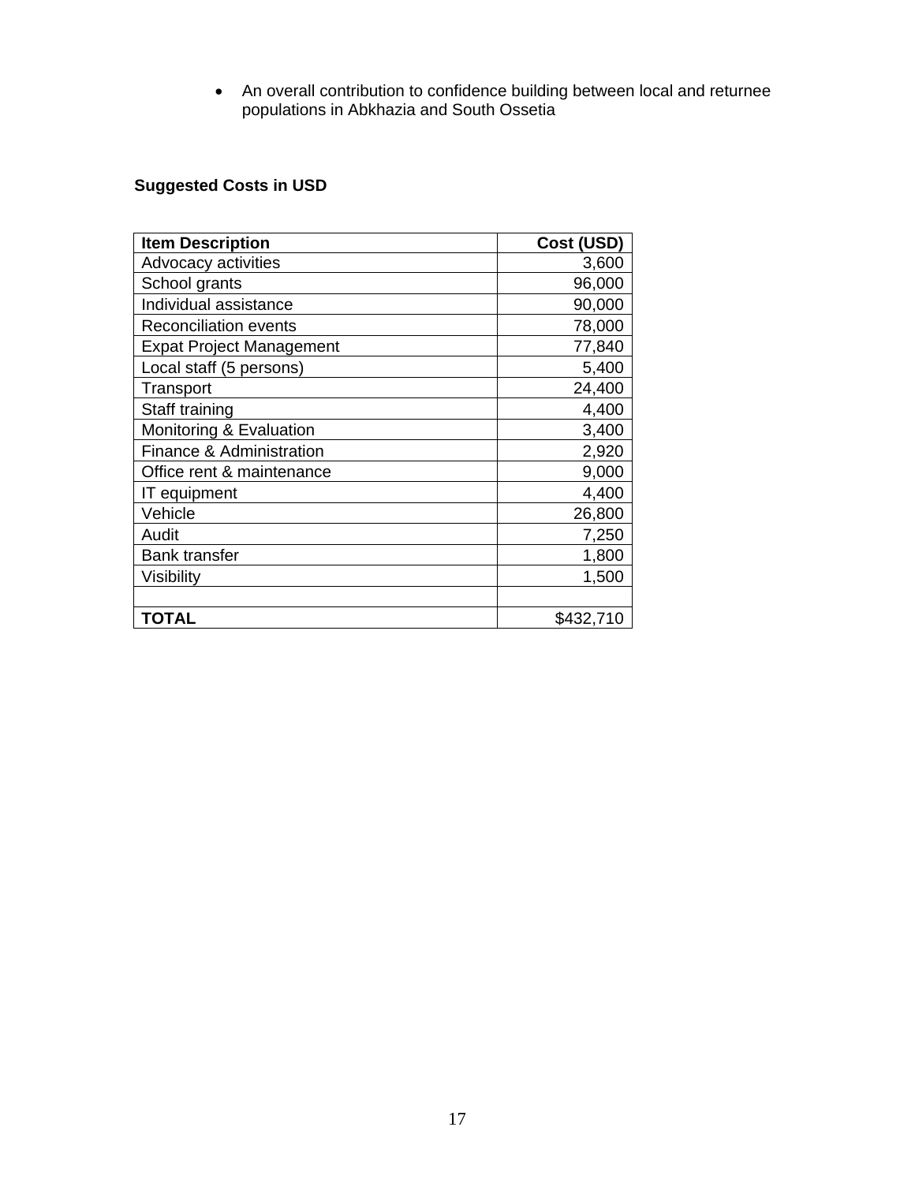- An overall contribution to confidence building between local and returnee populations in Abkhazia and South Ossetia

**Suggested Costs in USD**

| **Item Description** | **Cost (USD)** |
|---|---:|
| Advocacy activities | 3,600 |
| School grants | 96,000 |
| Individual assistance | 90,000 |
| Reconciliation events | 78,000 |
| Expat Project Management | 77,840 |
| Local staff (5 persons) | 5,400 |
| Transport | 24,400 |
| Staff training | 4,400 |
| Monitoring & Evaluation | 3,400 |
| Finance & Administration | 2,920 |
| Office rent & maintenance | 9,000 |
| IT equipment | 4,400 |
| Vehicle | 26,800 |
| Audit | 7,250 |
| Bank transfer | 1,800 |
| Visibility | 1,500 |
| | |
| **TOTAL** | $432,710 |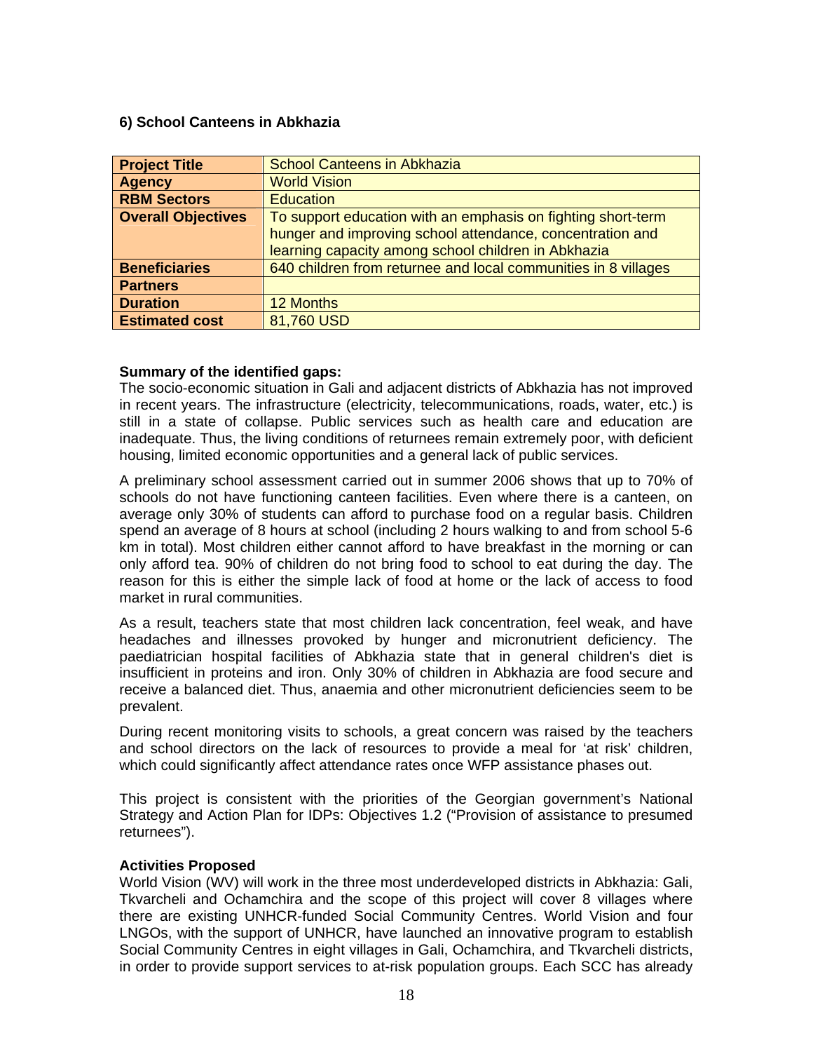### 6) School Canteens in Abkhazia

| **Project Title** | School Canteens in Abkhazia |
|---|---|
| **Agency** | World Vision |
| **RBM Sectors** | Education |
| **Overall Objectives** | To support education with an emphasis on fighting short-term hunger and improving school attendance, concentration and learning capacity among school children in Abkhazia |
| **Beneficiaries** | 640 children from returnee and local communities in 8 villages |
| **Partners** | |
| **Duration** | 12 Months |
| **Estimated cost** | 81,760 USD |

**Summary of the identified gaps:**
The socio-economic situation in Gali and adjacent districts of Abkhazia has not improved in recent years. The infrastructure (electricity, telecommunications, roads, water, etc.) is still in a state of collapse. Public services such as health care and education are inadequate. Thus, the living conditions of returnees remain extremely poor, with deficient housing, limited economic opportunities and a general lack of public services.

A preliminary school assessment carried out in summer 2006 shows that up to 70% of schools do not have functioning canteen facilities. Even where there is a canteen, on average only 30% of students can afford to purchase food on a regular basis. Children spend an average of 8 hours at school (including 2 hours walking to and from school 5-6 km in total). Most children either cannot afford to have breakfast in the morning or can only afford tea. 90% of children do not bring food to school to eat during the day. The reason for this is either the simple lack of food at home or the lack of access to food market in rural communities.

As a result, teachers state that most children lack concentration, feel weak, and have headaches and illnesses provoked by hunger and micronutrient deficiency. The paediatrician hospital facilities of Abkhazia state that in general children's diet is insufficient in proteins and iron. Only 30% of children in Abkhazia are food secure and receive a balanced diet. Thus, anaemia and other micronutrient deficiencies seem to be prevalent.

During recent monitoring visits to schools, a great concern was raised by the teachers and school directors on the lack of resources to provide a meal for 'at risk' children, which could significantly affect attendance rates once WFP assistance phases out.

This project is consistent with the priorities of the Georgian government's National Strategy and Action Plan for IDPs: Objectives 1.2 ("Provision of assistance to presumed returnees").

**Activities Proposed**
World Vision (WV) will work in the three most underdeveloped districts in Abkhazia: Gali, Tkvarcheli and Ochamchira and the scope of this project will cover 8 villages where there are existing UNHCR-funded Social Community Centres. World Vision and four LNGOs, with the support of UNHCR, have launched an innovative program to establish Social Community Centres in eight villages in Gali, Ochamchira, and Tkvarcheli districts, in order to provide support services to at-risk population groups. Each SCC has already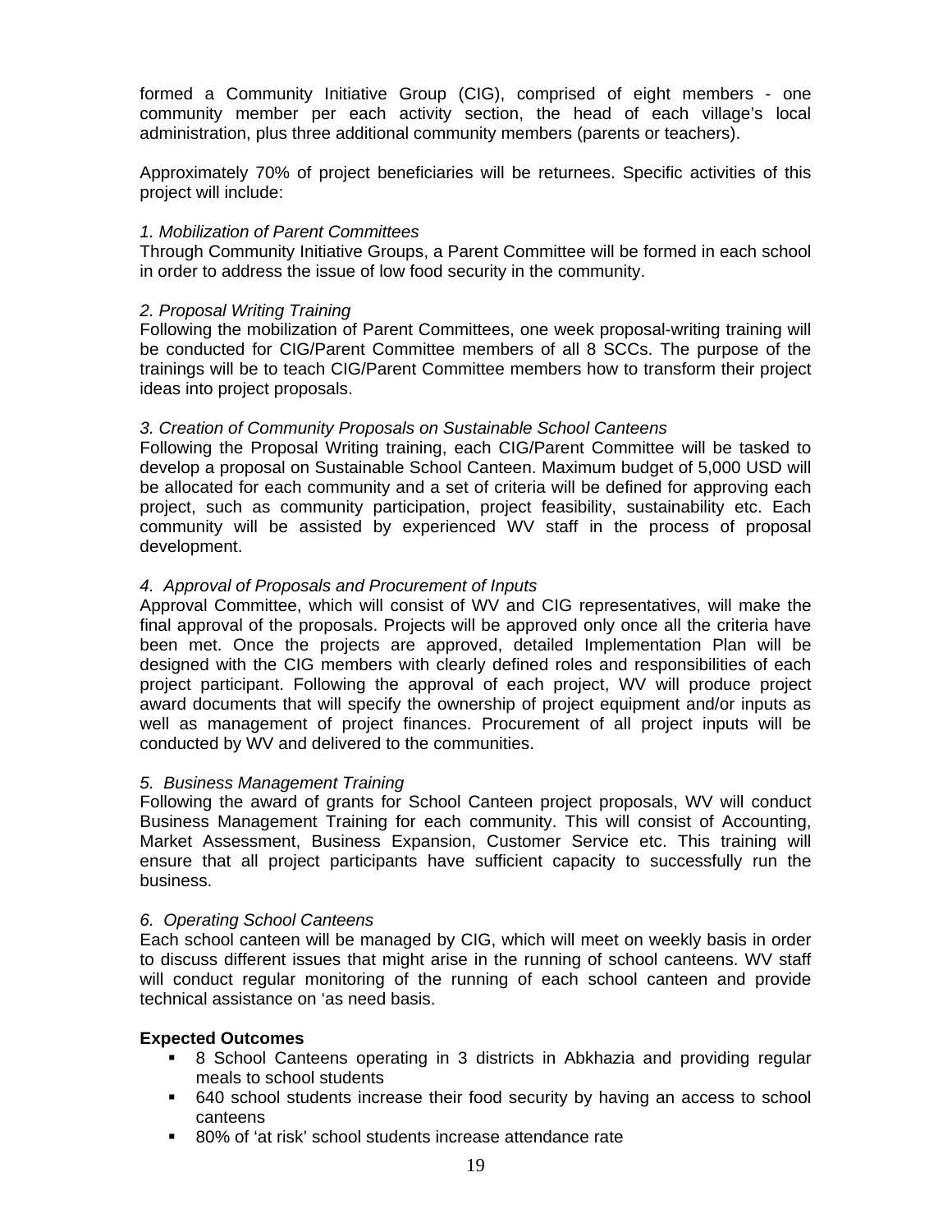formed a Community Initiative Group (CIG), comprised of eight members - one community member per each activity section, the head of each village's local administration, plus three additional community members (parents or teachers).

Approximately 70% of project beneficiaries will be returnees. Specific activities of this project will include:

*1. Mobilization of Parent Committees*
Through Community Initiative Groups, a Parent Committee will be formed in each school in order to address the issue of low food security in the community.

*2. Proposal Writing Training*
Following the mobilization of Parent Committees, one week proposal-writing training will be conducted for CIG/Parent Committee members of all 8 SCCs. The purpose of the trainings will be to teach CIG/Parent Committee members how to transform their project ideas into project proposals.

*3. Creation of Community Proposals on Sustainable School Canteens*
Following the Proposal Writing training, each CIG/Parent Committee will be tasked to develop a proposal on Sustainable School Canteen. Maximum budget of 5,000 USD will be allocated for each community and a set of criteria will be defined for approving each project, such as community participation, project feasibility, sustainability etc. Each community will be assisted by experienced WV staff in the process of proposal development.

*4. Approval of Proposals and Procurement of Inputs*
Approval Committee, which will consist of WV and CIG representatives, will make the final approval of the proposals. Projects will be approved only once all the criteria have been met. Once the projects are approved, detailed Implementation Plan will be designed with the CIG members with clearly defined roles and responsibilities of each project participant. Following the approval of each project, WV will produce project award documents that will specify the ownership of project equipment and/or inputs as well as management of project finances. Procurement of all project inputs will be conducted by WV and delivered to the communities.

*5. Business Management Training*
Following the award of grants for School Canteen project proposals, WV will conduct Business Management Training for each community. This will consist of Accounting, Market Assessment, Business Expansion, Customer Service etc. This training will ensure that all project participants have sufficient capacity to successfully run the business.

*6. Operating School Canteens*
Each school canteen will be managed by CIG, which will meet on weekly basis in order to discuss different issues that might arise in the running of school canteens. WV staff will conduct regular monitoring of the running of each school canteen and provide technical assistance on 'as need basis.

**Expected Outcomes**

- 8 School Canteens operating in 3 districts in Abkhazia and providing regular meals to school students
- 640 school students increase their food security by having an access to school canteens
- 80% of 'at risk' school students increase attendance rate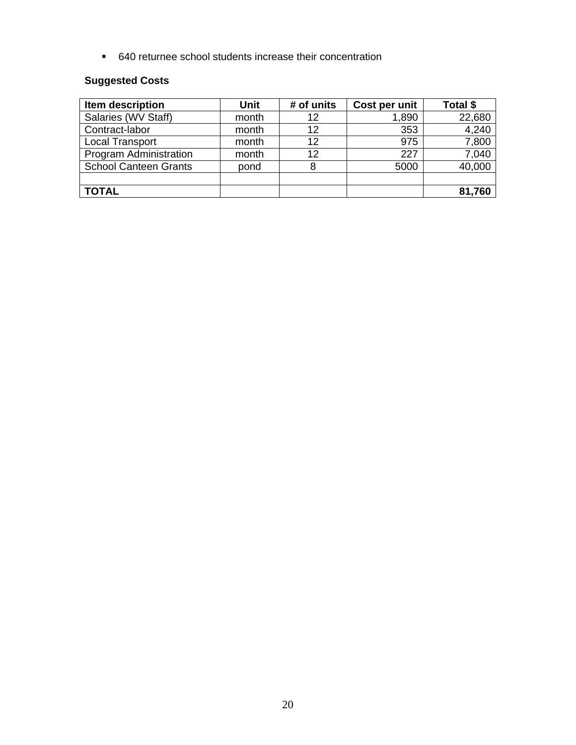- 640 returnee school students increase their concentration

**Suggested Costs**

| Item description | Unit | # of units | Cost per unit | Total $ |
|---|---|---|---|---|
| Salaries (WV Staff) | month | 12 | 1,890 | 22,680 |
| Contract-labor | month | 12 | 353 | 4,240 |
| Local Transport | month | 12 | 975 | 7,800 |
| Program Administration | month | 12 | 227 | 7,040 |
| School Canteen Grants | pond | 8 | 5000 | 40,000 |
| | | | | |
| **TOTAL** | | | | **81,760** |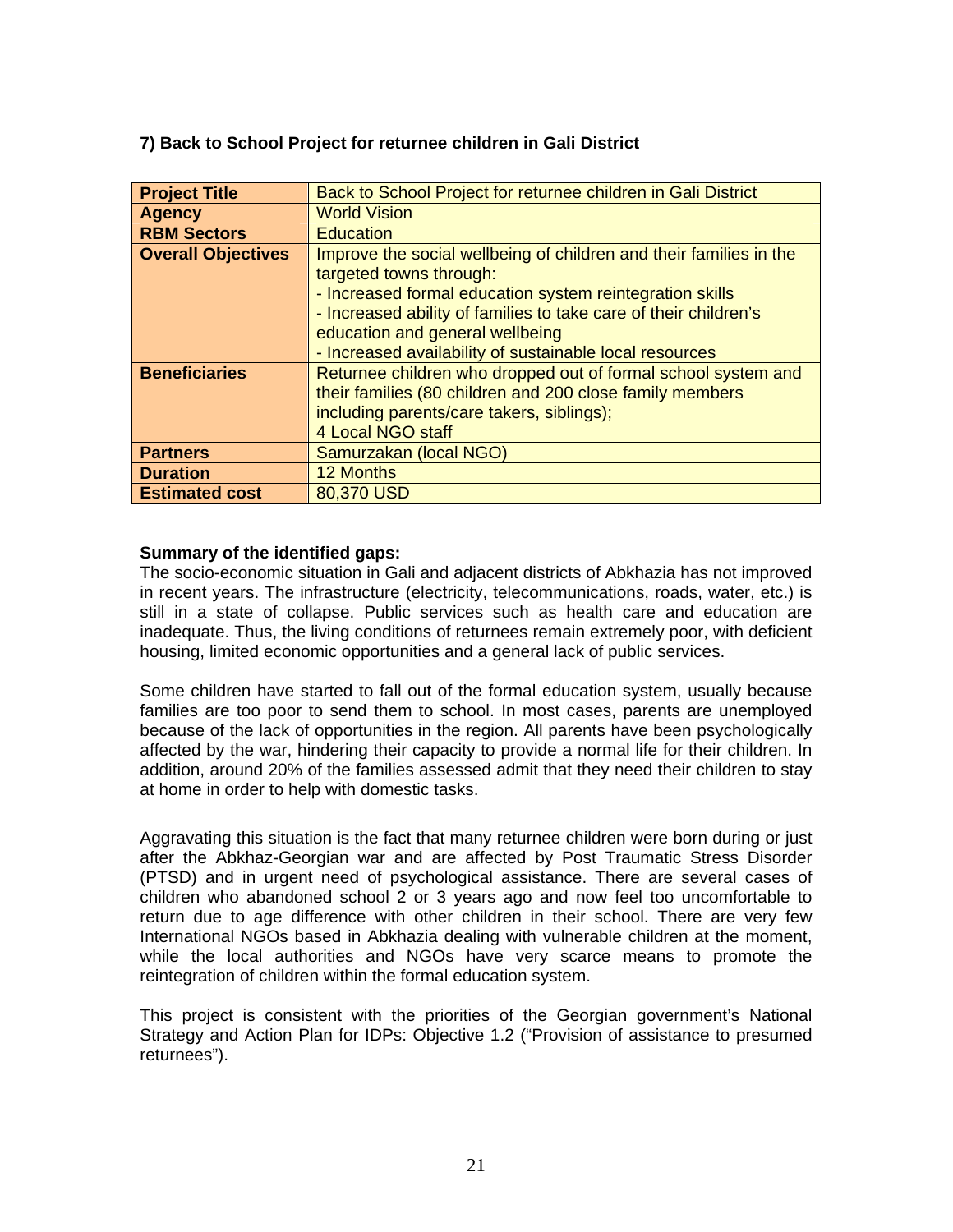### 7) Back to School Project for returnee children in Gali District

| **Project Title** | Back to School Project for returnee children in Gali District |
|---|---|
| **Agency** | World Vision |
| **RBM Sectors** | Education |
| **Overall Objectives** | Improve the social wellbeing of children and their families in the targeted towns through:<br>- Increased formal education system reintegration skills<br>- Increased ability of families to take care of their children's education and general wellbeing<br>- Increased availability of sustainable local resources |
| **Beneficiaries** | Returnee children who dropped out of formal school system and their families (80 children and 200 close family members including parents/care takers, siblings);<br>4 Local NGO staff |
| **Partners** | Samurzakan (local NGO) |
| **Duration** | 12 Months |
| **Estimated cost** | 80,370 USD |

**Summary of the identified gaps:**

The socio-economic situation in Gali and adjacent districts of Abkhazia has not improved in recent years. The infrastructure (electricity, telecommunications, roads, water, etc.) is still in a state of collapse. Public services such as health care and education are inadequate. Thus, the living conditions of returnees remain extremely poor, with deficient housing, limited economic opportunities and a general lack of public services.

Some children have started to fall out of the formal education system, usually because families are too poor to send them to school. In most cases, parents are unemployed because of the lack of opportunities in the region. All parents have been psychologically affected by the war, hindering their capacity to provide a normal life for their children. In addition, around 20% of the families assessed admit that they need their children to stay at home in order to help with domestic tasks.

Aggravating this situation is the fact that many returnee children were born during or just after the Abkhaz-Georgian war and are affected by Post Traumatic Stress Disorder (PTSD) and in urgent need of psychological assistance. There are several cases of children who abandoned school 2 or 3 years ago and now feel too uncomfortable to return due to age difference with other children in their school. There are very few International NGOs based in Abkhazia dealing with vulnerable children at the moment, while the local authorities and NGOs have very scarce means to promote the reintegration of children within the formal education system.

This project is consistent with the priorities of the Georgian government's National Strategy and Action Plan for IDPs: Objective 1.2 ("Provision of assistance to presumed returnees").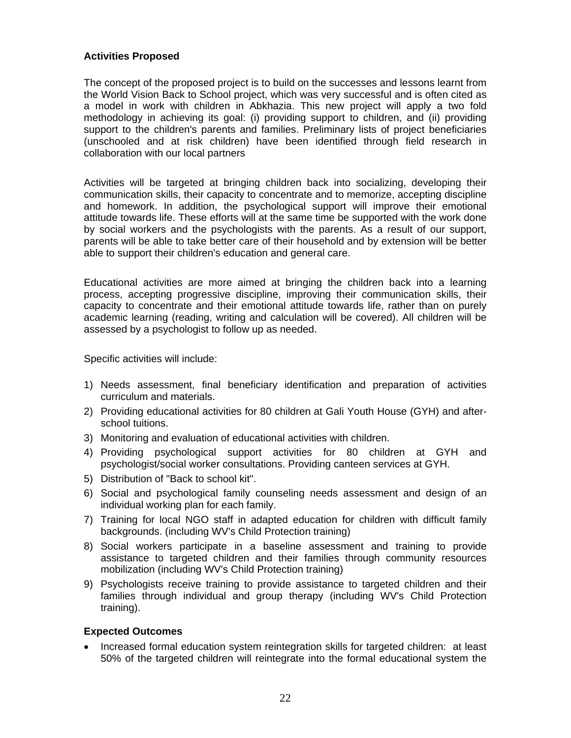**Activities Proposed**

The concept of the proposed project is to build on the successes and lessons learnt from the World Vision Back to School project, which was very successful and is often cited as a model in work with children in Abkhazia. This new project will apply a two fold methodology in achieving its goal: (i) providing support to children, and (ii) providing support to the children's parents and families. Preliminary lists of project beneficiaries (unschooled and at risk children) have been identified through field research in collaboration with our local partners

Activities will be targeted at bringing children back into socializing, developing their communication skills, their capacity to concentrate and to memorize, accepting discipline and homework. In addition, the psychological support will improve their emotional attitude towards life. These efforts will at the same time be supported with the work done by social workers and the psychologists with the parents. As a result of our support, parents will be able to take better care of their household and by extension will be better able to support their children's education and general care.

Educational activities are more aimed at bringing the children back into a learning process, accepting progressive discipline, improving their communication skills, their capacity to concentrate and their emotional attitude towards life, rather than on purely academic learning (reading, writing and calculation will be covered). All children will be assessed by a psychologist to follow up as needed.

Specific activities will include:

1) Needs assessment, final beneficiary identification and preparation of activities curriculum and materials.
2) Providing educational activities for 80 children at Gali Youth House (GYH) and after-school tuitions.
3) Monitoring and evaluation of educational activities with children.
4) Providing psychological support activities for 80 children at GYH and psychologist/social worker consultations. Providing canteen services at GYH.
5) Distribution of "Back to school kit".
6) Social and psychological family counseling needs assessment and design of an individual working plan for each family.
7) Training for local NGO staff in adapted education for children with difficult family backgrounds. (including WV's Child Protection training)
8) Social workers participate in a baseline assessment and training to provide assistance to targeted children and their families through community resources mobilization (including WV's Child Protection training)
9) Psychologists receive training to provide assistance to targeted children and their families through individual and group therapy (including WV's Child Protection training).

**Expected Outcomes**

- Increased formal education system reintegration skills for targeted children: at least 50% of the targeted children will reintegrate into the formal educational system the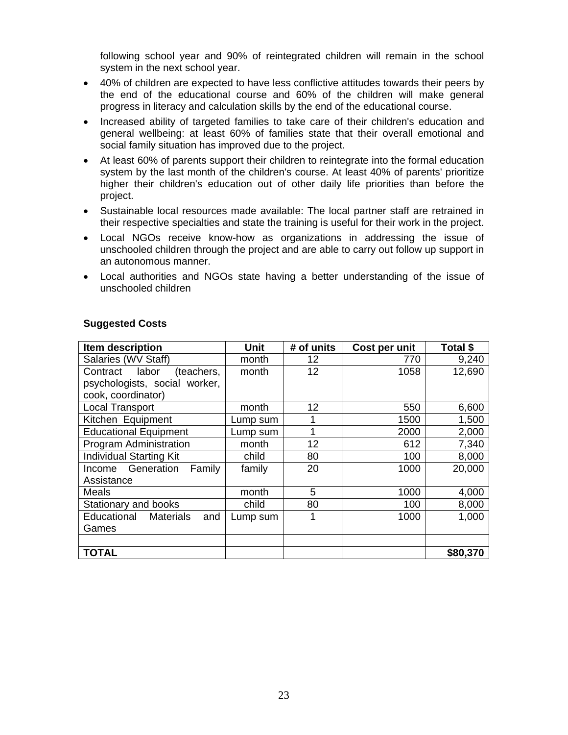following school year and 90% of reintegrated children will remain in the school system in the next school year.

- 40% of children are expected to have less conflictive attitudes towards their peers by the end of the educational course and 60% of the children will make general progress in literacy and calculation skills by the end of the educational course.
- Increased ability of targeted families to take care of their children's education and general wellbeing: at least 60% of families state that their overall emotional and social family situation has improved due to the project.
- At least 60% of parents support their children to reintegrate into the formal education system by the last month of the children's course. At least 40% of parents' prioritize higher their children's education out of other daily life priorities than before the project.
- Sustainable local resources made available: The local partner staff are retrained in their respective specialties and state the training is useful for their work in the project.
- Local NGOs receive know-how as organizations in addressing the issue of unschooled children through the project and are able to carry out follow up support in an autonomous manner.
- Local authorities and NGOs state having a better understanding of the issue of unschooled children

**Suggested Costs**

| Item description | Unit | # of units | Cost per unit | Total $ |
|---|---|---|---|---|
| Salaries (WV Staff) | month | 12 | 770 | 9,240 |
| Contract labor (teachers, psychologists, social worker, cook, coordinator) | month | 12 | 1058 | 12,690 |
| Local Transport | month | 12 | 550 | 6,600 |
| Kitchen Equipment | Lump sum | 1 | 1500 | 1,500 |
| Educational Equipment | Lump sum | 1 | 2000 | 2,000 |
| Program Administration | month | 12 | 612 | 7,340 |
| Individual Starting Kit | child | 80 | 100 | 8,000 |
| Income Generation Family Assistance | family | 20 | 1000 | 20,000 |
| Meals | month | 5 | 1000 | 4,000 |
| Stationary and books | child | 80 | 100 | 8,000 |
| Educational Materials and Games | Lump sum | 1 | 1000 | 1,000 |
| | | | | |
| **TOTAL** | | | | **$80,370** |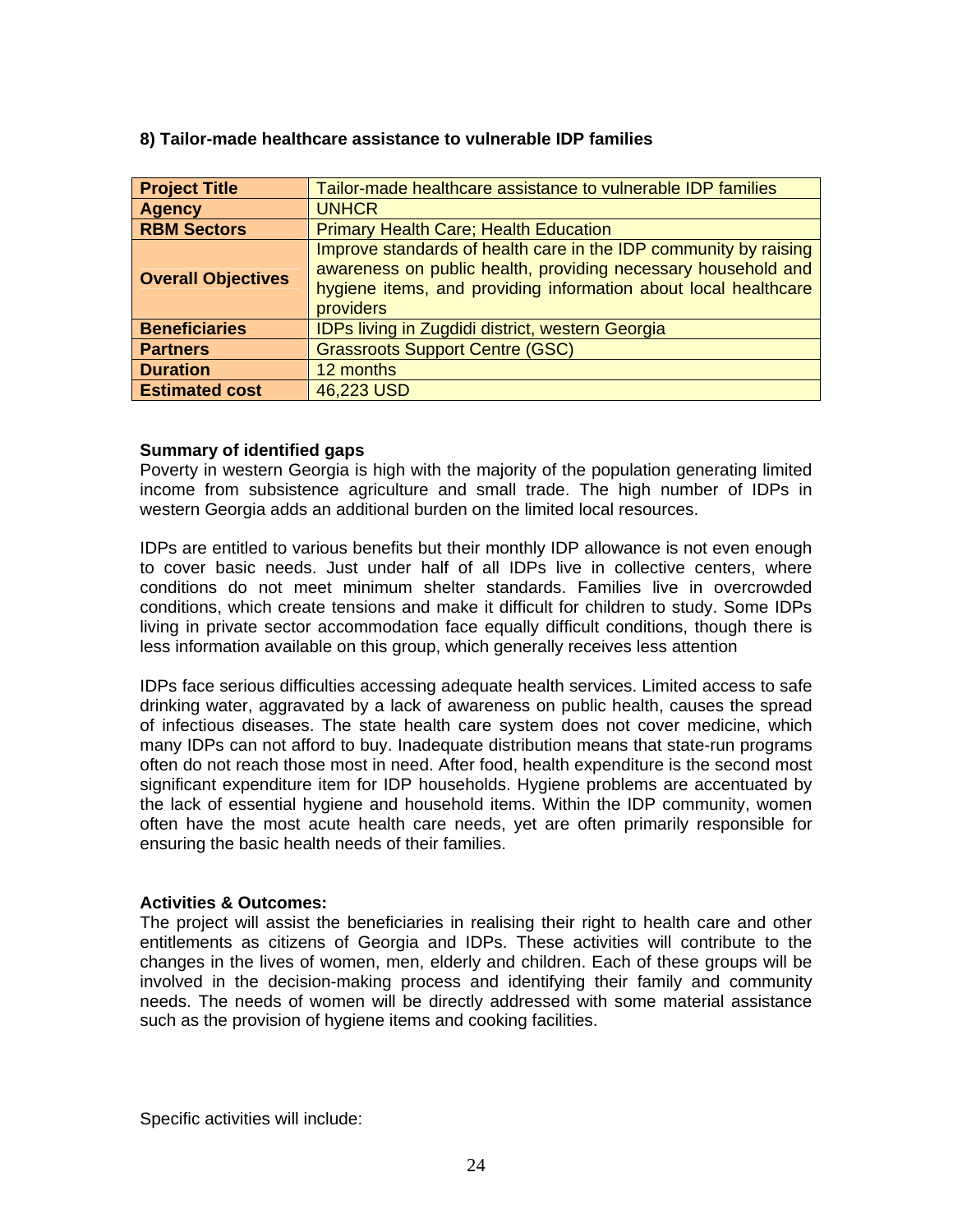### 8) Tailor-made healthcare assistance to vulnerable IDP families

| **Project Title** | Tailor-made healthcare assistance to vulnerable IDP families |
|---|---|
| **Agency** | UNHCR |
| **RBM Sectors** | Primary Health Care; Health Education |
| **Overall Objectives** | Improve standards of health care in the IDP community by raising awareness on public health, providing necessary household and hygiene items, and providing information about local healthcare providers |
| **Beneficiaries** | IDPs living in Zugdidi district, western Georgia |
| **Partners** | Grassroots Support Centre (GSC) |
| **Duration** | 12 months |
| **Estimated cost** | 46,223 USD |

**Summary of identified gaps**

Poverty in western Georgia is high with the majority of the population generating limited income from subsistence agriculture and small trade. The high number of IDPs in western Georgia adds an additional burden on the limited local resources.

IDPs are entitled to various benefits but their monthly IDP allowance is not even enough to cover basic needs. Just under half of all IDPs live in collective centers, where conditions do not meet minimum shelter standards. Families live in overcrowded conditions, which create tensions and make it difficult for children to study. Some IDPs living in private sector accommodation face equally difficult conditions, though there is less information available on this group, which generally receives less attention

IDPs face serious difficulties accessing adequate health services. Limited access to safe drinking water, aggravated by a lack of awareness on public health, causes the spread of infectious diseases. The state health care system does not cover medicine, which many IDPs can not afford to buy. Inadequate distribution means that state-run programs often do not reach those most in need. After food, health expenditure is the second most significant expenditure item for IDP households. Hygiene problems are accentuated by the lack of essential hygiene and household items. Within the IDP community, women often have the most acute health care needs, yet are often primarily responsible for ensuring the basic health needs of their families.

**Activities & Outcomes:**

The project will assist the beneficiaries in realising their right to health care and other entitlements as citizens of Georgia and IDPs. These activities will contribute to the changes in the lives of women, men, elderly and children. Each of these groups will be involved in the decision-making process and identifying their family and community needs. The needs of women will be directly addressed with some material assistance such as the provision of hygiene items and cooking facilities.

Specific activities will include: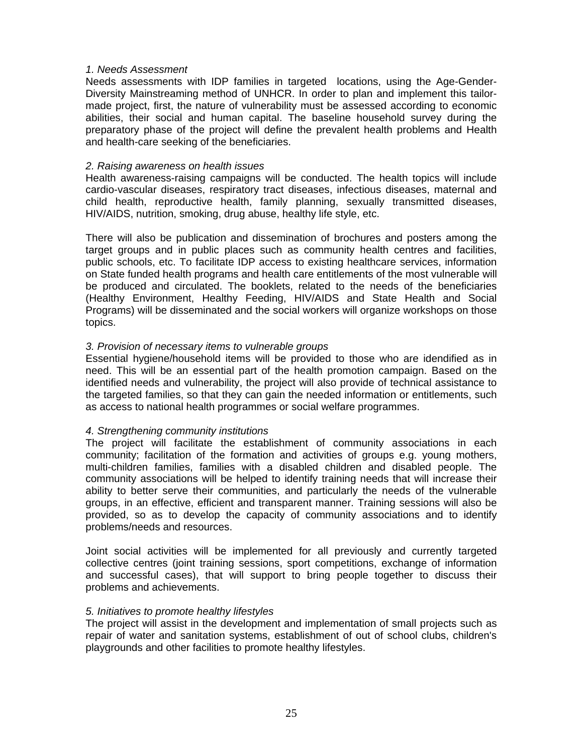*1. Needs Assessment*

Needs assessments with IDP families in targeted locations, using the Age-Gender-Diversity Mainstreaming method of UNHCR. In order to plan and implement this tailor-made project, first, the nature of vulnerability must be assessed according to economic abilities, their social and human capital. The baseline household survey during the preparatory phase of the project will define the prevalent health problems and Health and health-care seeking of the beneficiaries.

*2. Raising awareness on health issues*

Health awareness-raising campaigns will be conducted. The health topics will include cardio-vascular diseases, respiratory tract diseases, infectious diseases, maternal and child health, reproductive health, family planning, sexually transmitted diseases, HIV/AIDS, nutrition, smoking, drug abuse, healthy life style, etc.

There will also be publication and dissemination of brochures and posters among the target groups and in public places such as community health centres and facilities, public schools, etc. To facilitate IDP access to existing healthcare services, information on State funded health programs and health care entitlements of the most vulnerable will be produced and circulated. The booklets, related to the needs of the beneficiaries (Healthy Environment, Healthy Feeding, HIV/AIDS and State Health and Social Programs) will be disseminated and the social workers will organize workshops on those topics.

*3. Provision of necessary items to vulnerable groups*

Essential hygiene/household items will be provided to those who are idendified as in need. This will be an essential part of the health promotion campaign. Based on the identified needs and vulnerability, the project will also provide of technical assistance to the targeted families, so that they can gain the needed information or entitlements, such as access to national health programmes or social welfare programmes.

*4. Strengthening community institutions*

The project will facilitate the establishment of community associations in each community; facilitation of the formation and activities of groups e.g. young mothers, multi-children families, families with a disabled children and disabled people. The community associations will be helped to identify training needs that will increase their ability to better serve their communities, and particularly the needs of the vulnerable groups, in an effective, efficient and transparent manner. Training sessions will also be provided, so as to develop the capacity of community associations and to identify problems/needs and resources.

Joint social activities will be implemented for all previously and currently targeted collective centres (joint training sessions, sport competitions, exchange of information and successful cases), that will support to bring people together to discuss their problems and achievements.

*5. Initiatives to promote healthy lifestyles*

The project will assist in the development and implementation of small projects such as repair of water and sanitation systems, establishment of out of school clubs, children's playgrounds and other facilities to promote healthy lifestyles.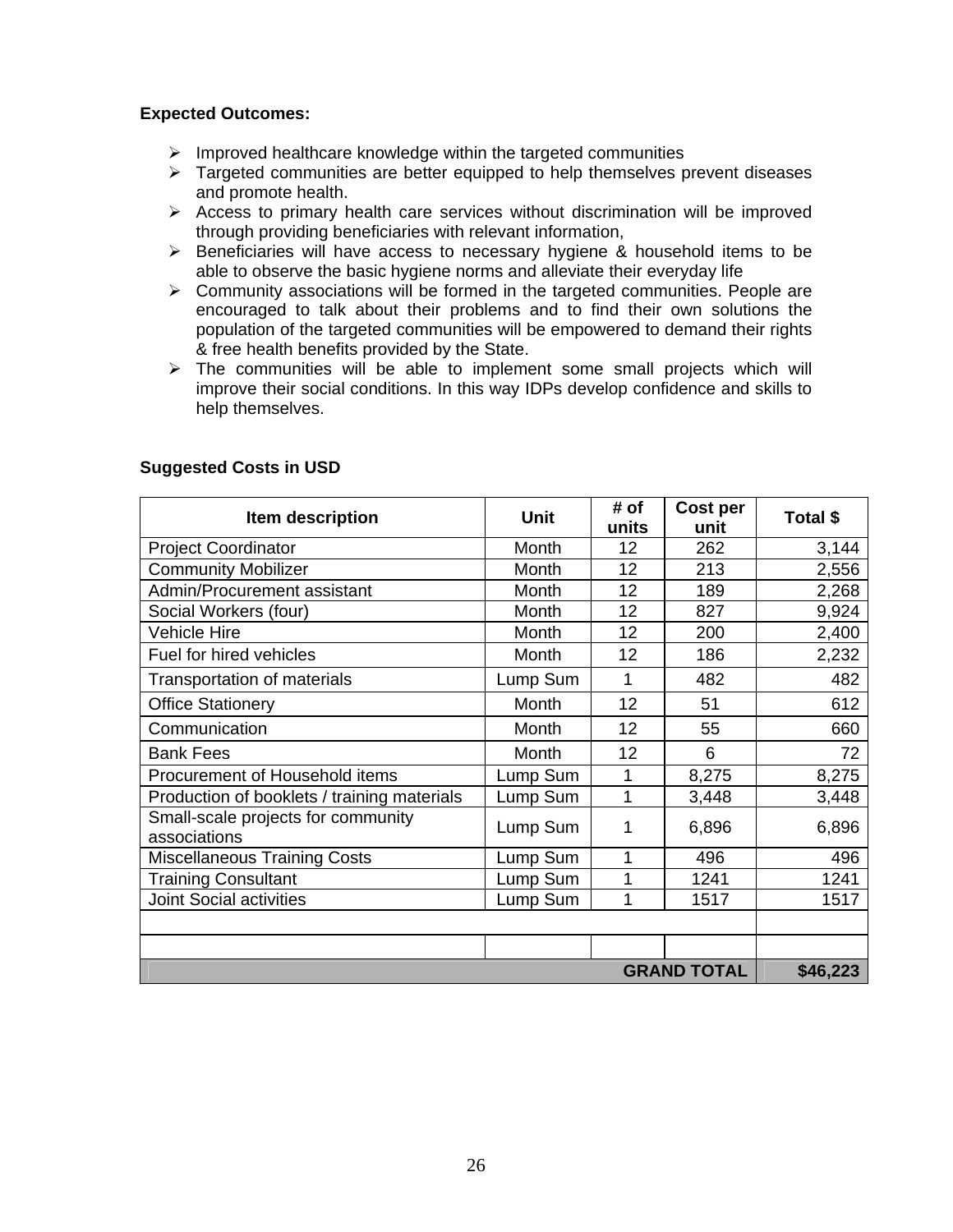**Expected Outcomes:**

- Improved healthcare knowledge within the targeted communities
- Targeted communities are better equipped to help themselves prevent diseases and promote health.
- Access to primary health care services without discrimination will be improved through providing beneficiaries with relevant information,
- Beneficiaries will have access to necessary hygiene & household items to be able to observe the basic hygiene norms and alleviate their everyday life
- Community associations will be formed in the targeted communities. People are encouraged to talk about their problems and to find their own solutions the population of the targeted communities will be empowered to demand their rights & free health benefits provided by the State.
- The communities will be able to implement some small projects which will improve their social conditions. In this way IDPs develop confidence and skills to help themselves.

**Suggested Costs in USD**

| Item description | Unit | # of units | Cost per unit | Total $ |
|---|---|---|---|---|
| Project Coordinator | Month | 12 | 262 | 3,144 |
| Community Mobilizer | Month | 12 | 213 | 2,556 |
| Admin/Procurement assistant | Month | 12 | 189 | 2,268 |
| Social Workers (four) | Month | 12 | 827 | 9,924 |
| Vehicle Hire | Month | 12 | 200 | 2,400 |
| Fuel for hired vehicles | Month | 12 | 186 | 2,232 |
| Transportation of materials | Lump Sum | 1 | 482 | 482 |
| Office Stationery | Month | 12 | 51 | 612 |
| Communication | Month | 12 | 55 | 660 |
| Bank Fees | Month | 12 | 6 | 72 |
| Procurement of Household items | Lump Sum | 1 | 8,275 | 8,275 |
| Production of booklets / training materials | Lump Sum | 1 | 3,448 | 3,448 |
| Small-scale projects for community associations | Lump Sum | 1 | 6,896 | 6,896 |
| Miscellaneous Training Costs | Lump Sum | 1 | 496 | 496 |
| Training Consultant | Lump Sum | 1 | 1241 | 1241 |
| Joint Social activities | Lump Sum | 1 | 1517 | 1517 |
| | | | | |
| | | | | |
| | | | **GRAND TOTAL** | **$46,223** |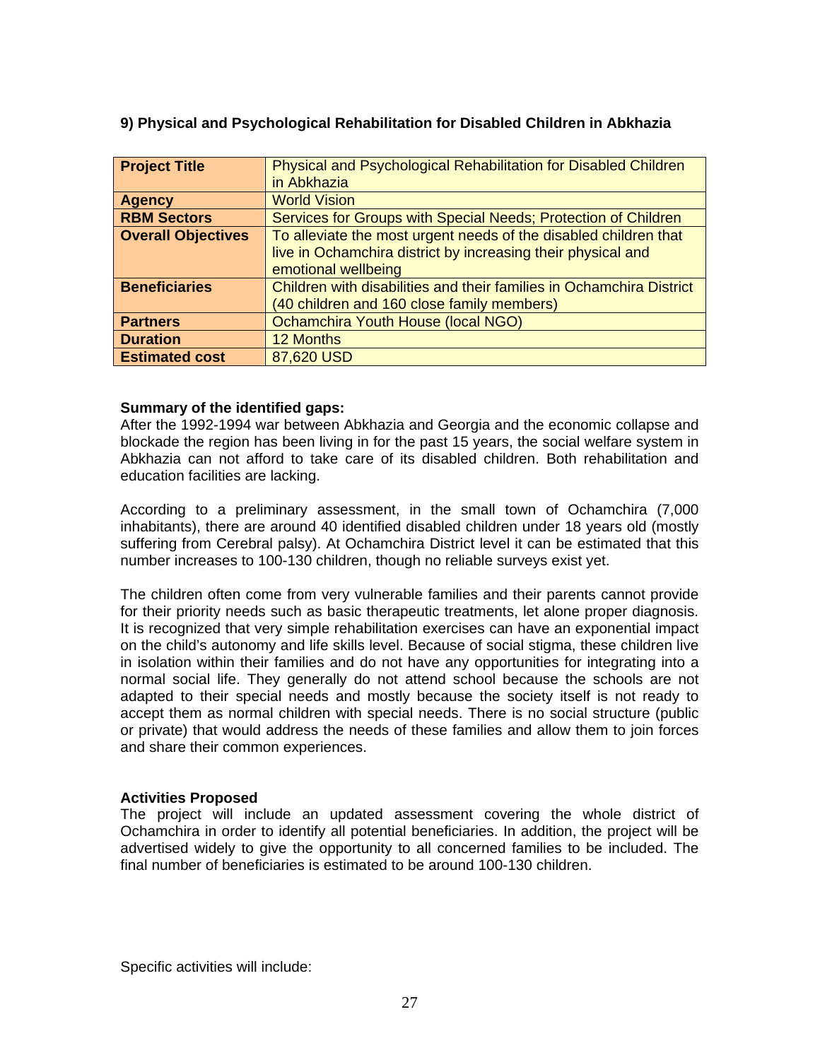### 9) Physical and Psychological Rehabilitation for Disabled Children in Abkhazia

| **Project Title** | Physical and Psychological Rehabilitation for Disabled Children in Abkhazia |
|---|---|
| **Agency** | World Vision |
| **RBM Sectors** | Services for Groups with Special Needs; Protection of Children |
| **Overall Objectives** | To alleviate the most urgent needs of the disabled children that live in Ochamchira district by increasing their physical and emotional wellbeing |
| **Beneficiaries** | Children with disabilities and their families in Ochamchira District (40 children and 160 close family members) |
| **Partners** | Ochamchira Youth House (local NGO) |
| **Duration** | 12 Months |
| **Estimated cost** | 87,620 USD |

**Summary of the identified gaps:**

After the 1992-1994 war between Abkhazia and Georgia and the economic collapse and blockade the region has been living in for the past 15 years, the social welfare system in Abkhazia can not afford to take care of its disabled children. Both rehabilitation and education facilities are lacking.

According to a preliminary assessment, in the small town of Ochamchira (7,000 inhabitants), there are around 40 identified disabled children under 18 years old (mostly suffering from Cerebral palsy). At Ochamchira District level it can be estimated that this number increases to 100-130 children, though no reliable surveys exist yet.

The children often come from very vulnerable families and their parents cannot provide for their priority needs such as basic therapeutic treatments, let alone proper diagnosis. It is recognized that very simple rehabilitation exercises can have an exponential impact on the child's autonomy and life skills level. Because of social stigma, these children live in isolation within their families and do not have any opportunities for integrating into a normal social life. They generally do not attend school because the schools are not adapted to their special needs and mostly because the society itself is not ready to accept them as normal children with special needs. There is no social structure (public or private) that would address the needs of these families and allow them to join forces and share their common experiences.

**Activities Proposed**

The project will include an updated assessment covering the whole district of Ochamchira in order to identify all potential beneficiaries. In addition, the project will be advertised widely to give the opportunity to all concerned families to be included. The final number of beneficiaries is estimated to be around 100-130 children.

Specific activities will include: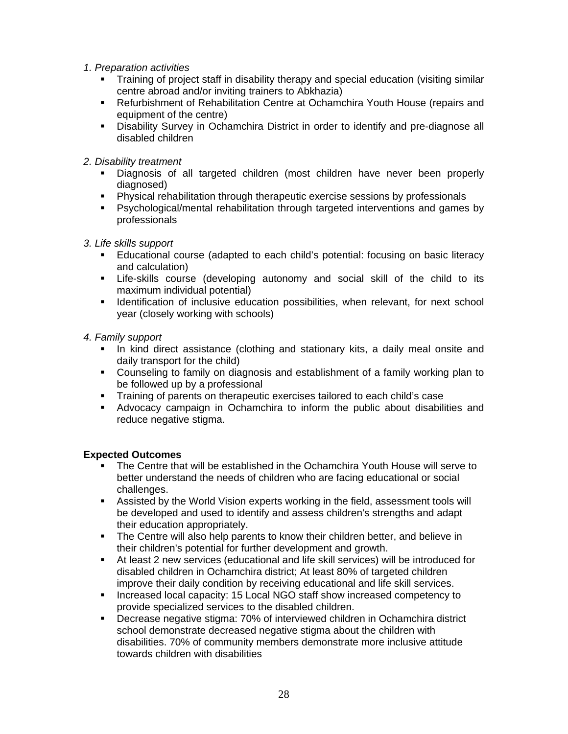*1. Preparation activities*

- Training of project staff in disability therapy and special education (visiting similar centre abroad and/or inviting trainers to Abkhazia)
- Refurbishment of Rehabilitation Centre at Ochamchira Youth House (repairs and equipment of the centre)
- Disability Survey in Ochamchira District in order to identify and pre-diagnose all disabled children

*2. Disability treatment*

- Diagnosis of all targeted children (most children have never been properly diagnosed)
- Physical rehabilitation through therapeutic exercise sessions by professionals
- Psychological/mental rehabilitation through targeted interventions and games by professionals

*3. Life skills support*

- Educational course (adapted to each child's potential: focusing on basic literacy and calculation)
- Life-skills course (developing autonomy and social skill of the child to its maximum individual potential)
- Identification of inclusive education possibilities, when relevant, for next school year (closely working with schools)

*4. Family support*

- In kind direct assistance (clothing and stationary kits, a daily meal onsite and daily transport for the child)
- Counseling to family on diagnosis and establishment of a family working plan to be followed up by a professional
- Training of parents on therapeutic exercises tailored to each child's case
- Advocacy campaign in Ochamchira to inform the public about disabilities and reduce negative stigma.

**Expected Outcomes**

- The Centre that will be established in the Ochamchira Youth House will serve to better understand the needs of children who are facing educational or social challenges.
- Assisted by the World Vision experts working in the field, assessment tools will be developed and used to identify and assess children's strengths and adapt their education appropriately.
- The Centre will also help parents to know their children better, and believe in their children's potential for further development and growth.
- At least 2 new services (educational and life skill services) will be introduced for disabled children in Ochamchira district; At least 80% of targeted children improve their daily condition by receiving educational and life skill services.
- Increased local capacity: 15 Local NGO staff show increased competency to provide specialized services to the disabled children.
- Decrease negative stigma: 70% of interviewed children in Ochamchira district school demonstrate decreased negative stigma about the children with disabilities. 70% of community members demonstrate more inclusive attitude towards children with disabilities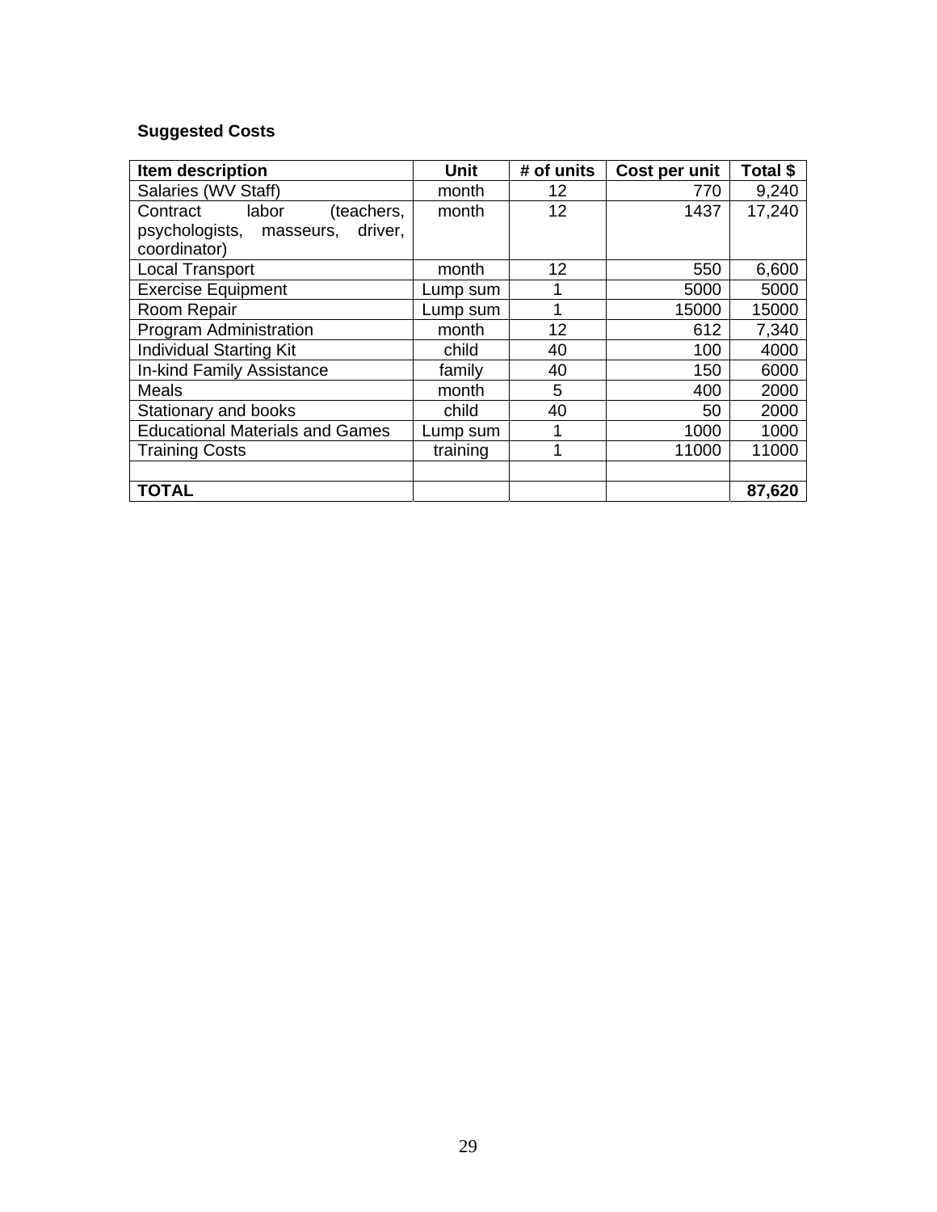**Suggested Costs**

| Item description | Unit | # of units | Cost per unit | Total $ |
|---|---|---|---|---|
| Salaries (WV Staff) | month | 12 | 770 | 9,240 |
| Contract labor (teachers, psychologists, masseurs, driver, coordinator) | month | 12 | 1437 | 17,240 |
| Local Transport | month | 12 | 550 | 6,600 |
| Exercise Equipment | Lump sum | 1 | 5000 | 5000 |
| Room Repair | Lump sum | 1 | 15000 | 15000 |
| Program Administration | month | 12 | 612 | 7,340 |
| Individual Starting Kit | child | 40 | 100 | 4000 |
| In-kind Family Assistance | family | 40 | 150 | 6000 |
| Meals | month | 5 | 400 | 2000 |
| Stationary and books | child | 40 | 50 | 2000 |
| Educational Materials and Games | Lump sum | 1 | 1000 | 1000 |
| Training Costs | training | 1 | 11000 | 11000 |
| | | | | |
| **TOTAL** | | | | **87,620** |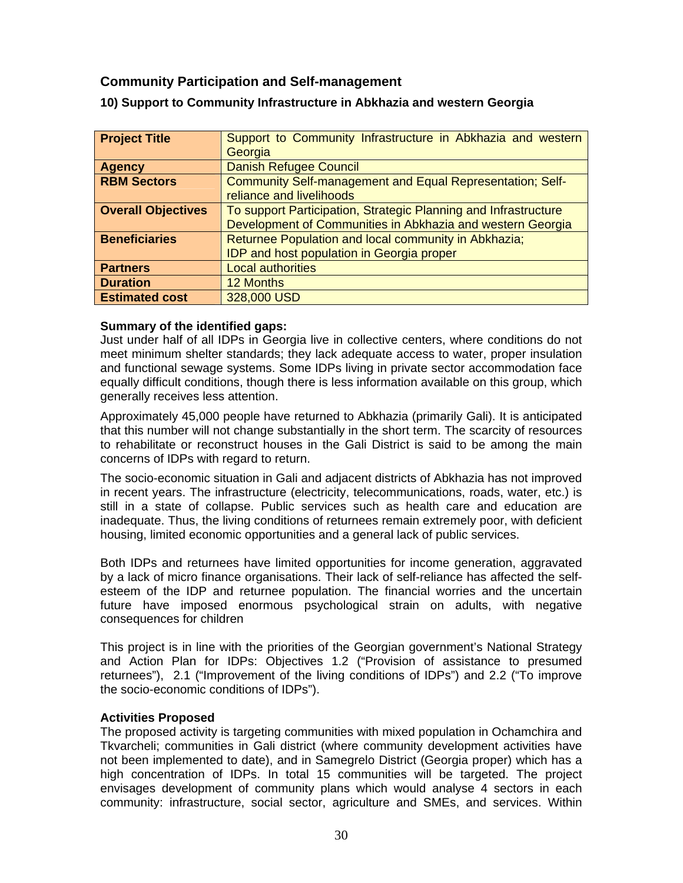## Community Participation and Self-management

### 10) Support to Community Infrastructure in Abkhazia and western Georgia

| **Project Title** | Support to Community Infrastructure in Abkhazia and western Georgia |
|---|---|
| **Agency** | Danish Refugee Council |
| **RBM Sectors** | Community Self-management and Equal Representation; Self-reliance and livelihoods |
| **Overall Objectives** | To support Participation, Strategic Planning and Infrastructure Development of Communities in Abkhazia and western Georgia |
| **Beneficiaries** | Returnee Population and local community in Abkhazia; IDP and host population in Georgia proper |
| **Partners** | Local authorities |
| **Duration** | 12 Months |
| **Estimated cost** | 328,000 USD |

**Summary of the identified gaps:**
Just under half of all IDPs in Georgia live in collective centers, where conditions do not meet minimum shelter standards; they lack adequate access to water, proper insulation and functional sewage systems. Some IDPs living in private sector accommodation face equally difficult conditions, though there is less information available on this group, which generally receives less attention.

Approximately 45,000 people have returned to Abkhazia (primarily Gali). It is anticipated that this number will not change substantially in the short term. The scarcity of resources to rehabilitate or reconstruct houses in the Gali District is said to be among the main concerns of IDPs with regard to return.

The socio-economic situation in Gali and adjacent districts of Abkhazia has not improved in recent years. The infrastructure (electricity, telecommunications, roads, water, etc.) is still in a state of collapse. Public services such as health care and education are inadequate. Thus, the living conditions of returnees remain extremely poor, with deficient housing, limited economic opportunities and a general lack of public services.

Both IDPs and returnees have limited opportunities for income generation, aggravated by a lack of micro finance organisations. Their lack of self-reliance has affected the self-esteem of the IDP and returnee population. The financial worries and the uncertain future have imposed enormous psychological strain on adults, with negative consequences for children

This project is in line with the priorities of the Georgian government's National Strategy and Action Plan for IDPs: Objectives 1.2 ("Provision of assistance to presumed returnees"), 2.1 ("Improvement of the living conditions of IDPs") and 2.2 ("To improve the socio-economic conditions of IDPs").

**Activities Proposed**
The proposed activity is targeting communities with mixed population in Ochamchira and Tkvarcheli; communities in Gali district (where community development activities have not been implemented to date), and in Samegrelo District (Georgia proper) which has a high concentration of IDPs. In total 15 communities will be targeted. The project envisages development of community plans which would analyse 4 sectors in each community: infrastructure, social sector, agriculture and SMEs, and services. Within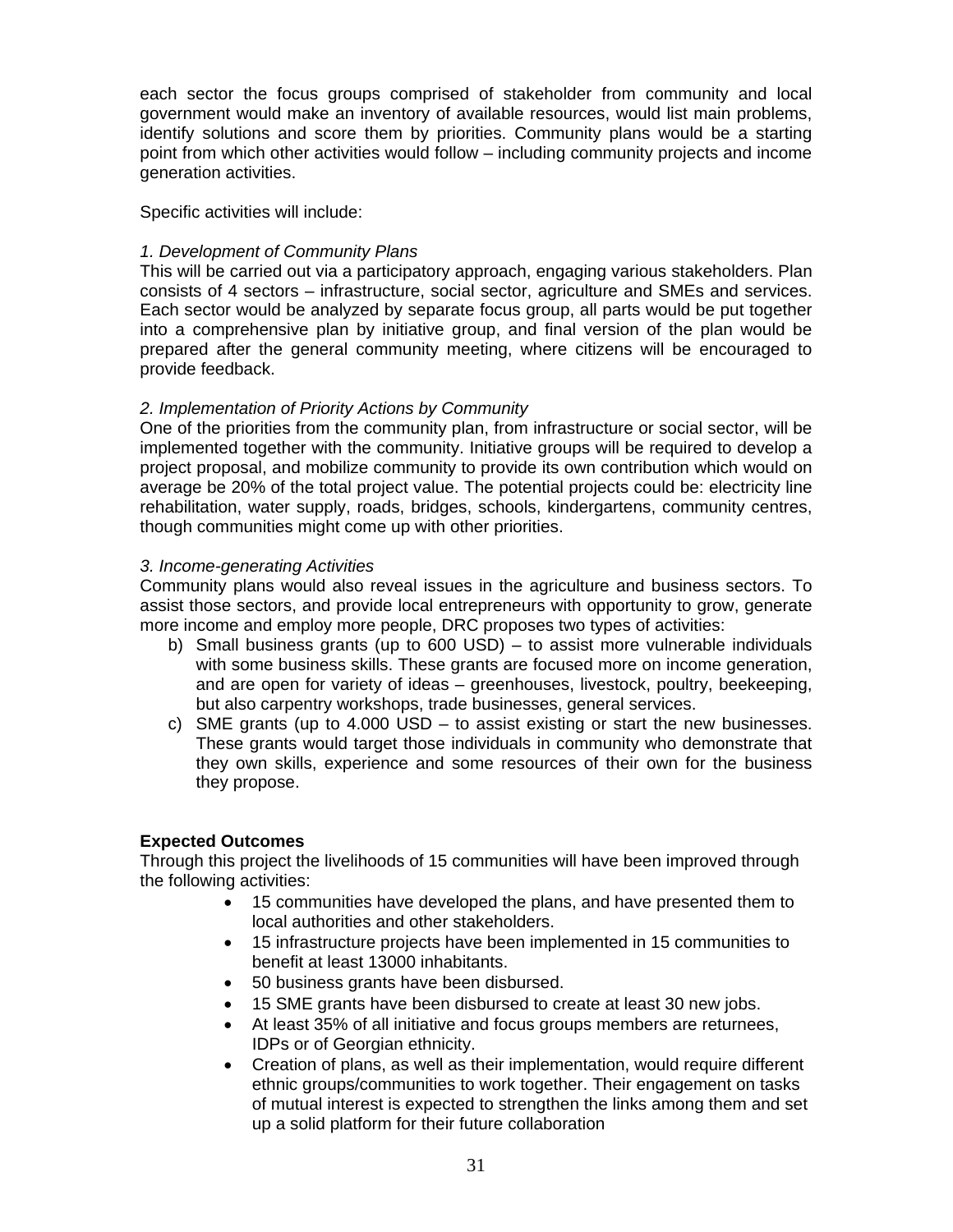each sector the focus groups comprised of stakeholder from community and local government would make an inventory of available resources, would list main problems, identify solutions and score them by priorities. Community plans would be a starting point from which other activities would follow – including community projects and income generation activities.

Specific activities will include:

*1. Development of Community Plans*
This will be carried out via a participatory approach, engaging various stakeholders. Plan consists of 4 sectors – infrastructure, social sector, agriculture and SMEs and services. Each sector would be analyzed by separate focus group, all parts would be put together into a comprehensive plan by initiative group, and final version of the plan would be prepared after the general community meeting, where citizens will be encouraged to provide feedback.

*2. Implementation of Priority Actions by Community*
One of the priorities from the community plan, from infrastructure or social sector, will be implemented together with the community. Initiative groups will be required to develop a project proposal, and mobilize community to provide its own contribution which would on average be 20% of the total project value. The potential projects could be: electricity line rehabilitation, water supply, roads, bridges, schools, kindergartens, community centres, though communities might come up with other priorities.

*3. Income-generating Activities*
Community plans would also reveal issues in the agriculture and business sectors. To assist those sectors, and provide local entrepreneurs with opportunity to grow, generate more income and employ more people, DRC proposes two types of activities:

b) Small business grants (up to 600 USD) – to assist more vulnerable individuals with some business skills. These grants are focused more on income generation, and are open for variety of ideas – greenhouses, livestock, poultry, beekeeping, but also carpentry workshops, trade businesses, general services.
c) SME grants (up to 4.000 USD – to assist existing or start the new businesses. These grants would target those individuals in community who demonstrate that they own skills, experience and some resources of their own for the business they propose.

**Expected Outcomes**
Through this project the livelihoods of 15 communities will have been improved through the following activities:

- 15 communities have developed the plans, and have presented them to local authorities and other stakeholders.
- 15 infrastructure projects have been implemented in 15 communities to benefit at least 13000 inhabitants.
- 50 business grants have been disbursed.
- 15 SME grants have been disbursed to create at least 30 new jobs.
- At least 35% of all initiative and focus groups members are returnees, IDPs or of Georgian ethnicity.
- Creation of plans, as well as their implementation, would require different ethnic groups/communities to work together. Their engagement on tasks of mutual interest is expected to strengthen the links among them and set up a solid platform for their future collaboration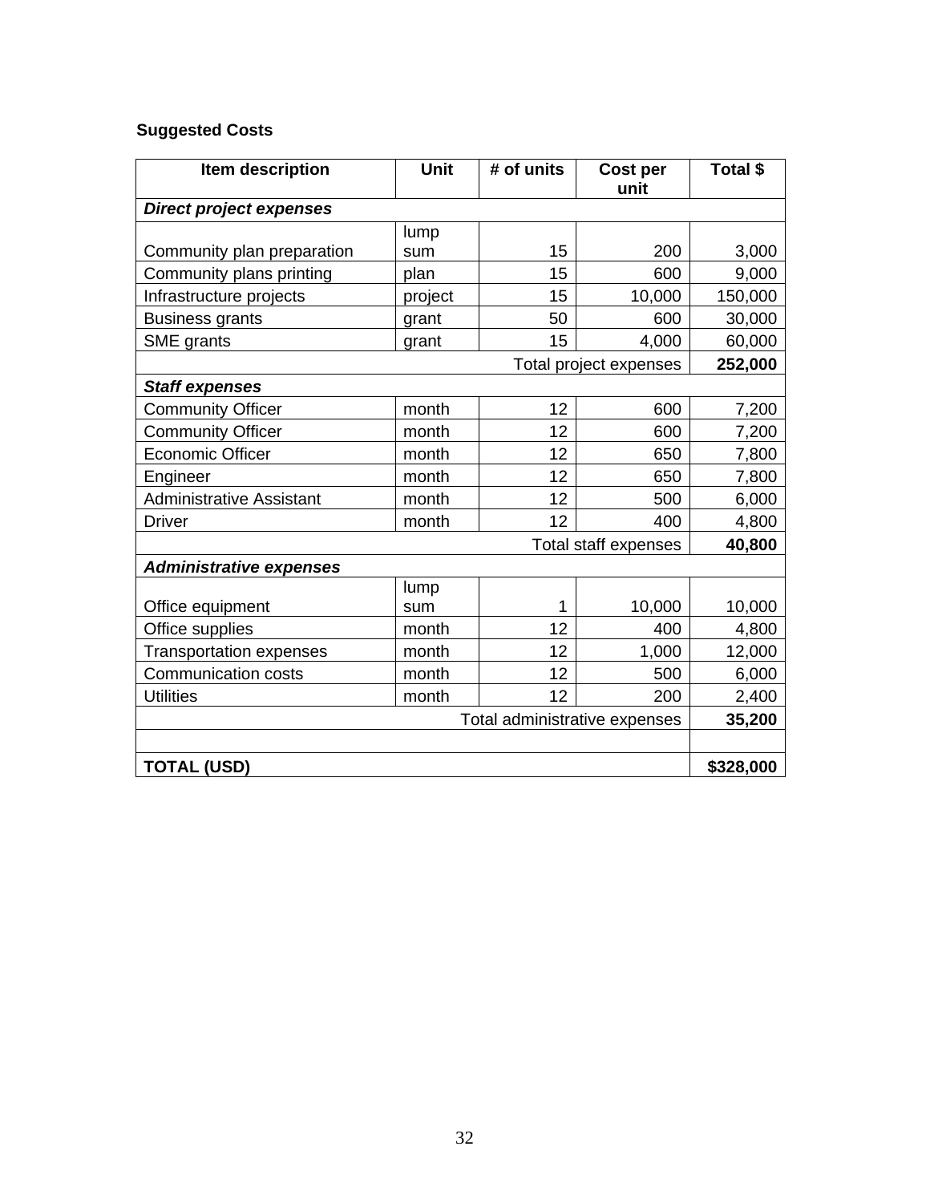**Suggested Costs**

| Item description | Unit | # of units | Cost per unit | Total $ |
|---|---|---|---|---|
| ***Direct project expenses*** | | | | |
| Community plan preparation | lump sum | 15 | 200 | 3,000 |
| Community plans printing | plan | 15 | 600 | 9,000 |
| Infrastructure projects | project | 15 | 10,000 | 150,000 |
| Business grants | grant | 50 | 600 | 30,000 |
| SME grants | grant | 15 | 4,000 | 60,000 |
| | | | Total project expenses | **252,000** |
| ***Staff expenses*** | | | | |
| Community Officer | month | 12 | 600 | 7,200 |
| Community Officer | month | 12 | 600 | 7,200 |
| Economic Officer | month | 12 | 650 | 7,800 |
| Engineer | month | 12 | 650 | 7,800 |
| Administrative Assistant | month | 12 | 500 | 6,000 |
| Driver | month | 12 | 400 | 4,800 |
| | | | Total staff expenses | **40,800** |
| ***Administrative expenses*** | | | | |
| Office equipment | lump sum | 1 | 10,000 | 10,000 |
| Office supplies | month | 12 | 400 | 4,800 |
| Transportation expenses | month | 12 | 1,000 | 12,000 |
| Communication costs | month | 12 | 500 | 6,000 |
| Utilities | month | 12 | 200 | 2,400 |
| | | | Total administrative expenses | **35,200** |
| | | | | |
| **TOTAL (USD)** | | | | **$328,000** |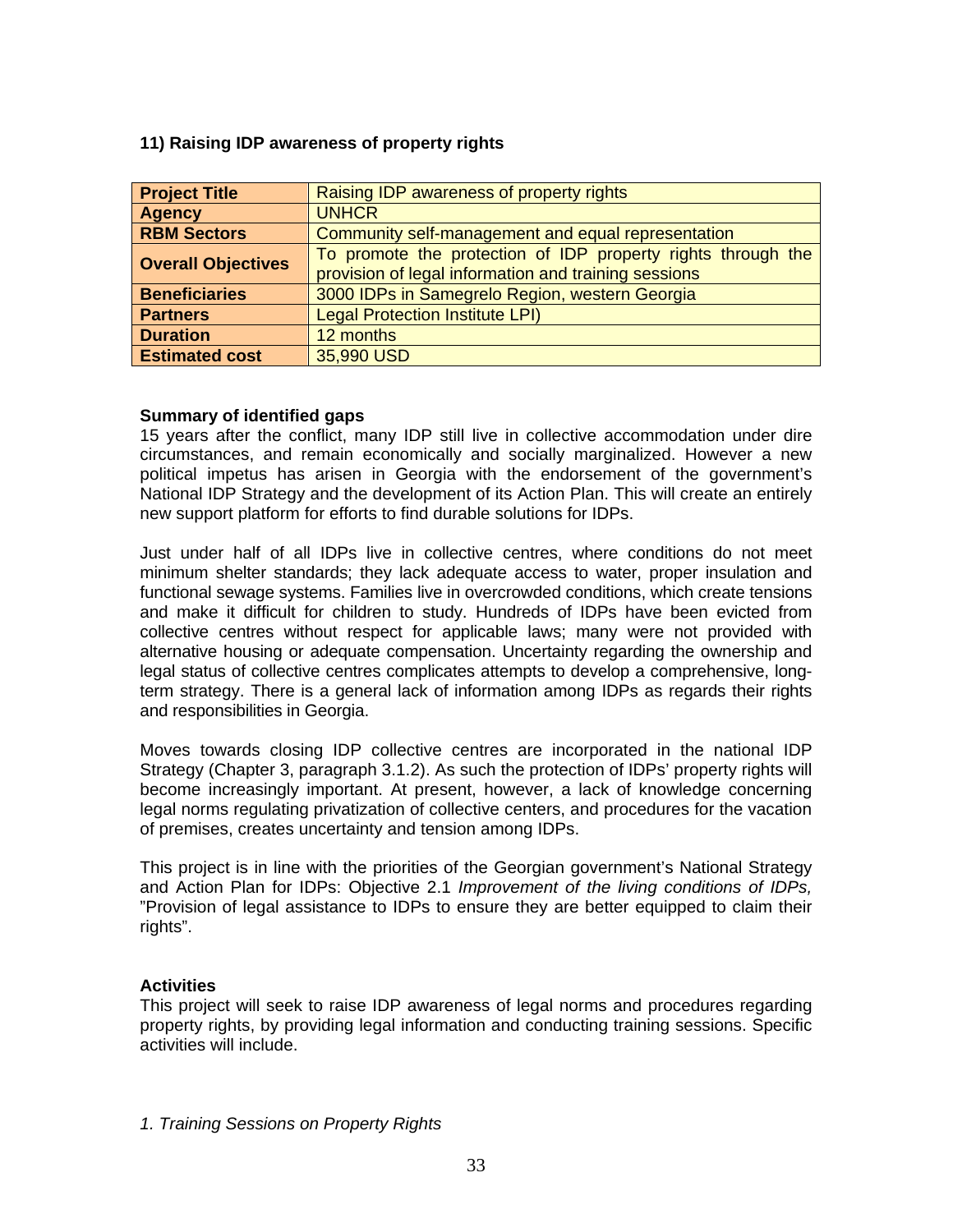### 11) Raising IDP awareness of property rights

| **Project Title** | Raising IDP awareness of property rights |
|---|---|
| **Agency** | UNHCR |
| **RBM Sectors** | Community self-management and equal representation |
| **Overall Objectives** | To promote the protection of IDP property rights through the provision of legal information and training sessions |
| **Beneficiaries** | 3000 IDPs in Samegrelo Region, western Georgia |
| **Partners** | Legal Protection Institute LPI) |
| **Duration** | 12 months |
| **Estimated cost** | 35,990 USD |

**Summary of identified gaps**

15 years after the conflict, many IDP still live in collective accommodation under dire circumstances, and remain economically and socially marginalized. However a new political impetus has arisen in Georgia with the endorsement of the government's National IDP Strategy and the development of its Action Plan. This will create an entirely new support platform for efforts to find durable solutions for IDPs.

Just under half of all IDPs live in collective centres, where conditions do not meet minimum shelter standards; they lack adequate access to water, proper insulation and functional sewage systems. Families live in overcrowded conditions, which create tensions and make it difficult for children to study. Hundreds of IDPs have been evicted from collective centres without respect for applicable laws; many were not provided with alternative housing or adequate compensation. Uncertainty regarding the ownership and legal status of collective centres complicates attempts to develop a comprehensive, long-term strategy. There is a general lack of information among IDPs as regards their rights and responsibilities in Georgia.

Moves towards closing IDP collective centres are incorporated in the national IDP Strategy (Chapter 3, paragraph 3.1.2). As such the protection of IDPs' property rights will become increasingly important. At present, however, a lack of knowledge concerning legal norms regulating privatization of collective centers, and procedures for the vacation of premises, creates uncertainty and tension among IDPs.

This project is in line with the priorities of the Georgian government's National Strategy and Action Plan for IDPs: Objective 2.1 *Improvement of the living conditions of IDPs,* "Provision of legal assistance to IDPs to ensure they are better equipped to claim their rights".

**Activities**

This project will seek to raise IDP awareness of legal norms and procedures regarding property rights, by providing legal information and conducting training sessions. Specific activities will include.

*1. Training Sessions on Property Rights*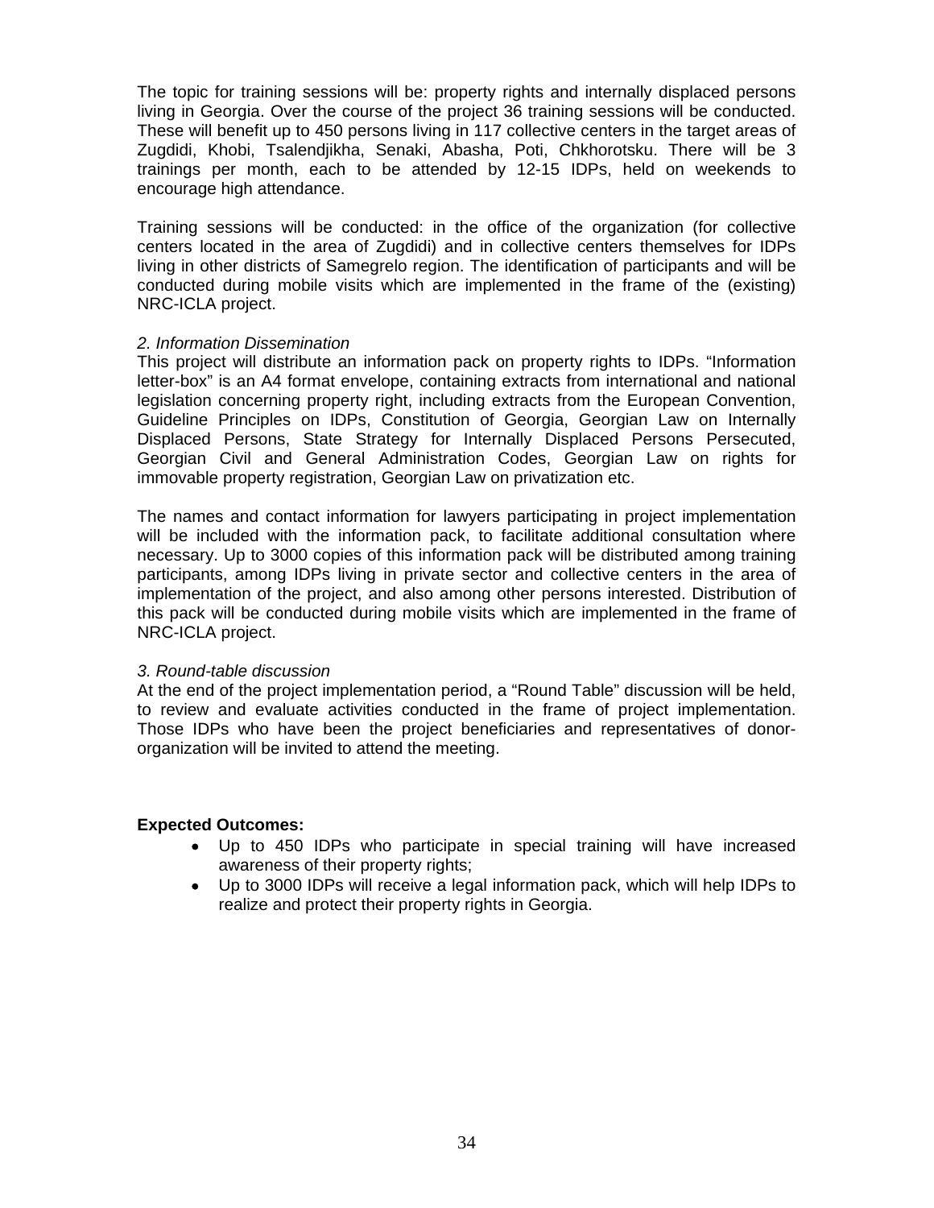The topic for training sessions will be: property rights and internally displaced persons living in Georgia. Over the course of the project 36 training sessions will be conducted. These will benefit up to 450 persons living in 117 collective centers in the target areas of Zugdidi, Khobi, Tsalendjikha, Senaki, Abasha, Poti, Chkhorotsku. There will be 3 trainings per month, each to be attended by 12-15 IDPs, held on weekends to encourage high attendance.

Training sessions will be conducted: in the office of the organization (for collective centers located in the area of Zugdidi) and in collective centers themselves for IDPs living in other districts of Samegrelo region. The identification of participants and will be conducted during mobile visits which are implemented in the frame of the (existing) NRC-ICLA project.

*2. Information Dissemination*

This project will distribute an information pack on property rights to IDPs. "Information letter-box" is an A4 format envelope, containing extracts from international and national legislation concerning property right, including extracts from the European Convention, Guideline Principles on IDPs, Constitution of Georgia, Georgian Law on Internally Displaced Persons, State Strategy for Internally Displaced Persons Persecuted, Georgian Civil and General Administration Codes, Georgian Law on rights for immovable property registration, Georgian Law on privatization etc.

The names and contact information for lawyers participating in project implementation will be included with the information pack, to facilitate additional consultation where necessary. Up to 3000 copies of this information pack will be distributed among training participants, among IDPs living in private sector and collective centers in the area of implementation of the project, and also among other persons interested. Distribution of this pack will be conducted during mobile visits which are implemented in the frame of NRC-ICLA project.

*3. Round-table discussion*

At the end of the project implementation period, a "Round Table" discussion will be held, to review and evaluate activities conducted in the frame of project implementation. Those IDPs who have been the project beneficiaries and representatives of donor-organization will be invited to attend the meeting.

**Expected Outcomes:**

- Up to 450 IDPs who participate in special training will have increased awareness of their property rights;
- Up to 3000 IDPs will receive a legal information pack, which will help IDPs to realize and protect their property rights in Georgia.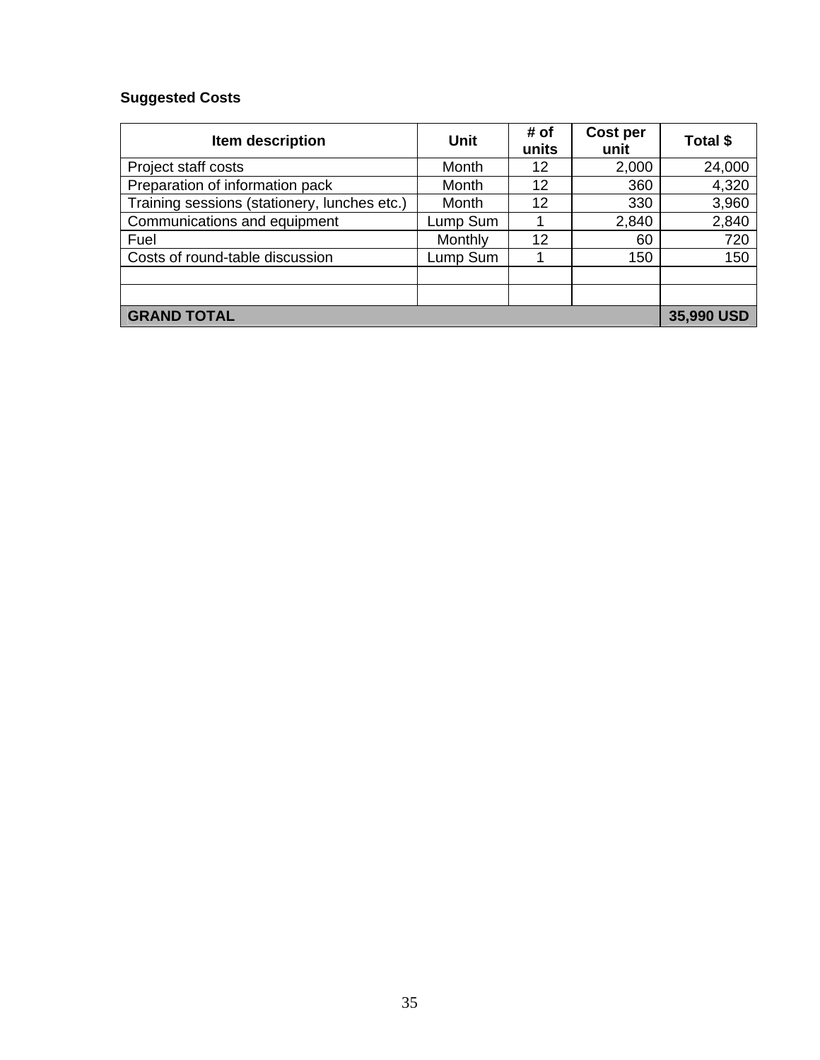**Suggested Costs**

| Item description | Unit | # of units | Cost per unit | Total $ |
|---|---|---|---|---|
| Project staff costs | Month | 12 | 2,000 | 24,000 |
| Preparation of information pack | Month | 12 | 360 | 4,320 |
| Training sessions (stationery, lunches etc.) | Month | 12 | 330 | 3,960 |
| Communications and equipment | Lump Sum | 1 | 2,840 | 2,840 |
| Fuel | Monthly | 12 | 60 | 720 |
| Costs of round-table discussion | Lump Sum | 1 | 150 | 150 |
| | | | | |
| | | | | |
| **GRAND TOTAL** | | | | **35,990 USD** |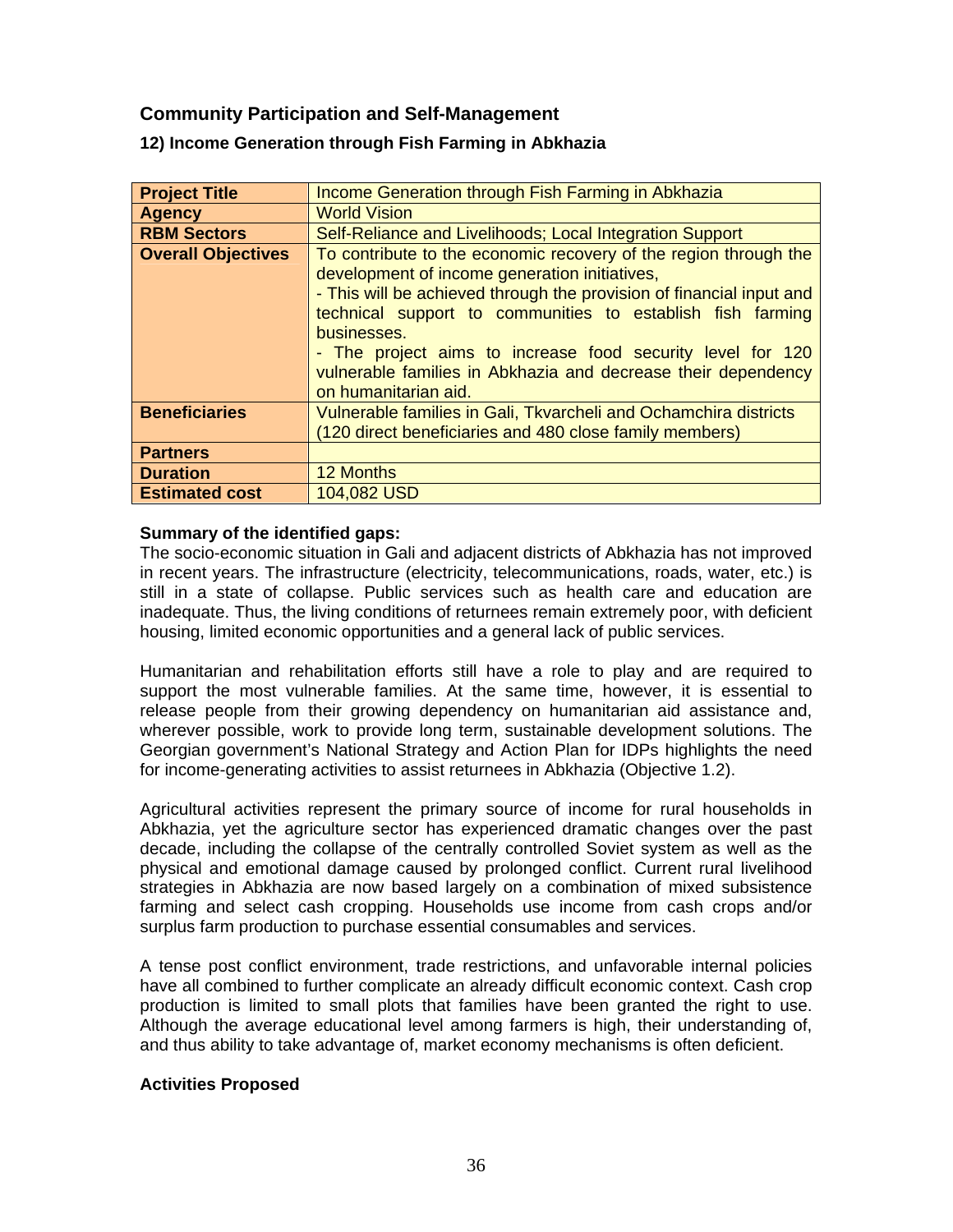## Community Participation and Self-Management

### 12) Income Generation through Fish Farming in Abkhazia

| **Project Title** | Income Generation through Fish Farming in Abkhazia |
|---|---|
| **Agency** | World Vision |
| **RBM Sectors** | Self-Reliance and Livelihoods; Local Integration Support |
| **Overall Objectives** | To contribute to the economic recovery of the region through the development of income generation initiatives,<br>- This will be achieved through the provision of financial input and technical support to communities to establish fish farming businesses.<br>- The project aims to increase food security level for 120 vulnerable families in Abkhazia and decrease their dependency on humanitarian aid. |
| **Beneficiaries** | Vulnerable families in Gali, Tkvarcheli and Ochamchira districts (120 direct beneficiaries and 480 close family members) |
| **Partners** | |
| **Duration** | 12 Months |
| **Estimated cost** | 104,082 USD |

**Summary of the identified gaps:**

The socio-economic situation in Gali and adjacent districts of Abkhazia has not improved in recent years. The infrastructure (electricity, telecommunications, roads, water, etc.) is still in a state of collapse. Public services such as health care and education are inadequate. Thus, the living conditions of returnees remain extremely poor, with deficient housing, limited economic opportunities and a general lack of public services.

Humanitarian and rehabilitation efforts still have a role to play and are required to support the most vulnerable families. At the same time, however, it is essential to release people from their growing dependency on humanitarian aid assistance and, wherever possible, work to provide long term, sustainable development solutions. The Georgian government's National Strategy and Action Plan for IDPs highlights the need for income-generating activities to assist returnees in Abkhazia (Objective 1.2).

Agricultural activities represent the primary source of income for rural households in Abkhazia, yet the agriculture sector has experienced dramatic changes over the past decade, including the collapse of the centrally controlled Soviet system as well as the physical and emotional damage caused by prolonged conflict. Current rural livelihood strategies in Abkhazia are now based largely on a combination of mixed subsistence farming and select cash cropping. Households use income from cash crops and/or surplus farm production to purchase essential consumables and services.

A tense post conflict environment, trade restrictions, and unfavorable internal policies have all combined to further complicate an already difficult economic context. Cash crop production is limited to small plots that families have been granted the right to use. Although the average educational level among farmers is high, their understanding of, and thus ability to take advantage of, market economy mechanisms is often deficient.

**Activities Proposed**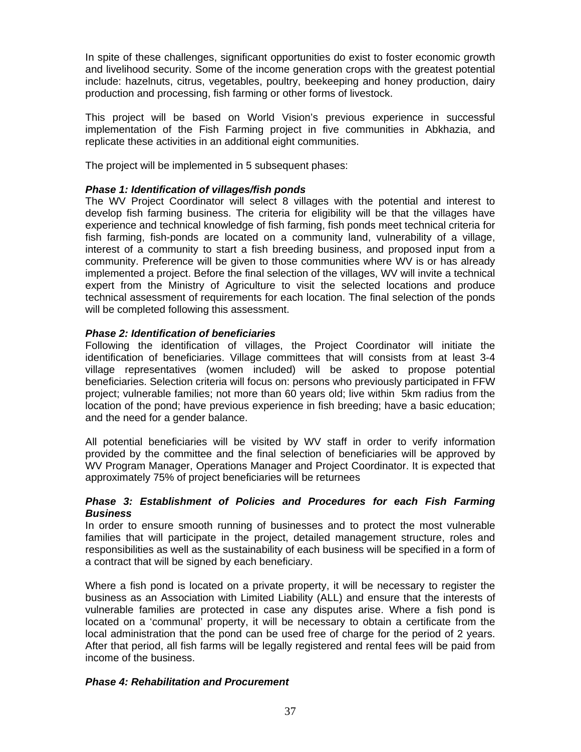In spite of these challenges, significant opportunities do exist to foster economic growth and livelihood security. Some of the income generation crops with the greatest potential include: hazelnuts, citrus, vegetables, poultry, beekeeping and honey production, dairy production and processing, fish farming or other forms of livestock.

This project will be based on World Vision's previous experience in successful implementation of the Fish Farming project in five communities in Abkhazia, and replicate these activities in an additional eight communities.

The project will be implemented in 5 subsequent phases:

***Phase 1: Identification of villages/fish ponds***

The WV Project Coordinator will select 8 villages with the potential and interest to develop fish farming business. The criteria for eligibility will be that the villages have experience and technical knowledge of fish farming, fish ponds meet technical criteria for fish farming, fish-ponds are located on a community land, vulnerability of a village, interest of a community to start a fish breeding business, and proposed input from a community. Preference will be given to those communities where WV is or has already implemented a project. Before the final selection of the villages, WV will invite a technical expert from the Ministry of Agriculture to visit the selected locations and produce technical assessment of requirements for each location. The final selection of the ponds will be completed following this assessment.

***Phase 2: Identification of beneficiaries***

Following the identification of villages, the Project Coordinator will initiate the identification of beneficiaries. Village committees that will consists from at least 3-4 village representatives (women included) will be asked to propose potential beneficiaries. Selection criteria will focus on: persons who previously participated in FFW project; vulnerable families; not more than 60 years old; live within 5km radius from the location of the pond; have previous experience in fish breeding; have a basic education; and the need for a gender balance.

All potential beneficiaries will be visited by WV staff in order to verify information provided by the committee and the final selection of beneficiaries will be approved by WV Program Manager, Operations Manager and Project Coordinator. It is expected that approximately 75% of project beneficiaries will be returnees

***Phase 3: Establishment of Policies and Procedures for each Fish Farming Business***

In order to ensure smooth running of businesses and to protect the most vulnerable families that will participate in the project, detailed management structure, roles and responsibilities as well as the sustainability of each business will be specified in a form of a contract that will be signed by each beneficiary.

Where a fish pond is located on a private property, it will be necessary to register the business as an Association with Limited Liability (ALL) and ensure that the interests of vulnerable families are protected in case any disputes arise. Where a fish pond is located on a 'communal' property, it will be necessary to obtain a certificate from the local administration that the pond can be used free of charge for the period of 2 years. After that period, all fish farms will be legally registered and rental fees will be paid from income of the business.

***Phase 4: Rehabilitation and Procurement***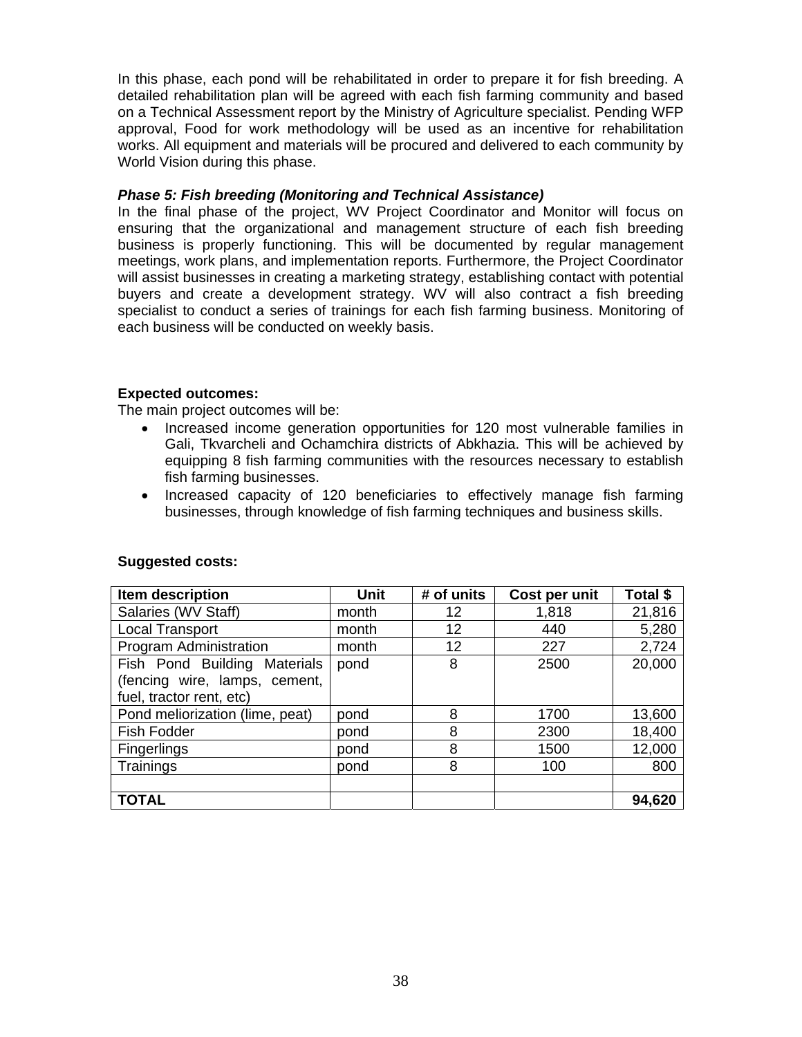In this phase, each pond will be rehabilitated in order to prepare it for fish breeding. A detailed rehabilitation plan will be agreed with each fish farming community and based on a Technical Assessment report by the Ministry of Agriculture specialist. Pending WFP approval, Food for work methodology will be used as an incentive for rehabilitation works. All equipment and materials will be procured and delivered to each community by World Vision during this phase.

***Phase 5: Fish breeding (Monitoring and Technical Assistance)***

In the final phase of the project, WV Project Coordinator and Monitor will focus on ensuring that the organizational and management structure of each fish breeding business is properly functioning. This will be documented by regular management meetings, work plans, and implementation reports. Furthermore, the Project Coordinator will assist businesses in creating a marketing strategy, establishing contact with potential buyers and create a development strategy. WV will also contract a fish breeding specialist to conduct a series of trainings for each fish farming business. Monitoring of each business will be conducted on weekly basis.

**Expected outcomes:**

The main project outcomes will be:

- Increased income generation opportunities for 120 most vulnerable families in Gali, Tkvarcheli and Ochamchira districts of Abkhazia. This will be achieved by equipping 8 fish farming communities with the resources necessary to establish fish farming businesses.
- Increased capacity of 120 beneficiaries to effectively manage fish farming businesses, through knowledge of fish farming techniques and business skills.

**Suggested costs:**

| Item description | Unit | # of units | Cost per unit | Total $ |
|---|---|---|---|---|
| Salaries (WV Staff) | month | 12 | 1,818 | 21,816 |
| Local Transport | month | 12 | 440 | 5,280 |
| Program Administration | month | 12 | 227 | 2,724 |
| Fish Pond Building Materials (fencing wire, lamps, cement, fuel, tractor rent, etc) | pond | 8 | 2500 | 20,000 |
| Pond meliorization (lime, peat) | pond | 8 | 1700 | 13,600 |
| Fish Fodder | pond | 8 | 2300 | 18,400 |
| Fingerlings | pond | 8 | 1500 | 12,000 |
| Trainings | pond | 8 | 100 | 800 |
| | | | | |
| **TOTAL** | | | | **94,620** |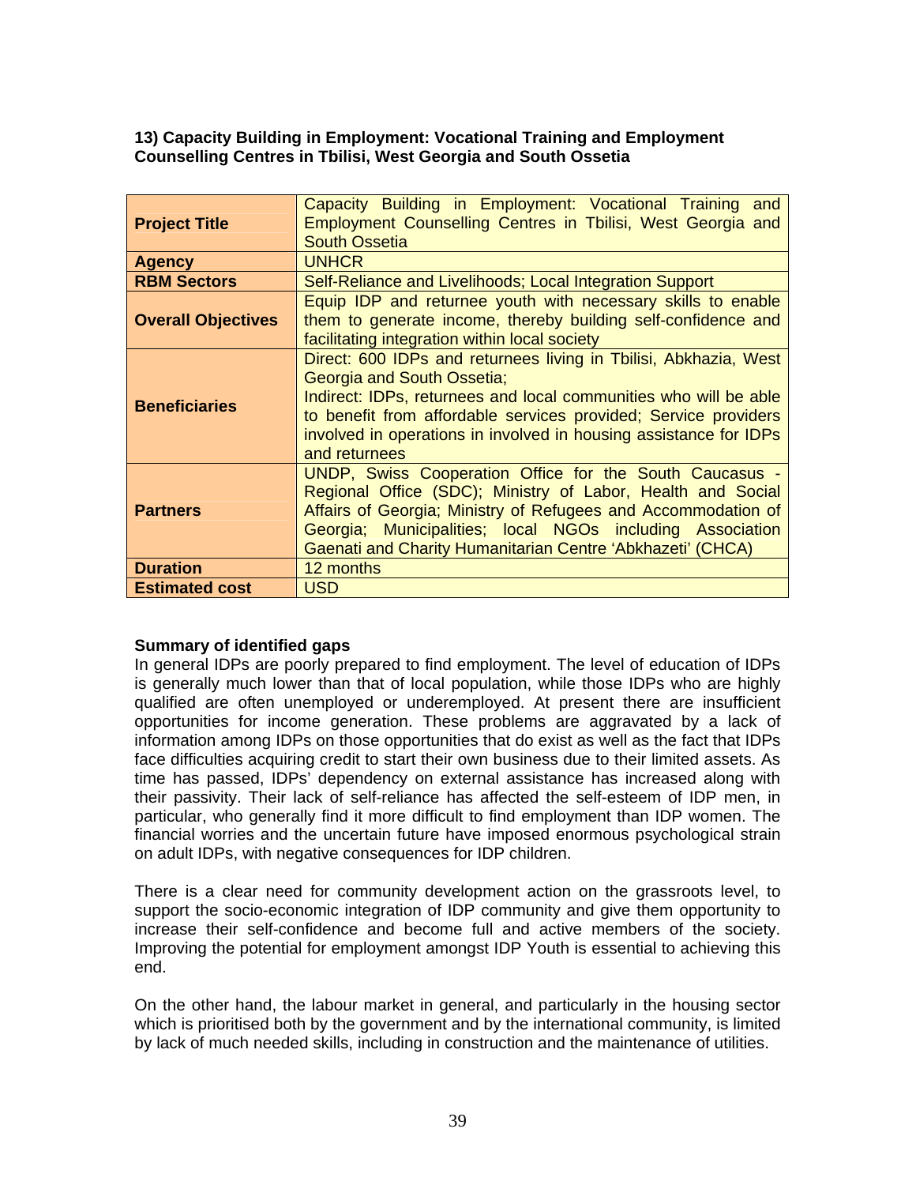### 13) Capacity Building in Employment: Vocational Training and Employment Counselling Centres in Tbilisi, West Georgia and South Ossetia

| | |
|---|---|
| **Project Title** | Capacity Building in Employment: Vocational Training and Employment Counselling Centres in Tbilisi, West Georgia and South Ossetia |
| **Agency** | UNHCR |
| **RBM Sectors** | Self-Reliance and Livelihoods; Local Integration Support |
| **Overall Objectives** | Equip IDP and returnee youth with necessary skills to enable them to generate income, thereby building self-confidence and facilitating integration within local society |
| **Beneficiaries** | Direct: 600 IDPs and returnees living in Tbilisi, Abkhazia, West Georgia and South Ossetia; Indirect: IDPs, returnees and local communities who will be able to benefit from affordable services provided; Service providers involved in operations in involved in housing assistance for IDPs and returnees |
| **Partners** | UNDP, Swiss Cooperation Office for the South Caucasus - Regional Office (SDC); Ministry of Labor, Health and Social Affairs of Georgia; Ministry of Refugees and Accommodation of Georgia; Municipalities; local NGOs including Association Gaenati and Charity Humanitarian Centre 'Abkhazeti' (CHCA) |
| **Duration** | 12 months |
| **Estimated cost** | USD |

**Summary of identified gaps**

In general IDPs are poorly prepared to find employment. The level of education of IDPs is generally much lower than that of local population, while those IDPs who are highly qualified are often unemployed or underemployed. At present there are insufficient opportunities for income generation. These problems are aggravated by a lack of information among IDPs on those opportunities that do exist as well as the fact that IDPs face difficulties acquiring credit to start their own business due to their limited assets. As time has passed, IDPs' dependency on external assistance has increased along with their passivity. Their lack of self-reliance has affected the self-esteem of IDP men, in particular, who generally find it more difficult to find employment than IDP women. The financial worries and the uncertain future have imposed enormous psychological strain on adult IDPs, with negative consequences for IDP children.

There is a clear need for community development action on the grassroots level, to support the socio-economic integration of IDP community and give them opportunity to increase their self-confidence and become full and active members of the society. Improving the potential for employment amongst IDP Youth is essential to achieving this end.

On the other hand, the labour market in general, and particularly in the housing sector which is prioritised both by the government and by the international community, is limited by lack of much needed skills, including in construction and the maintenance of utilities.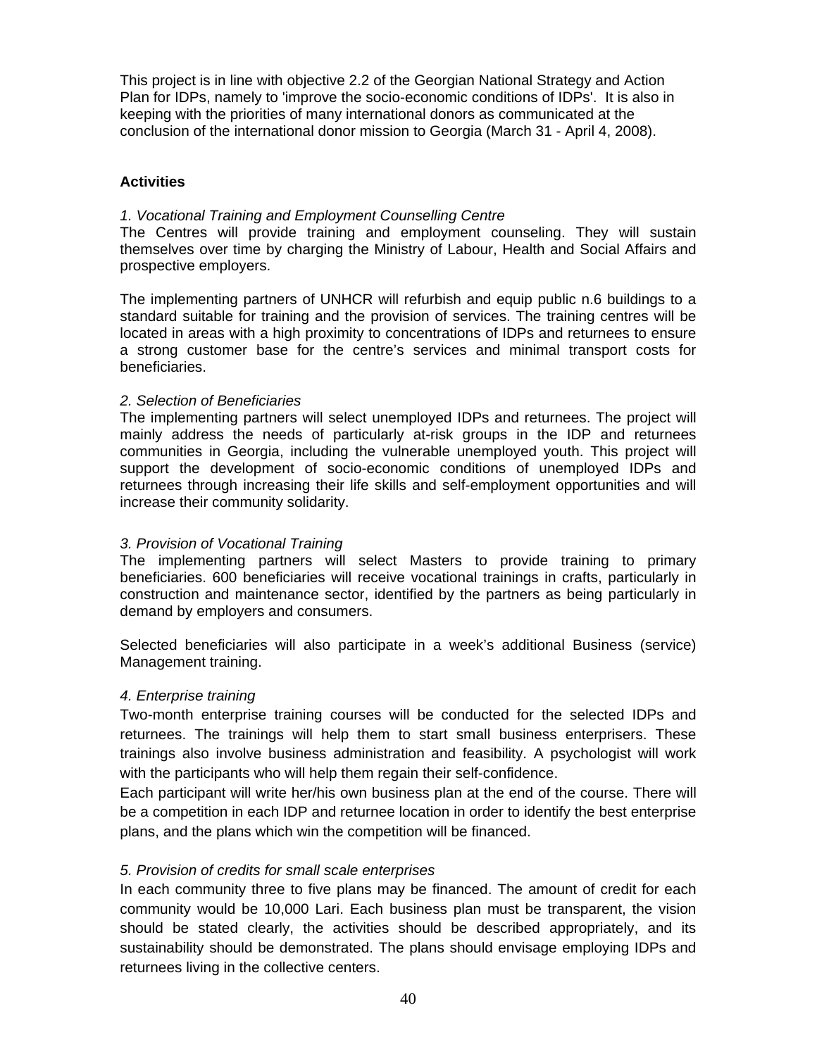This project is in line with objective 2.2 of the Georgian National Strategy and Action Plan for IDPs, namely to 'improve the socio-economic conditions of IDPs'. It is also in keeping with the priorities of many international donors as communicated at the conclusion of the international donor mission to Georgia (March 31 - April 4, 2008).

**Activities**

*1. Vocational Training and Employment Counselling Centre*

The Centres will provide training and employment counseling. They will sustain themselves over time by charging the Ministry of Labour, Health and Social Affairs and prospective employers.

The implementing partners of UNHCR will refurbish and equip public n.6 buildings to a standard suitable for training and the provision of services. The training centres will be located in areas with a high proximity to concentrations of IDPs and returnees to ensure a strong customer base for the centre's services and minimal transport costs for beneficiaries.

*2. Selection of Beneficiaries*

The implementing partners will select unemployed IDPs and returnees. The project will mainly address the needs of particularly at-risk groups in the IDP and returnees communities in Georgia, including the vulnerable unemployed youth. This project will support the development of socio-economic conditions of unemployed IDPs and returnees through increasing their life skills and self-employment opportunities and will increase their community solidarity.

*3. Provision of Vocational Training*

The implementing partners will select Masters to provide training to primary beneficiaries. 600 beneficiaries will receive vocational trainings in crafts, particularly in construction and maintenance sector, identified by the partners as being particularly in demand by employers and consumers.

Selected beneficiaries will also participate in a week's additional Business (service) Management training.

*4. Enterprise training*

Two-month enterprise training courses will be conducted for the selected IDPs and returnees. The trainings will help them to start small business enterprisers. These trainings also involve business administration and feasibility. A psychologist will work with the participants who will help them regain their self-confidence.

Each participant will write her/his own business plan at the end of the course. There will be a competition in each IDP and returnee location in order to identify the best enterprise plans, and the plans which win the competition will be financed.

*5. Provision of credits for small scale enterprises*

In each community three to five plans may be financed. The amount of credit for each community would be 10,000 Lari. Each business plan must be transparent, the vision should be stated clearly, the activities should be described appropriately, and its sustainability should be demonstrated. The plans should envisage employing IDPs and returnees living in the collective centers.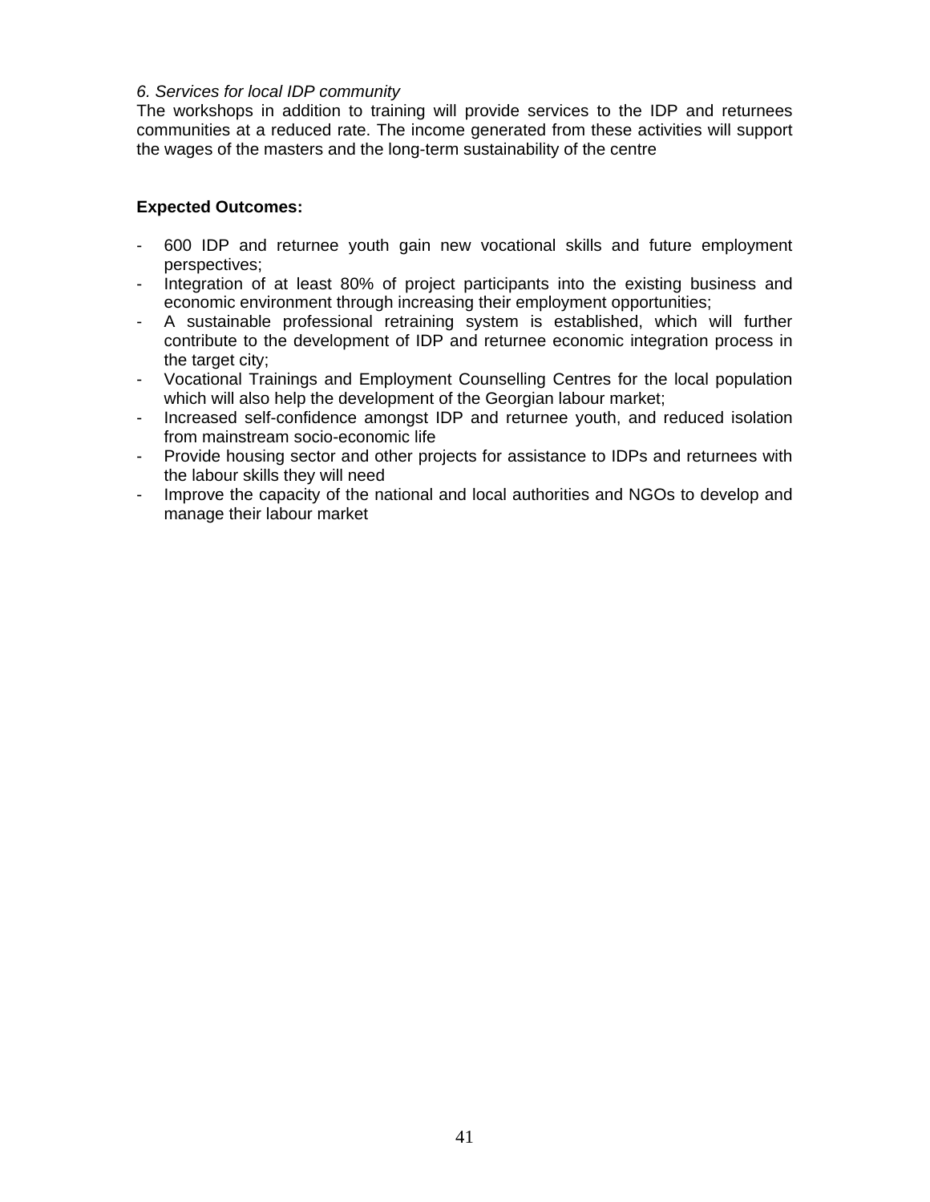*6. Services for local IDP community*
The workshops in addition to training will provide services to the IDP and returnees communities at a reduced rate. The income generated from these activities will support the wages of the masters and the long-term sustainability of the centre

**Expected Outcomes:**

- 600 IDP and returnee youth gain new vocational skills and future employment perspectives;
- Integration of at least 80% of project participants into the existing business and economic environment through increasing their employment opportunities;
- A sustainable professional retraining system is established, which will further contribute to the development of IDP and returnee economic integration process in the target city;
- Vocational Trainings and Employment Counselling Centres for the local population which will also help the development of the Georgian labour market;
- Increased self-confidence amongst IDP and returnee youth, and reduced isolation from mainstream socio-economic life
- Provide housing sector and other projects for assistance to IDPs and returnees with the labour skills they will need
- Improve the capacity of the national and local authorities and NGOs to develop and manage their labour market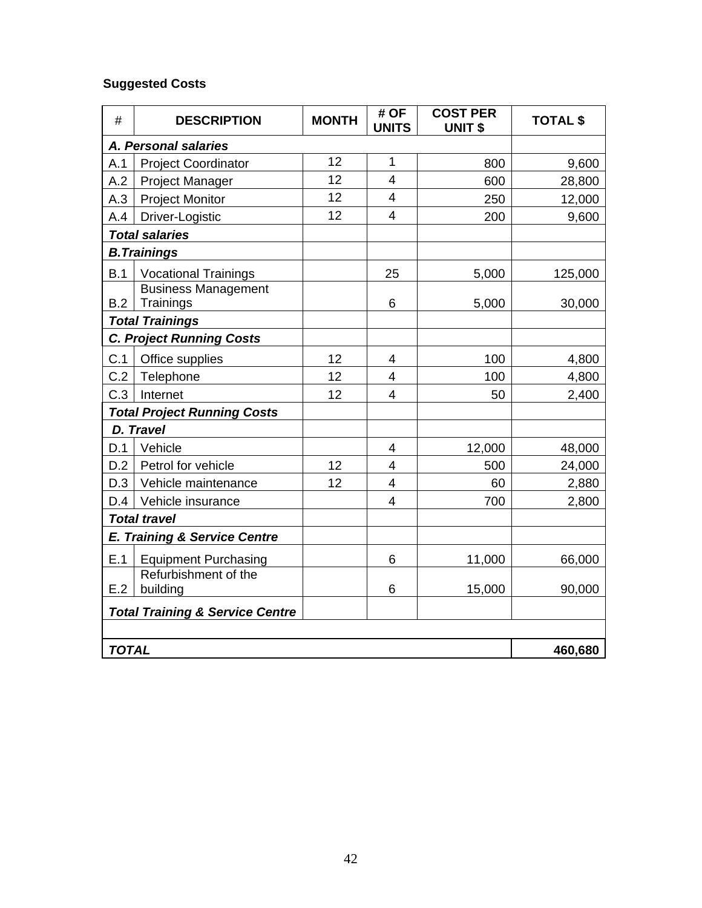**Suggested Costs**

| # | DESCRIPTION | MONTH | # OF UNITS | COST PER UNIT $ | TOTAL $ |
|---|---|---|---|---|---|
| ***A. Personal salaries*** | | | | | |
| A.1 | Project Coordinator | 12 | 1 | 800 | 9,600 |
| A.2 | Project Manager | 12 | 4 | 600 | 28,800 |
| A.3 | Project Monitor | 12 | 4 | 250 | 12,000 |
| A.4 | Driver-Logistic | 12 | 4 | 200 | 9,600 |
| ***Total salaries*** | | | | | |
| ***B.Trainings*** | | | | | |
| B.1 | Vocational Trainings | | 25 | 5,000 | 125,000 |
| B.2 | Business Management Trainings | | 6 | 5,000 | 30,000 |
| ***Total Trainings*** | | | | | |
| ***C. Project Running Costs*** | | | | | |
| C.1 | Office supplies | 12 | 4 | 100 | 4,800 |
| C.2 | Telephone | 12 | 4 | 100 | 4,800 |
| C.3 | Internet | 12 | 4 | 50 | 2,400 |
| ***Total Project Running Costs*** | | | | | |
| ***D. Travel*** | | | | | |
| D.1 | Vehicle | | 4 | 12,000 | 48,000 |
| D.2 | Petrol for vehicle | 12 | 4 | 500 | 24,000 |
| D.3 | Vehicle maintenance | 12 | 4 | 60 | 2,880 |
| D.4 | Vehicle insurance | | 4 | 700 | 2,800 |
| ***Total travel*** | | | | | |
| ***E. Training & Service Centre*** | | | | | |
| E.1 | Equipment Purchasing | | 6 | 11,000 | 66,000 |
| E.2 | Refurbishment of the building | | 6 | 15,000 | 90,000 |
| ***Total Training & Service Centre*** | | | | | |
| | | | | | |
| ***TOTAL*** | | | | | **460,680** |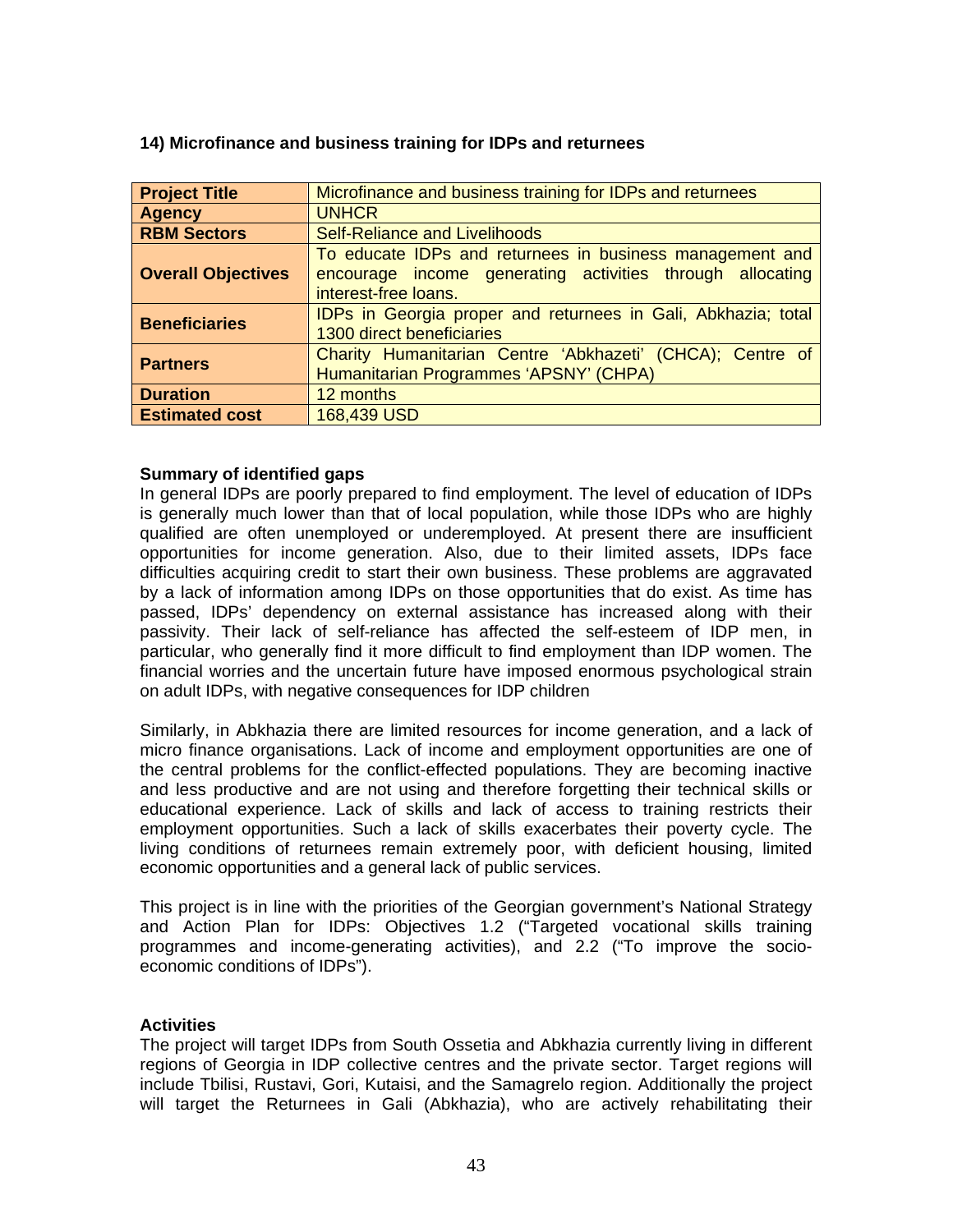**14) Microfinance and business training for IDPs and returnees**

| **Project Title** | Microfinance and business training for IDPs and returnees |
|---|---|
| **Agency** | UNHCR |
| **RBM Sectors** | Self-Reliance and Livelihoods |
| **Overall Objectives** | To educate IDPs and returnees in business management and encourage income generating activities through allocating interest-free loans. |
| **Beneficiaries** | IDPs in Georgia proper and returnees in Gali, Abkhazia; total 1300 direct beneficiaries |
| **Partners** | Charity Humanitarian Centre 'Abkhazeti' (CHCA); Centre of Humanitarian Programmes 'APSNY' (CHPA) |
| **Duration** | 12 months |
| **Estimated cost** | 168,439 USD |

**Summary of identified gaps**

In general IDPs are poorly prepared to find employment. The level of education of IDPs is generally much lower than that of local population, while those IDPs who are highly qualified are often unemployed or underemployed. At present there are insufficient opportunities for income generation. Also, due to their limited assets, IDPs face difficulties acquiring credit to start their own business. These problems are aggravated by a lack of information among IDPs on those opportunities that do exist. As time has passed, IDPs' dependency on external assistance has increased along with their passivity. Their lack of self-reliance has affected the self-esteem of IDP men, in particular, who generally find it more difficult to find employment than IDP women. The financial worries and the uncertain future have imposed enormous psychological strain on adult IDPs, with negative consequences for IDP children

Similarly, in Abkhazia there are limited resources for income generation, and a lack of micro finance organisations. Lack of income and employment opportunities are one of the central problems for the conflict-effected populations. They are becoming inactive and less productive and are not using and therefore forgetting their technical skills or educational experience. Lack of skills and lack of access to training restricts their employment opportunities. Such a lack of skills exacerbates their poverty cycle. The living conditions of returnees remain extremely poor, with deficient housing, limited economic opportunities and a general lack of public services.

This project is in line with the priorities of the Georgian government's National Strategy and Action Plan for IDPs: Objectives 1.2 ("Targeted vocational skills training programmes and income-generating activities), and 2.2 ("To improve the socio-economic conditions of IDPs").

**Activities**

The project will target IDPs from South Ossetia and Abkhazia currently living in different regions of Georgia in IDP collective centres and the private sector. Target regions will include Tbilisi, Rustavi, Gori, Kutaisi, and the Samagrelo region. Additionally the project will target the Returnees in Gali (Abkhazia), who are actively rehabilitating their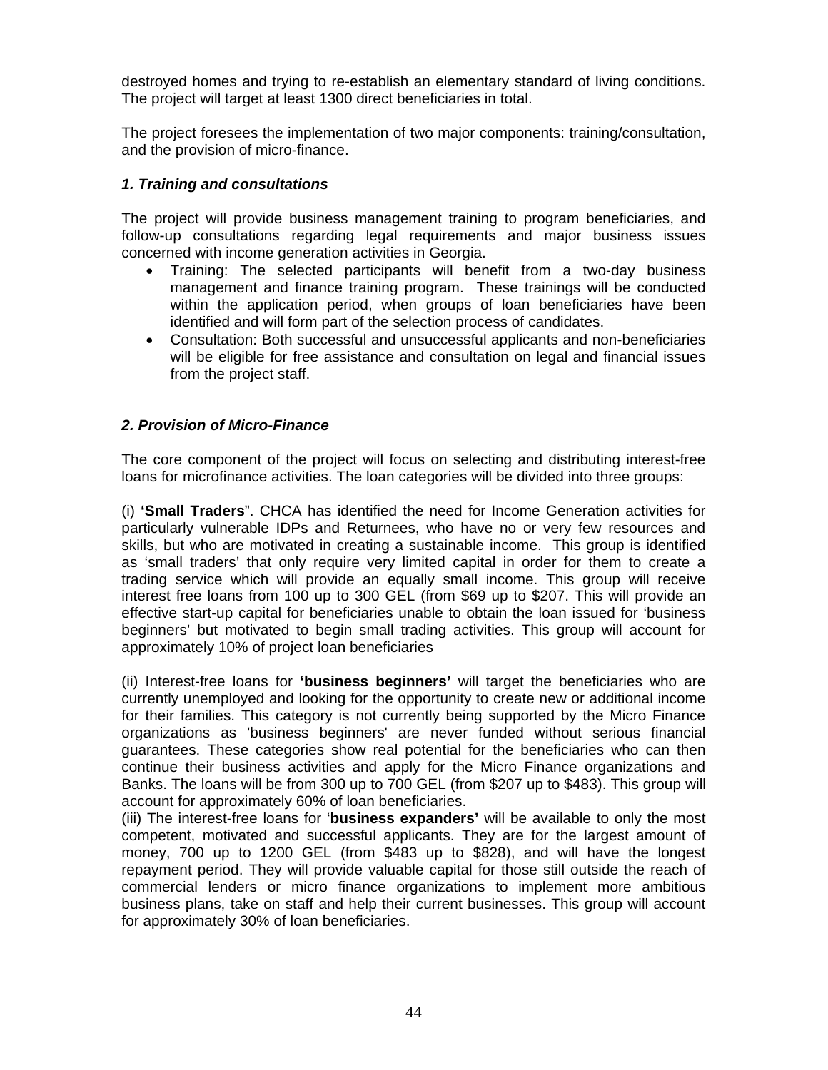destroyed homes and trying to re-establish an elementary standard of living conditions. The project will target at least 1300 direct beneficiaries in total.

The project foresees the implementation of two major components: training/consultation, and the provision of micro-finance.

### *1. Training and consultations*

The project will provide business management training to program beneficiaries, and follow-up consultations regarding legal requirements and major business issues concerned with income generation activities in Georgia.

- Training: The selected participants will benefit from a two-day business management and finance training program. These trainings will be conducted within the application period, when groups of loan beneficiaries have been identified and will form part of the selection process of candidates.
- Consultation: Both successful and unsuccessful applicants and non-beneficiaries will be eligible for free assistance and consultation on legal and financial issues from the project staff.

### *2. Provision of Micro-Finance*

The core component of the project will focus on selecting and distributing interest-free loans for microfinance activities. The loan categories will be divided into three groups:

(i) **'Small Traders**". CHCA has identified the need for Income Generation activities for particularly vulnerable IDPs and Returnees, who have no or very few resources and skills, but who are motivated in creating a sustainable income. This group is identified as 'small traders' that only require very limited capital in order for them to create a trading service which will provide an equally small income. This group will receive interest free loans from 100 up to 300 GEL (from $69 up to $207. This will provide an effective start-up capital for beneficiaries unable to obtain the loan issued for 'business beginners' but motivated to begin small trading activities. This group will account for approximately 10% of project loan beneficiaries

(ii) Interest-free loans for **'business beginners'** will target the beneficiaries who are currently unemployed and looking for the opportunity to create new or additional income for their families. This category is not currently being supported by the Micro Finance organizations as 'business beginners' are never funded without serious financial guarantees. These categories show real potential for the beneficiaries who can then continue their business activities and apply for the Micro Finance organizations and Banks. The loans will be from 300 up to 700 GEL (from $207 up to $483). This group will account for approximately 60% of loan beneficiaries.

(iii) The interest-free loans for '**business expanders'** will be available to only the most competent, motivated and successful applicants. They are for the largest amount of money, 700 up to 1200 GEL (from $483 up to $828), and will have the longest repayment period. They will provide valuable capital for those still outside the reach of commercial lenders or micro finance organizations to implement more ambitious business plans, take on staff and help their current businesses. This group will account for approximately 30% of loan beneficiaries.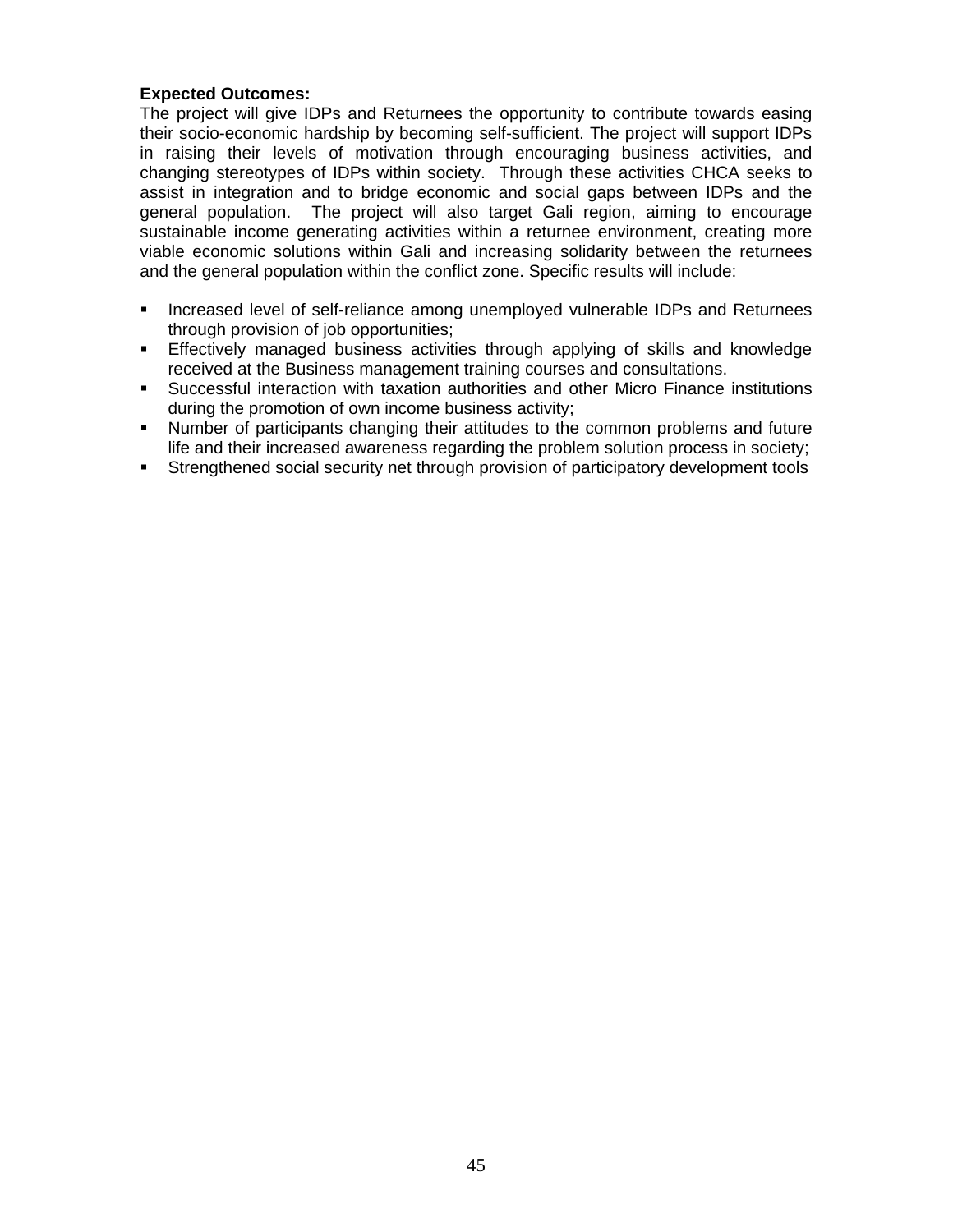**Expected Outcomes:**
The project will give IDPs and Returnees the opportunity to contribute towards easing their socio-economic hardship by becoming self-sufficient. The project will support IDPs in raising their levels of motivation through encouraging business activities, and changing stereotypes of IDPs within society. Through these activities CHCA seeks to assist in integration and to bridge economic and social gaps between IDPs and the general population. The project will also target Gali region, aiming to encourage sustainable income generating activities within a returnee environment, creating more viable economic solutions within Gali and increasing solidarity between the returnees and the general population within the conflict zone. Specific results will include:

- Increased level of self-reliance among unemployed vulnerable IDPs and Returnees through provision of job opportunities;
- Effectively managed business activities through applying of skills and knowledge received at the Business management training courses and consultations.
- Successful interaction with taxation authorities and other Micro Finance institutions during the promotion of own income business activity;
- Number of participants changing their attitudes to the common problems and future life and their increased awareness regarding the problem solution process in society;
- Strengthened social security net through provision of participatory development tools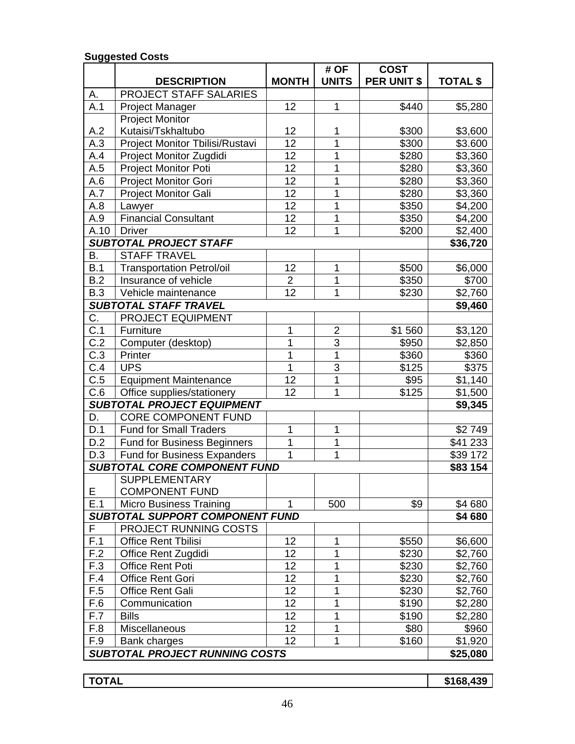**Suggested Costs**

| | DESCRIPTION | MONTH | # OF UNITS | COST PER UNIT $ | TOTAL $ |
|---|---|---|---|---|---|
| A. | PROJECT STAFF SALARIES | | | | |
| A.1 | Project Manager | 12 | 1 | $440 | $5,280 |
| A.2 | Project Monitor Kutaisi/Tskhaltubo | 12 | 1 | $300 | $3,600 |
| A.3 | Project Monitor Tbilisi/Rustavi | 12 | 1 | $300 | $3.600 |
| A.4 | Project Monitor Zugdidi | 12 | 1 | $280 | $3,360 |
| A.5 | Project Monitor Poti | 12 | 1 | $280 | $3,360 |
| A.6 | Project Monitor Gori | 12 | 1 | $280 | $3,360 |
| A.7 | Project Monitor Gali | 12 | 1 | $280 | $3,360 |
| A.8 | Lawyer | 12 | 1 | $350 | $4,200 |
| A.9 | Financial Consultant | 12 | 1 | $350 | $4,200 |
| A.10 | Driver | 12 | 1 | $200 | $2,400 |
| ***SUBTOTAL PROJECT STAFF*** | | | | | **$36,720** |
| B. | STAFF TRAVEL | | | | |
| B.1 | Transportation Petrol/oil | 12 | 1 | $500 | $6,000 |
| B.2 | Insurance of vehicle | 2 | 1 | $350 | $700 |
| B.3 | Vehicle maintenance | 12 | 1 | $230 | $2,760 |
| ***SUBTOTAL STAFF TRAVEL*** | | | | | **$9,460** |
| C. | PROJECT EQUIPMENT | | | | |
| C.1 | Furniture | 1 | 2 | $1 560 | $3,120 |
| C.2 | Computer (desktop) | 1 | 3 | $950 | $2,850 |
| C.3 | Printer | 1 | 1 | $360 | $360 |
| C.4 | UPS | 1 | 3 | $125 | $375 |
| C.5 | Equipment Maintenance | 12 | 1 | $95 | $1,140 |
| C.6 | Office supplies/stationery | 12 | 1 | $125 | $1,500 |
| ***SUBTOTAL PROJECT EQUIPMENT*** | | | | | **$9,345** |
| D. | CORE COMPONENT FUND | | | | |
| D.1 | Fund for Small Traders | 1 | 1 | | $2 749 |
| D.2 | Fund for Business Beginners | 1 | 1 | | $41 233 |
| D.3 | Fund for Business Expanders | 1 | 1 | | $39 172 |
| ***SUBTOTAL CORE COMPONENT FUND*** | | | | | **$83 154** |
| E | SUPPLEMENTARY COMPONENT FUND | | | | |
| E.1 | Micro Business Training | 1 | 500 | $9 | $4 680 |
| ***SUBTOTAL SUPPORT COMPONENT FUND*** | | | | | **$4 680** |
| F | PROJECT RUNNING COSTS | | | | |
| F.1 | Office Rent Tbilisi | 12 | 1 | $550 | $6,600 |
| F.2 | Office Rent Zugdidi | 12 | 1 | $230 | $2,760 |
| F.3 | Office Rent Poti | 12 | 1 | $230 | $2,760 |
| F.4 | Office Rent Gori | 12 | 1 | $230 | $2,760 |
| F.5 | Office Rent Gali | 12 | 1 | $230 | $2,760 |
| F.6 | Communication | 12 | 1 | $190 | $2,280 |
| F.7 | Bills | 12 | 1 | $190 | $2,280 |
| F.8 | Miscellaneous | 12 | 1 | $80 | $960 |
| F.9 | Bank charges | 12 | 1 | $160 | $1,920 |
| ***SUBTOTAL PROJECT RUNNING COSTS*** | | | | | **$25,080** |

| **TOTAL** | **$168,439** |
|---|---|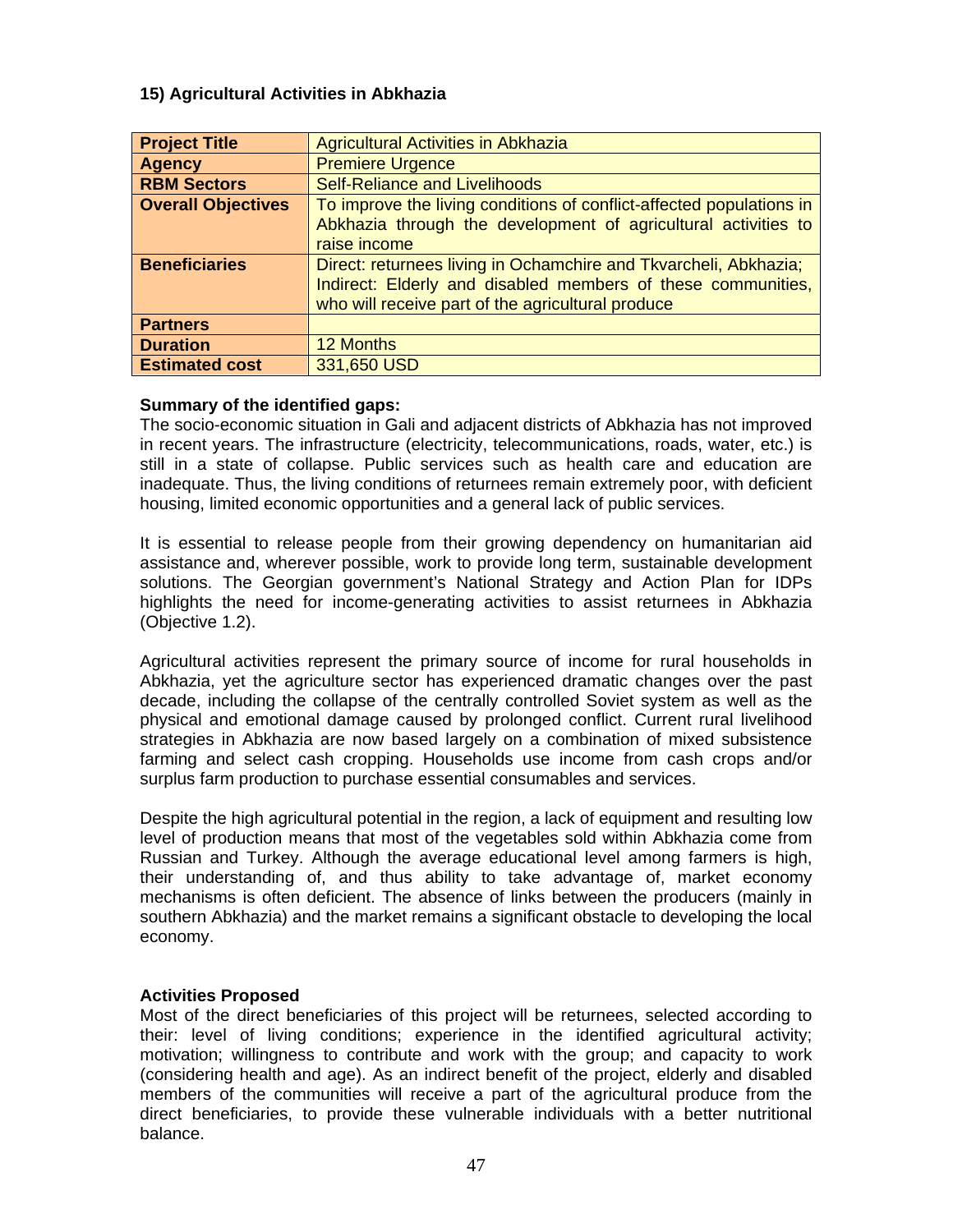### 15) Agricultural Activities in Abkhazia

| Project Title | Agricultural Activities in Abkhazia |
|---|---|
| **Agency** | Premiere Urgence |
| **RBM Sectors** | Self-Reliance and Livelihoods |
| **Overall Objectives** | To improve the living conditions of conflict-affected populations in Abkhazia through the development of agricultural activities to raise income |
| **Beneficiaries** | Direct: returnees living in Ochamchire and Tkvarcheli, Abkhazia; Indirect: Elderly and disabled members of these communities, who will receive part of the agricultural produce |
| **Partners** | |
| **Duration** | 12 Months |
| **Estimated cost** | 331,650 USD |

**Summary of the identified gaps:**

The socio-economic situation in Gali and adjacent districts of Abkhazia has not improved in recent years. The infrastructure (electricity, telecommunications, roads, water, etc.) is still in a state of collapse. Public services such as health care and education are inadequate. Thus, the living conditions of returnees remain extremely poor, with deficient housing, limited economic opportunities and a general lack of public services.

It is essential to release people from their growing dependency on humanitarian aid assistance and, wherever possible, work to provide long term, sustainable development solutions. The Georgian government's National Strategy and Action Plan for IDPs highlights the need for income-generating activities to assist returnees in Abkhazia (Objective 1.2).

Agricultural activities represent the primary source of income for rural households in Abkhazia, yet the agriculture sector has experienced dramatic changes over the past decade, including the collapse of the centrally controlled Soviet system as well as the physical and emotional damage caused by prolonged conflict. Current rural livelihood strategies in Abkhazia are now based largely on a combination of mixed subsistence farming and select cash cropping. Households use income from cash crops and/or surplus farm production to purchase essential consumables and services.

Despite the high agricultural potential in the region, a lack of equipment and resulting low level of production means that most of the vegetables sold within Abkhazia come from Russian and Turkey. Although the average educational level among farmers is high, their understanding of, and thus ability to take advantage of, market economy mechanisms is often deficient. The absence of links between the producers (mainly in southern Abkhazia) and the market remains a significant obstacle to developing the local economy.

**Activities Proposed**

Most of the direct beneficiaries of this project will be returnees, selected according to their: level of living conditions; experience in the identified agricultural activity; motivation; willingness to contribute and work with the group; and capacity to work (considering health and age). As an indirect benefit of the project, elderly and disabled members of the communities will receive a part of the agricultural produce from the direct beneficiaries, to provide these vulnerable individuals with a better nutritional balance.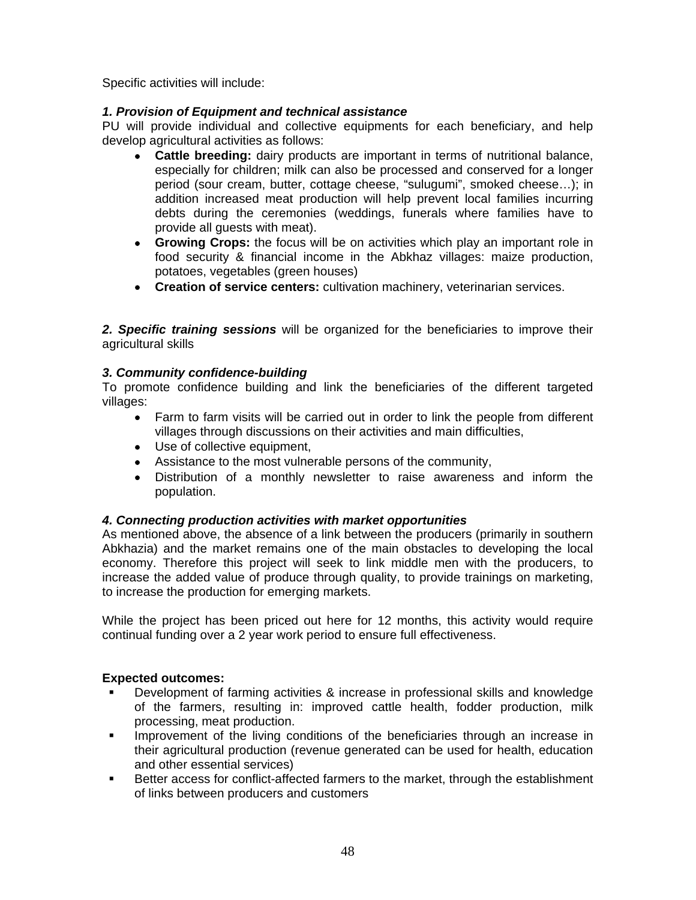Specific activities will include:

***1. Provision of Equipment and technical assistance***

PU will provide individual and collective equipments for each beneficiary, and help develop agricultural activities as follows:

- **Cattle breeding:** dairy products are important in terms of nutritional balance, especially for children; milk can also be processed and conserved for a longer period (sour cream, butter, cottage cheese, "sulugumi", smoked cheese…); in addition increased meat production will help prevent local families incurring debts during the ceremonies (weddings, funerals where families have to provide all guests with meat).
- **Growing Crops:** the focus will be on activities which play an important role in food security & financial income in the Abkhaz villages: maize production, potatoes, vegetables (green houses)
- **Creation of service centers:** cultivation machinery, veterinarian services.

***2. Specific training sessions*** will be organized for the beneficiaries to improve their agricultural skills

***3. Community confidence-building***

To promote confidence building and link the beneficiaries of the different targeted villages:

- Farm to farm visits will be carried out in order to link the people from different villages through discussions on their activities and main difficulties,
- Use of collective equipment,
- Assistance to the most vulnerable persons of the community,
- Distribution of a monthly newsletter to raise awareness and inform the population.

***4. Connecting production activities with market opportunities***

As mentioned above, the absence of a link between the producers (primarily in southern Abkhazia) and the market remains one of the main obstacles to developing the local economy. Therefore this project will seek to link middle men with the producers, to increase the added value of produce through quality, to provide trainings on marketing, to increase the production for emerging markets.

While the project has been priced out here for 12 months, this activity would require continual funding over a 2 year work period to ensure full effectiveness.

**Expected outcomes:**

- Development of farming activities & increase in professional skills and knowledge of the farmers, resulting in: improved cattle health, fodder production, milk processing, meat production.
- Improvement of the living conditions of the beneficiaries through an increase in their agricultural production (revenue generated can be used for health, education and other essential services)
- Better access for conflict-affected farmers to the market, through the establishment of links between producers and customers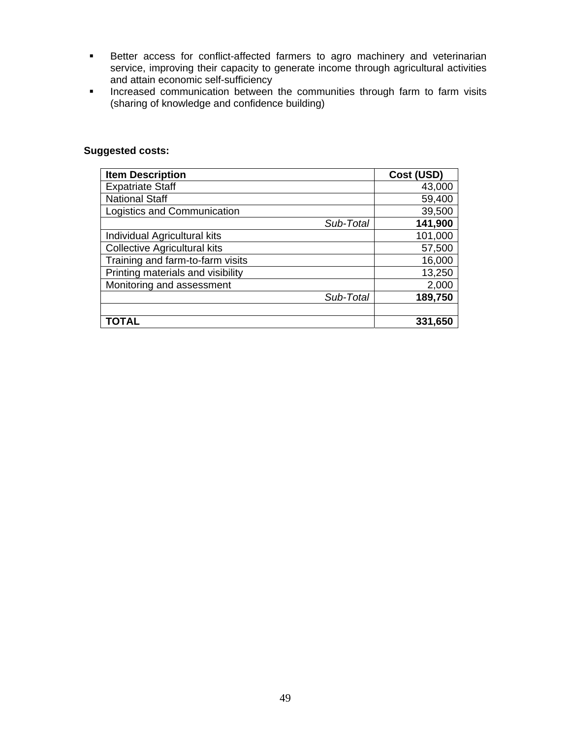- Better access for conflict-affected farmers to agro machinery and veterinarian service, improving their capacity to generate income through agricultural activities and attain economic self-sufficiency
- Increased communication between the communities through farm to farm visits (sharing of knowledge and confidence building)

**Suggested costs:**

| **Item Description** | **Cost (USD)** |
|---|---|
| Expatriate Staff | 43,000 |
| National Staff | 59,400 |
| Logistics and Communication | 39,500 |
| *Sub-Total* | **141,900** |
| Individual Agricultural kits | 101,000 |
| Collective Agricultural kits | 57,500 |
| Training and farm-to-farm visits | 16,000 |
| Printing materials and visibility | 13,250 |
| Monitoring and assessment | 2,000 |
| *Sub-Total* | **189,750** |
| | |
| **TOTAL** | **331,650** |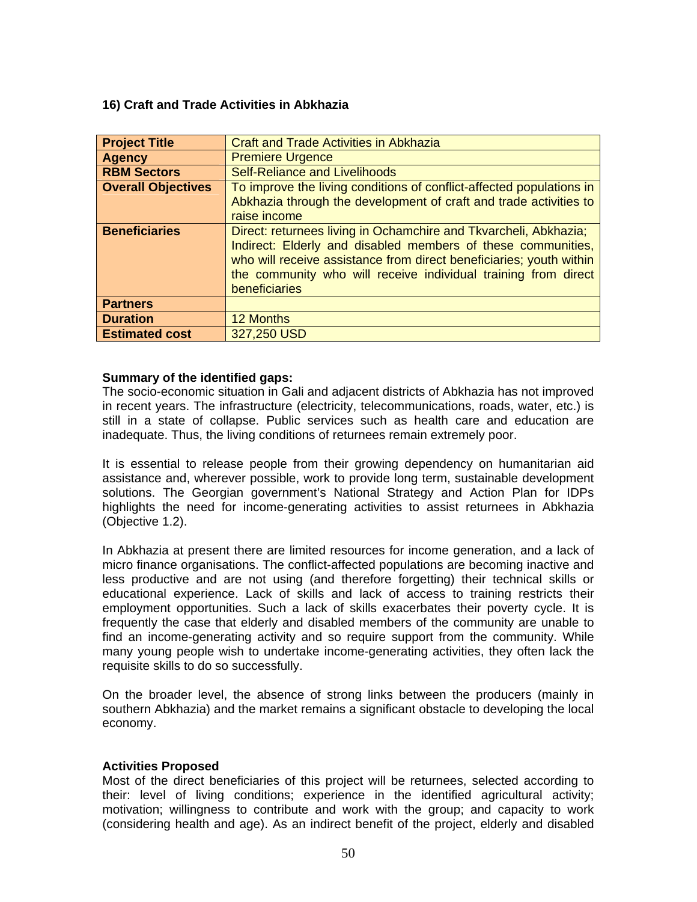### 16) Craft and Trade Activities in Abkhazia

| **Project Title** | Craft and Trade Activities in Abkhazia |
|---|---|
| **Agency** | Premiere Urgence |
| **RBM Sectors** | Self-Reliance and Livelihoods |
| **Overall Objectives** | To improve the living conditions of conflict-affected populations in Abkhazia through the development of craft and trade activities to raise income |
| **Beneficiaries** | Direct: returnees living in Ochamchire and Tkvarcheli, Abkhazia; Indirect: Elderly and disabled members of these communities, who will receive assistance from direct beneficiaries; youth within the community who will receive individual training from direct beneficiaries |
| **Partners** | |
| **Duration** | 12 Months |
| **Estimated cost** | 327,250 USD |

**Summary of the identified gaps:**

The socio-economic situation in Gali and adjacent districts of Abkhazia has not improved in recent years. The infrastructure (electricity, telecommunications, roads, water, etc.) is still in a state of collapse. Public services such as health care and education are inadequate. Thus, the living conditions of returnees remain extremely poor.

It is essential to release people from their growing dependency on humanitarian aid assistance and, wherever possible, work to provide long term, sustainable development solutions. The Georgian government's National Strategy and Action Plan for IDPs highlights the need for income-generating activities to assist returnees in Abkhazia (Objective 1.2).

In Abkhazia at present there are limited resources for income generation, and a lack of micro finance organisations. The conflict-affected populations are becoming inactive and less productive and are not using (and therefore forgetting) their technical skills or educational experience. Lack of skills and lack of access to training restricts their employment opportunities. Such a lack of skills exacerbates their poverty cycle. It is frequently the case that elderly and disabled members of the community are unable to find an income-generating activity and so require support from the community. While many young people wish to undertake income-generating activities, they often lack the requisite skills to do so successfully.

On the broader level, the absence of strong links between the producers (mainly in southern Abkhazia) and the market remains a significant obstacle to developing the local economy.

**Activities Proposed**

Most of the direct beneficiaries of this project will be returnees, selected according to their: level of living conditions; experience in the identified agricultural activity; motivation; willingness to contribute and work with the group; and capacity to work (considering health and age). As an indirect benefit of the project, elderly and disabled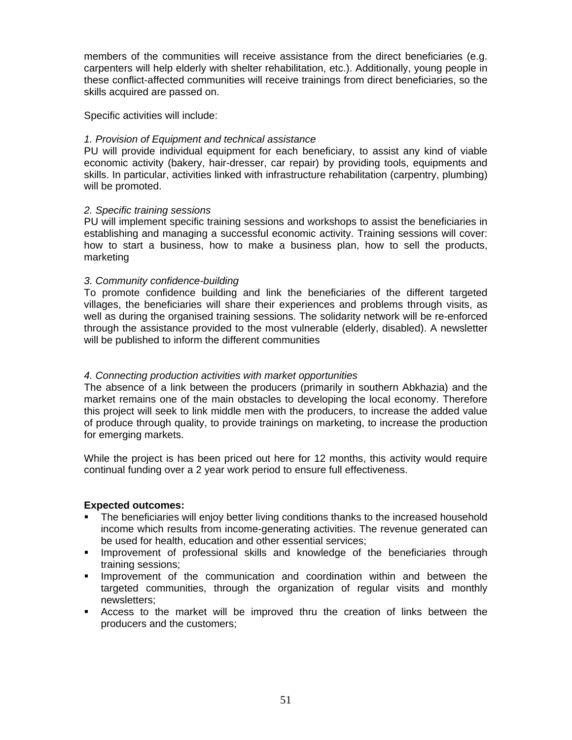members of the communities will receive assistance from the direct beneficiaries (e.g. carpenters will help elderly with shelter rehabilitation, etc.). Additionally, young people in these conflict-affected communities will receive trainings from direct beneficiaries, so the skills acquired are passed on.

Specific activities will include:

*1. Provision of Equipment and technical assistance*
PU will provide individual equipment for each beneficiary, to assist any kind of viable economic activity (bakery, hair-dresser, car repair) by providing tools, equipments and skills. In particular, activities linked with infrastructure rehabilitation (carpentry, plumbing) will be promoted.

*2. Specific training sessions*
PU will implement specific training sessions and workshops to assist the beneficiaries in establishing and managing a successful economic activity. Training sessions will cover: how to start a business, how to make a business plan, how to sell the products, marketing

*3. Community confidence-building*
To promote confidence building and link the beneficiaries of the different targeted villages, the beneficiaries will share their experiences and problems through visits, as well as during the organised training sessions. The solidarity network will be re-enforced through the assistance provided to the most vulnerable (elderly, disabled). A newsletter will be published to inform the different communities

*4. Connecting production activities with market opportunities*
The absence of a link between the producers (primarily in southern Abkhazia) and the market remains one of the main obstacles to developing the local economy. Therefore this project will seek to link middle men with the producers, to increase the added value of produce through quality, to provide trainings on marketing, to increase the production for emerging markets.

While the project is has been priced out here for 12 months, this activity would require continual funding over a 2 year work period to ensure full effectiveness.

**Expected outcomes:**

- The beneficiaries will enjoy better living conditions thanks to the increased household income which results from income-generating activities. The revenue generated can be used for health, education and other essential services;
- Improvement of professional skills and knowledge of the beneficiaries through training sessions;
- Improvement of the communication and coordination within and between the targeted communities, through the organization of regular visits and monthly newsletters;
- Access to the market will be improved thru the creation of links between the producers and the customers;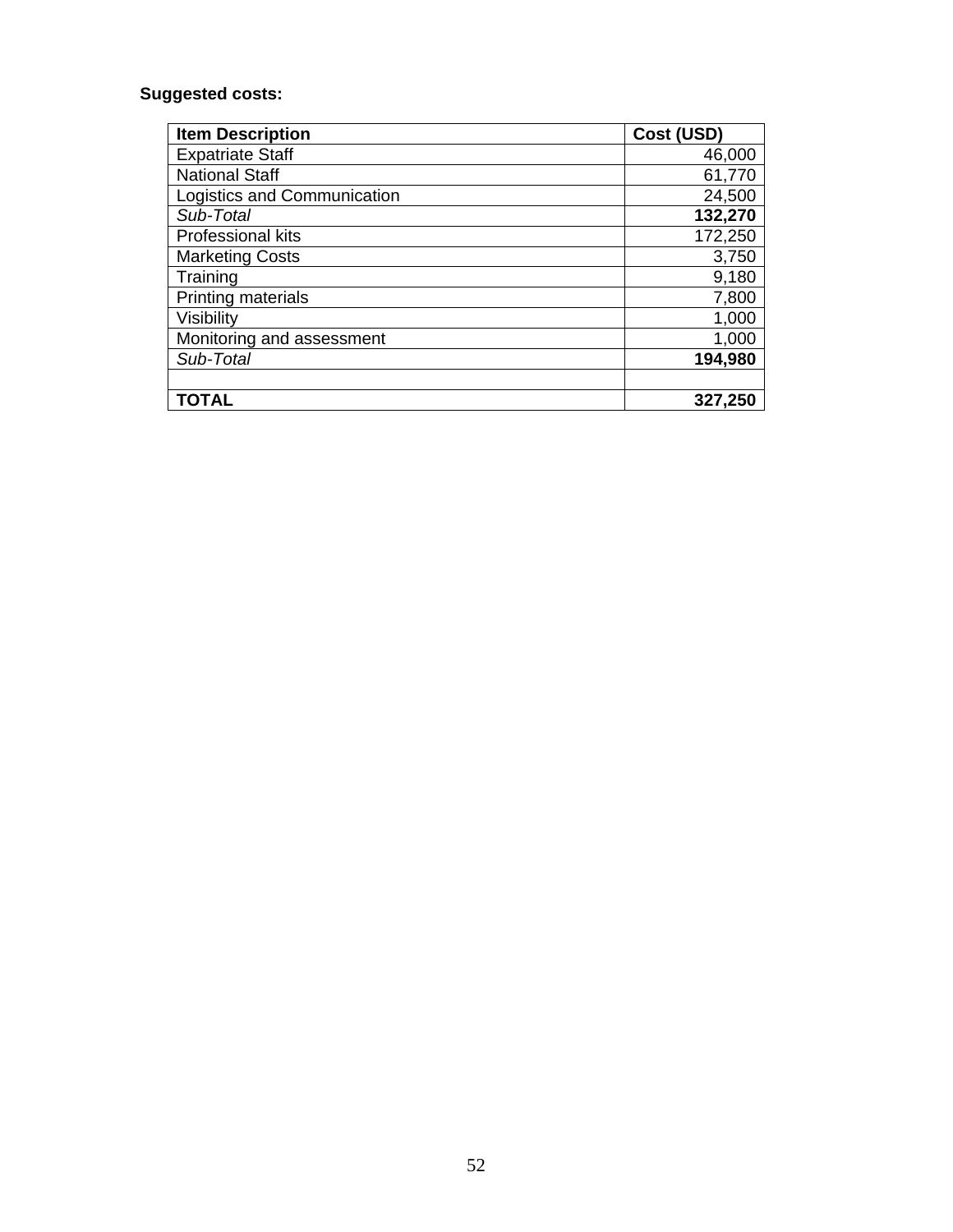**Suggested costs:**

| **Item Description** | **Cost (USD)** |
|---|---:|
| Expatriate Staff | 46,000 |
| National Staff | 61,770 |
| Logistics and Communication | 24,500 |
| *Sub-Total* | **132,270** |
| Professional kits | 172,250 |
| Marketing Costs | 3,750 |
| Training | 9,180 |
| Printing materials | 7,800 |
| Visibility | 1,000 |
| Monitoring and assessment | 1,000 |
| *Sub-Total* | **194,980** |
| | |
| **TOTAL** | **327,250** |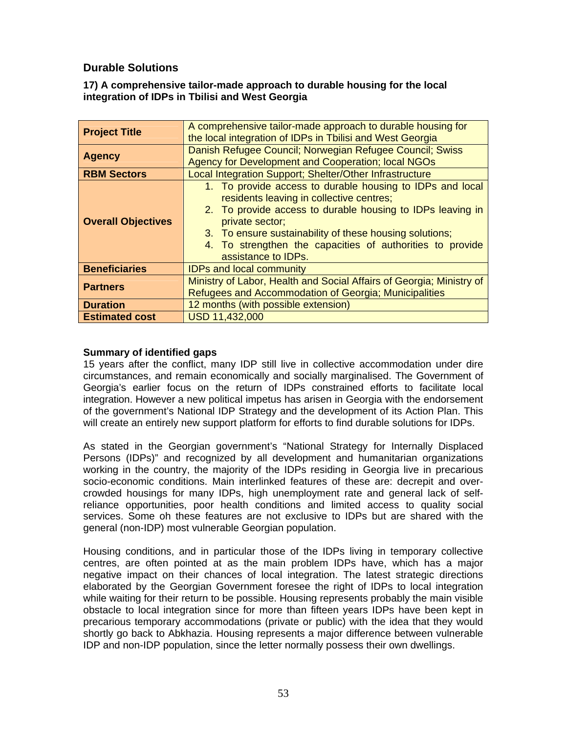## Durable Solutions

### 17) A comprehensive tailor-made approach to durable housing for the local integration of IDPs in Tbilisi and West Georgia

| | |
|---|---|
| **Project Title** | A comprehensive tailor-made approach to durable housing for the local integration of IDPs in Tbilisi and West Georgia |
| **Agency** | Danish Refugee Council; Norwegian Refugee Council; Swiss Agency for Development and Cooperation; local NGOs |
| **RBM Sectors** | Local Integration Support; Shelter/Other Infrastructure |
| **Overall Objectives** | 1. To provide access to durable housing to IDPs and local residents leaving in collective centres; 2. To provide access to durable housing to IDPs leaving in private sector; 3. To ensure sustainability of these housing solutions; 4. To strengthen the capacities of authorities to provide assistance to IDPs. |
| **Beneficiaries** | IDPs and local community |
| **Partners** | Ministry of Labor, Health and Social Affairs of Georgia; Ministry of Refugees and Accommodation of Georgia; Municipalities |
| **Duration** | 12 months (with possible extension) |
| **Estimated cost** | USD 11,432,000 |

**Summary of identified gaps**

15 years after the conflict, many IDP still live in collective accommodation under dire circumstances, and remain economically and socially marginalised. The Government of Georgia's earlier focus on the return of IDPs constrained efforts to facilitate local integration. However a new political impetus has arisen in Georgia with the endorsement of the government's National IDP Strategy and the development of its Action Plan. This will create an entirely new support platform for efforts to find durable solutions for IDPs.

As stated in the Georgian government's "National Strategy for Internally Displaced Persons (IDPs)" and recognized by all development and humanitarian organizations working in the country, the majority of the IDPs residing in Georgia live in precarious socio-economic conditions. Main interlinked features of these are: decrepit and over-crowded housings for many IDPs, high unemployment rate and general lack of self-reliance opportunities, poor health conditions and limited access to quality social services. Some oh these features are not exclusive to IDPs but are shared with the general (non-IDP) most vulnerable Georgian population.

Housing conditions, and in particular those of the IDPs living in temporary collective centres, are often pointed at as the main problem IDPs have, which has a major negative impact on their chances of local integration. The latest strategic directions elaborated by the Georgian Government foresee the right of IDPs to local integration while waiting for their return to be possible. Housing represents probably the main visible obstacle to local integration since for more than fifteen years IDPs have been kept in precarious temporary accommodations (private or public) with the idea that they would shortly go back to Abkhazia. Housing represents a major difference between vulnerable IDP and non-IDP population, since the letter normally possess their own dwellings.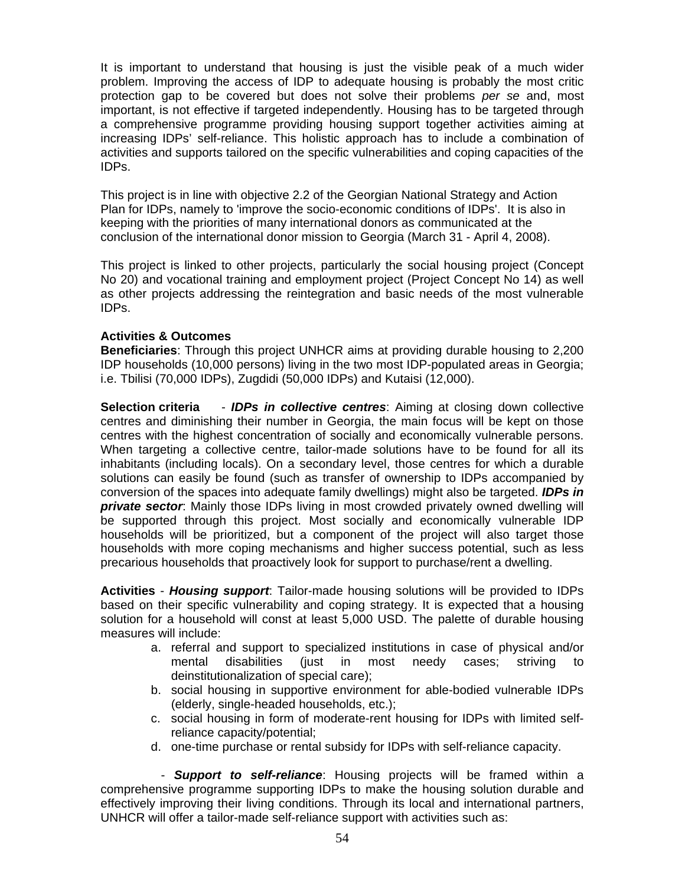It is important to understand that housing is just the visible peak of a much wider problem. Improving the access of IDP to adequate housing is probably the most critic protection gap to be covered but does not solve their problems *per se* and, most important, is not effective if targeted independently. Housing has to be targeted through a comprehensive programme providing housing support together activities aiming at increasing IDPs' self-reliance. This holistic approach has to include a combination of activities and supports tailored on the specific vulnerabilities and coping capacities of the IDPs.

This project is in line with objective 2.2 of the Georgian National Strategy and Action Plan for IDPs, namely to 'improve the socio-economic conditions of IDPs'. It is also in keeping with the priorities of many international donors as communicated at the conclusion of the international donor mission to Georgia (March 31 - April 4, 2008).

This project is linked to other projects, particularly the social housing project (Concept No 20) and vocational training and employment project (Project Concept No 14) as well as other projects addressing the reintegration and basic needs of the most vulnerable IDPs.

**Activities & Outcomes**

**Beneficiaries**: Through this project UNHCR aims at providing durable housing to 2,200 IDP households (10,000 persons) living in the two most IDP-populated areas in Georgia; i.e. Tbilisi (70,000 IDPs), Zugdidi (50,000 IDPs) and Kutaisi (12,000).

**Selection criteria** - ***IDPs in collective centres***: Aiming at closing down collective centres and diminishing their number in Georgia, the main focus will be kept on those centres with the highest concentration of socially and economically vulnerable persons. When targeting a collective centre, tailor-made solutions have to be found for all its inhabitants (including locals). On a secondary level, those centres for which a durable solutions can easily be found (such as transfer of ownership to IDPs accompanied by conversion of the spaces into adequate family dwellings) might also be targeted. ***IDPs in private sector***: Mainly those IDPs living in most crowded privately owned dwelling will be supported through this project. Most socially and economically vulnerable IDP households will be prioritized, but a component of the project will also target those households with more coping mechanisms and higher success potential, such as less precarious households that proactively look for support to purchase/rent a dwelling.

**Activities** - ***Housing support***: Tailor-made housing solutions will be provided to IDPs based on their specific vulnerability and coping strategy. It is expected that a housing solution for a household will const at least 5,000 USD. The palette of durable housing measures will include:

a. referral and support to specialized institutions in case of physical and/or mental disabilities (just in most needy cases; striving to deinstitutionalization of special care);
b. social housing in supportive environment for able-bodied vulnerable IDPs (elderly, single-headed households, etc.);
c. social housing in form of moderate-rent housing for IDPs with limited self-reliance capacity/potential;
d. one-time purchase or rental subsidy for IDPs with self-reliance capacity.

- ***Support to self-reliance***: Housing projects will be framed within a comprehensive programme supporting IDPs to make the housing solution durable and effectively improving their living conditions. Through its local and international partners, UNHCR will offer a tailor-made self-reliance support with activities such as: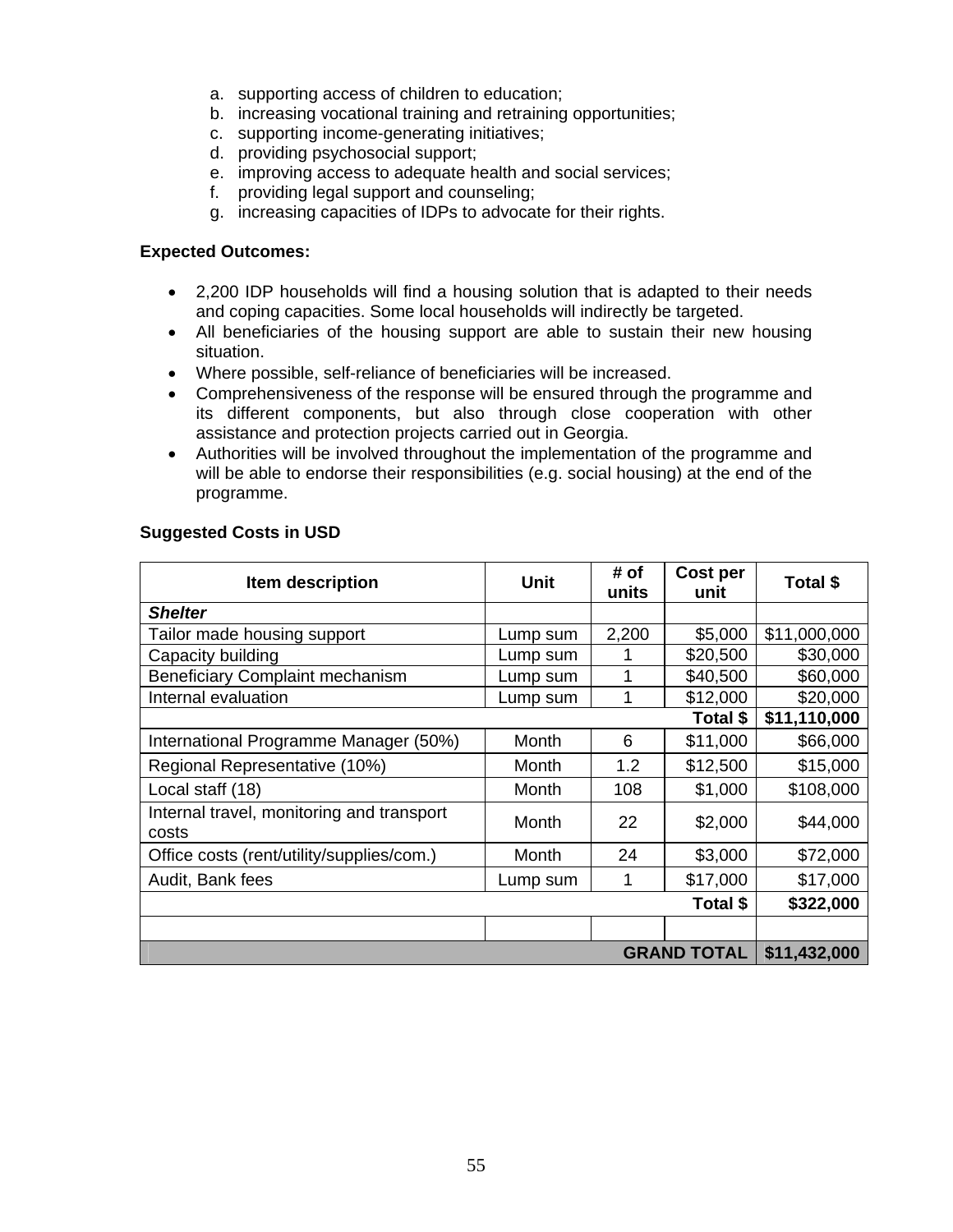a. supporting access of children to education;
b. increasing vocational training and retraining opportunities;
c. supporting income-generating initiatives;
d. providing psychosocial support;
e. improving access to adequate health and social services;
f. providing legal support and counseling;
g. increasing capacities of IDPs to advocate for their rights.

**Expected Outcomes:**

- 2,200 IDP households will find a housing solution that is adapted to their needs and coping capacities. Some local households will indirectly be targeted.
- All beneficiaries of the housing support are able to sustain their new housing situation.
- Where possible, self-reliance of beneficiaries will be increased.
- Comprehensiveness of the response will be ensured through the programme and its different components, but also through close cooperation with other assistance and protection projects carried out in Georgia.
- Authorities will be involved throughout the implementation of the programme and will be able to endorse their responsibilities (e.g. social housing) at the end of the programme.

**Suggested Costs in USD**

| Item description | Unit | # of units | Cost per unit | Total $ |
|---|---|---|---|---|
| ***Shelter*** | | | | |
| Tailor made housing support | Lump sum | 2,200 | $5,000 | $11,000,000 |
| Capacity building | Lump sum | 1 | $20,500 | $30,000 |
| Beneficiary Complaint mechanism | Lump sum | 1 | $40,500 | $60,000 |
| Internal evaluation | Lump sum | 1 | $12,000 | $20,000 |
| | | | **Total $** | **$11,110,000** |
| International Programme Manager (50%) | Month | 6 | $11,000 | $66,000 |
| Regional Representative (10%) | Month | 1.2 | $12,500 | $15,000 |
| Local staff (18) | Month | 108 | $1,000 | $108,000 |
| Internal travel, monitoring and transport costs | Month | 22 | $2,000 | $44,000 |
| Office costs (rent/utility/supplies/com.) | Month | 24 | $3,000 | $72,000 |
| Audit, Bank fees | Lump sum | 1 | $17,000 | $17,000 |
| | | | **Total $** | **$322,000** |
| | | | | |
| | | | **GRAND TOTAL** | **$11,432,000** |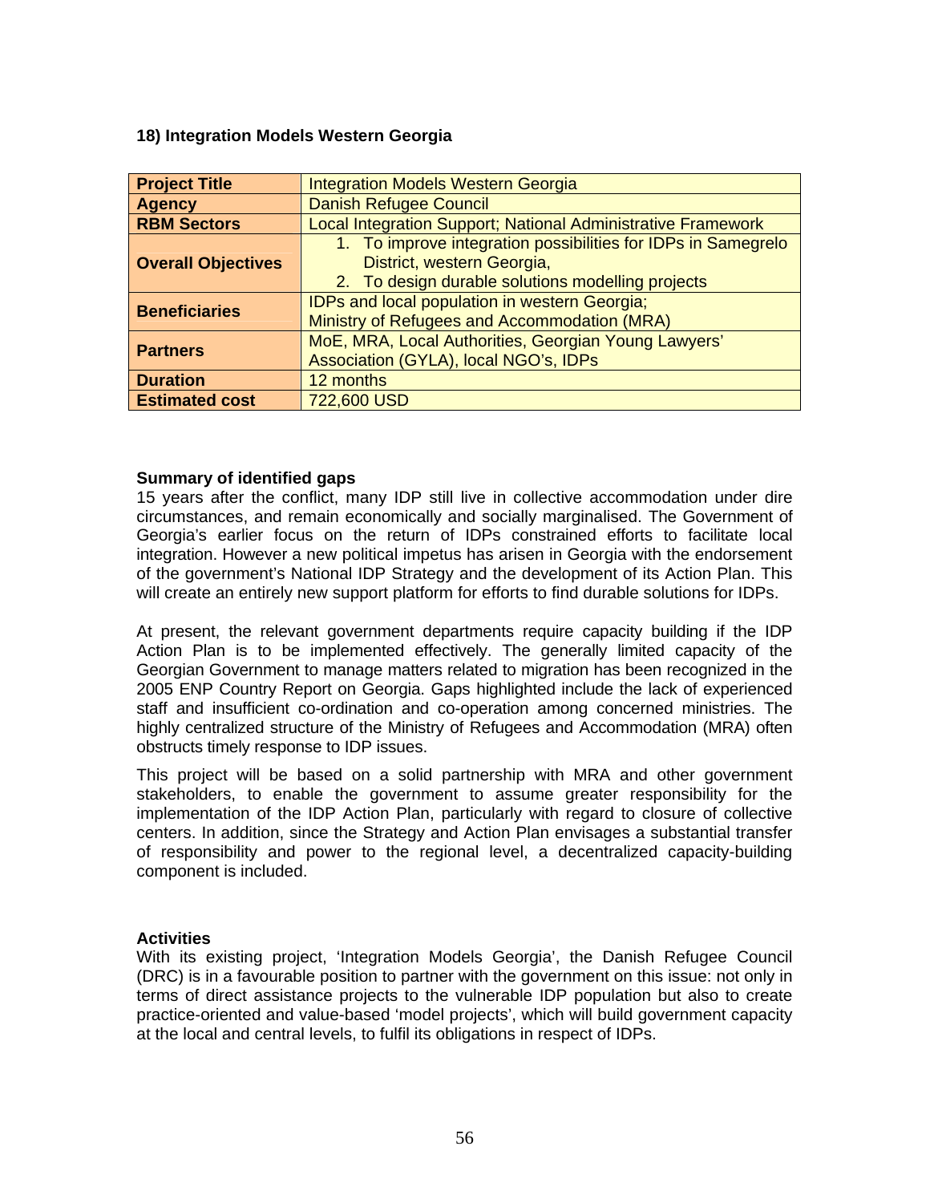### 18) Integration Models Western Georgia

| **Project Title** | Integration Models Western Georgia |
|---|---|
| **Agency** | Danish Refugee Council |
| **RBM Sectors** | Local Integration Support; National Administrative Framework |
| **Overall Objectives** | 1. To improve integration possibilities for IDPs in Samegrelo District, western Georgia,<br>2. To design durable solutions modelling projects |
| **Beneficiaries** | IDPs and local population in western Georgia;<br>Ministry of Refugees and Accommodation (MRA) |
| **Partners** | MoE, MRA, Local Authorities, Georgian Young Lawyers' Association (GYLA), local NGO's, IDPs |
| **Duration** | 12 months |
| **Estimated cost** | 722,600 USD |

**Summary of identified gaps**

15 years after the conflict, many IDP still live in collective accommodation under dire circumstances, and remain economically and socially marginalised. The Government of Georgia's earlier focus on the return of IDPs constrained efforts to facilitate local integration. However a new political impetus has arisen in Georgia with the endorsement of the government's National IDP Strategy and the development of its Action Plan. This will create an entirely new support platform for efforts to find durable solutions for IDPs.

At present, the relevant government departments require capacity building if the IDP Action Plan is to be implemented effectively. The generally limited capacity of the Georgian Government to manage matters related to migration has been recognized in the 2005 ENP Country Report on Georgia. Gaps highlighted include the lack of experienced staff and insufficient co-ordination and co-operation among concerned ministries. The highly centralized structure of the Ministry of Refugees and Accommodation (MRA) often obstructs timely response to IDP issues.

This project will be based on a solid partnership with MRA and other government stakeholders, to enable the government to assume greater responsibility for the implementation of the IDP Action Plan, particularly with regard to closure of collective centers. In addition, since the Strategy and Action Plan envisages a substantial transfer of responsibility and power to the regional level, a decentralized capacity-building component is included.

**Activities**

With its existing project, 'Integration Models Georgia', the Danish Refugee Council (DRC) is in a favourable position to partner with the government on this issue: not only in terms of direct assistance projects to the vulnerable IDP population but also to create practice-oriented and value-based 'model projects', which will build government capacity at the local and central levels, to fulfil its obligations in respect of IDPs.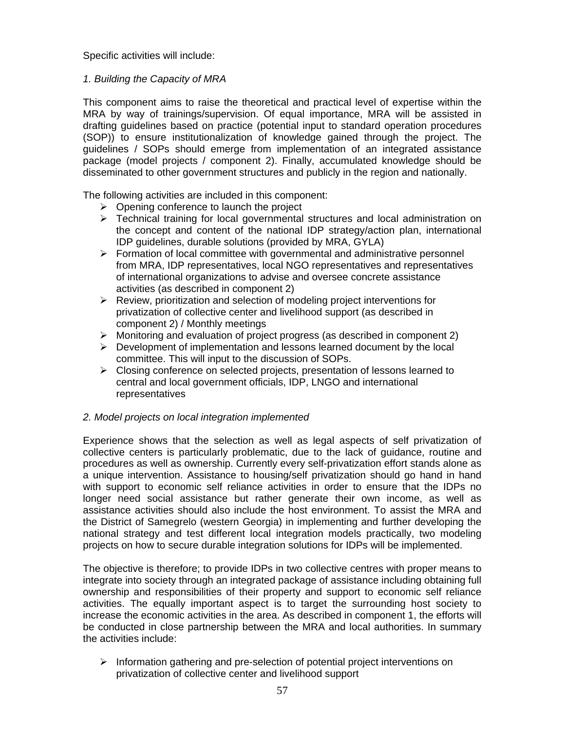Specific activities will include:

*1. Building the Capacity of MRA*

This component aims to raise the theoretical and practical level of expertise within the MRA by way of trainings/supervision. Of equal importance, MRA will be assisted in drafting guidelines based on practice (potential input to standard operation procedures (SOP)) to ensure institutionalization of knowledge gained through the project. The guidelines / SOPs should emerge from implementation of an integrated assistance package (model projects / component 2). Finally, accumulated knowledge should be disseminated to other government structures and publicly in the region and nationally.

The following activities are included in this component:

- Opening conference to launch the project
- Technical training for local governmental structures and local administration on the concept and content of the national IDP strategy/action plan, international IDP guidelines, durable solutions (provided by MRA, GYLA)
- Formation of local committee with governmental and administrative personnel from MRA, IDP representatives, local NGO representatives and representatives of international organizations to advise and oversee concrete assistance activities (as described in component 2)
- Review, prioritization and selection of modeling project interventions for privatization of collective center and livelihood support (as described in component 2) / Monthly meetings
- Monitoring and evaluation of project progress (as described in component 2)
- Development of implementation and lessons learned document by the local committee. This will input to the discussion of SOPs.
- Closing conference on selected projects, presentation of lessons learned to central and local government officials, IDP, LNGO and international representatives

*2. Model projects on local integration implemented*

Experience shows that the selection as well as legal aspects of self privatization of collective centers is particularly problematic, due to the lack of guidance, routine and procedures as well as ownership. Currently every self-privatization effort stands alone as a unique intervention. Assistance to housing/self privatization should go hand in hand with support to economic self reliance activities in order to ensure that the IDPs no longer need social assistance but rather generate their own income, as well as assistance activities should also include the host environment. To assist the MRA and the District of Samegrelo (western Georgia) in implementing and further developing the national strategy and test different local integration models practically, two modeling projects on how to secure durable integration solutions for IDPs will be implemented.

The objective is therefore; to provide IDPs in two collective centres with proper means to integrate into society through an integrated package of assistance including obtaining full ownership and responsibilities of their property and support to economic self reliance activities. The equally important aspect is to target the surrounding host society to increase the economic activities in the area. As described in component 1, the efforts will be conducted in close partnership between the MRA and local authorities. In summary the activities include:

- Information gathering and pre-selection of potential project interventions on privatization of collective center and livelihood support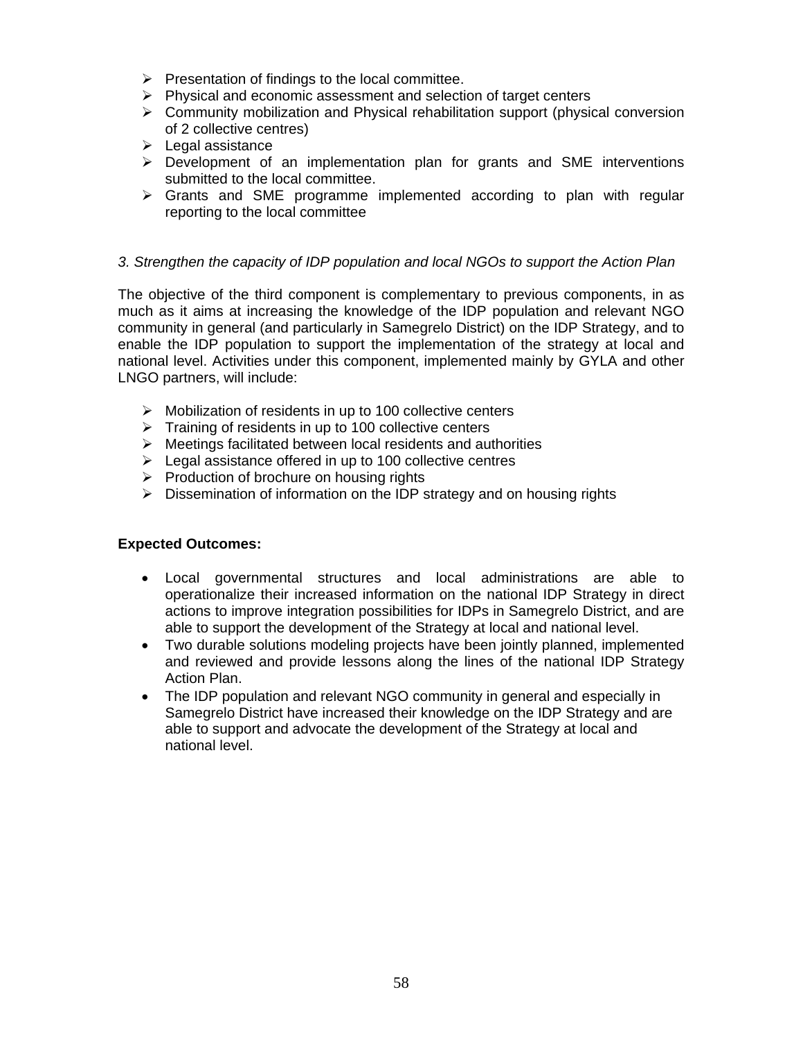- Presentation of findings to the local committee.
- Physical and economic assessment and selection of target centers
- Community mobilization and Physical rehabilitation support (physical conversion of 2 collective centres)
- Legal assistance
- Development of an implementation plan for grants and SME interventions submitted to the local committee.
- Grants and SME programme implemented according to plan with regular reporting to the local committee

*3. Strengthen the capacity of IDP population and local NGOs to support the Action Plan*

The objective of the third component is complementary to previous components, in as much as it aims at increasing the knowledge of the IDP population and relevant NGO community in general (and particularly in Samegrelo District) on the IDP Strategy, and to enable the IDP population to support the implementation of the strategy at local and national level. Activities under this component, implemented mainly by GYLA and other LNGO partners, will include:

- Mobilization of residents in up to 100 collective centers
- Training of residents in up to 100 collective centers
- Meetings facilitated between local residents and authorities
- Legal assistance offered in up to 100 collective centres
- Production of brochure on housing rights
- Dissemination of information on the IDP strategy and on housing rights

**Expected Outcomes:**

- Local governmental structures and local administrations are able to operationalize their increased information on the national IDP Strategy in direct actions to improve integration possibilities for IDPs in Samegrelo District, and are able to support the development of the Strategy at local and national level.
- Two durable solutions modeling projects have been jointly planned, implemented and reviewed and provide lessons along the lines of the national IDP Strategy Action Plan.
- The IDP population and relevant NGO community in general and especially in Samegrelo District have increased their knowledge on the IDP Strategy and are able to support and advocate the development of the Strategy at local and national level.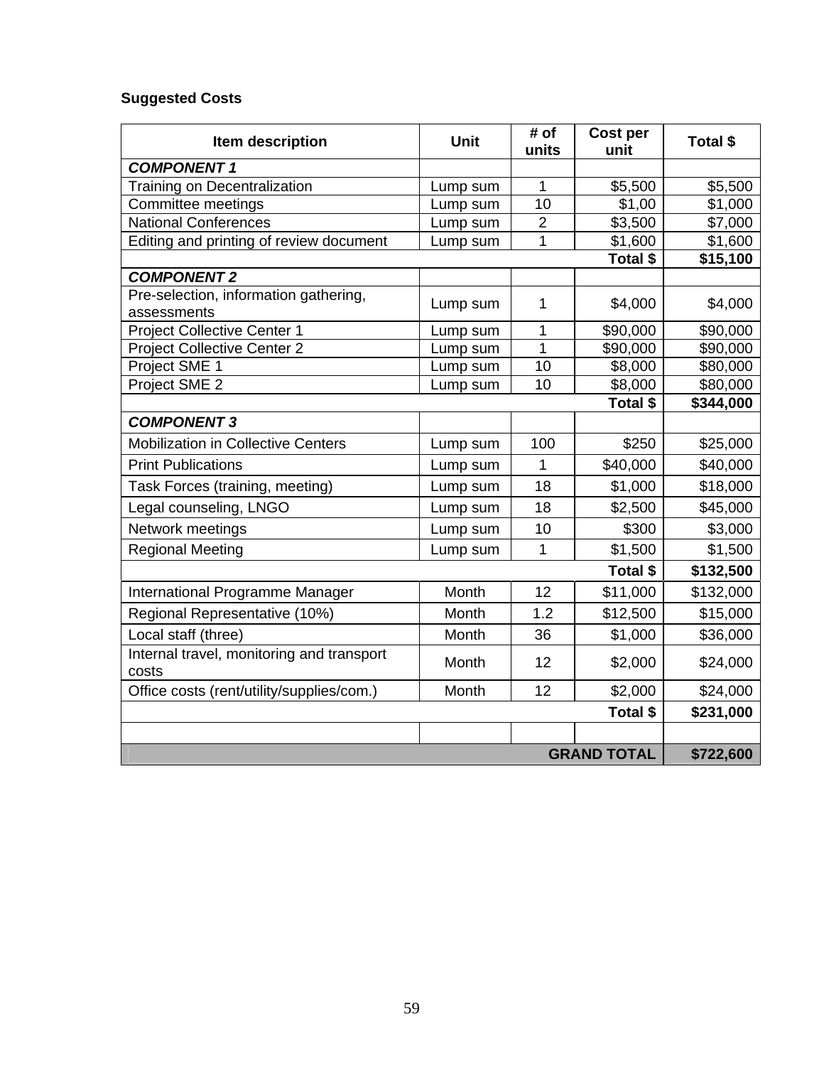**Suggested Costs**

| Item description | Unit | # of units | Cost per unit | Total $ |
|---|---|---|---|---|
| ***COMPONENT 1*** | | | | |
| Training on Decentralization | Lump sum | 1 | $5,500 | $5,500 |
| Committee meetings | Lump sum | 10 | $1,00 | $1,000 |
| National Conferences | Lump sum | 2 | $3,500 | $7,000 |
| Editing and printing of review document | Lump sum | 1 | $1,600 | $1,600 |
| | | | **Total $** | **$15,100** |
| ***COMPONENT 2*** | | | | |
| Pre-selection, information gathering, assessments | Lump sum | 1 | $4,000 | $4,000 |
| Project Collective Center 1 | Lump sum | 1 | $90,000 | $90,000 |
| Project Collective Center 2 | Lump sum | 1 | $90,000 | $90,000 |
| Project SME 1 | Lump sum | 10 | $8,000 | $80,000 |
| Project SME 2 | Lump sum | 10 | $8,000 | $80,000 |
| | | | **Total $** | **$344,000** |
| ***COMPONENT 3*** | | | | |
| Mobilization in Collective Centers | Lump sum | 100 | $250 | $25,000 |
| Print Publications | Lump sum | 1 | $40,000 | $40,000 |
| Task Forces (training, meeting) | Lump sum | 18 | $1,000 | $18,000 |
| Legal counseling, LNGO | Lump sum | 18 | $2,500 | $45,000 |
| Network meetings | Lump sum | 10 | $300 | $3,000 |
| Regional Meeting | Lump sum | 1 | $1,500 | $1,500 |
| | | | **Total $** | **$132,500** |
| International Programme Manager | Month | 12 | $11,000 | $132,000 |
| Regional Representative (10%) | Month | 1.2 | $12,500 | $15,000 |
| Local staff (three) | Month | 36 | $1,000 | $36,000 |
| Internal travel, monitoring and transport costs | Month | 12 | $2,000 | $24,000 |
| Office costs (rent/utility/supplies/com.) | Month | 12 | $2,000 | $24,000 |
| | | | **Total $** | **$231,000** |
| | | | | |
| | | | **GRAND TOTAL** | **$722,600** |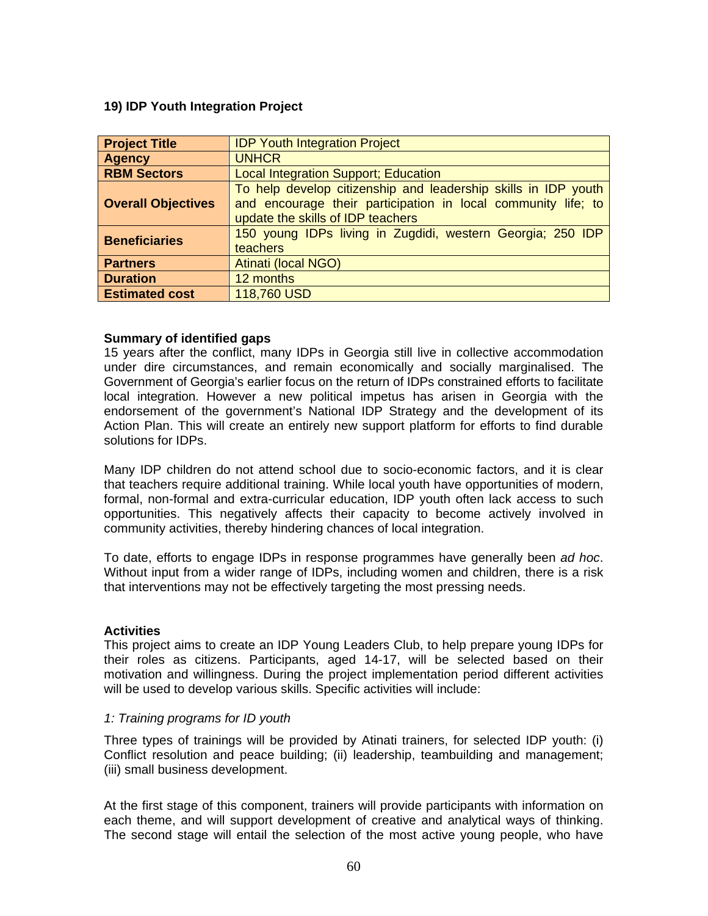### 19) IDP Youth Integration Project

| **Project Title** | IDP Youth Integration Project |
|---|---|
| **Agency** | UNHCR |
| **RBM Sectors** | Local Integration Support; Education |
| **Overall Objectives** | To help develop citizenship and leadership skills in IDP youth and encourage their participation in local community life; to update the skills of IDP teachers |
| **Beneficiaries** | 150 young IDPs living in Zugdidi, western Georgia; 250 IDP teachers |
| **Partners** | Atinati (local NGO) |
| **Duration** | 12 months |
| **Estimated cost** | 118,760 USD |

**Summary of identified gaps**

15 years after the conflict, many IDPs in Georgia still live in collective accommodation under dire circumstances, and remain economically and socially marginalised. The Government of Georgia's earlier focus on the return of IDPs constrained efforts to facilitate local integration. However a new political impetus has arisen in Georgia with the endorsement of the government's National IDP Strategy and the development of its Action Plan. This will create an entirely new support platform for efforts to find durable solutions for IDPs.

Many IDP children do not attend school due to socio-economic factors, and it is clear that teachers require additional training. While local youth have opportunities of modern, formal, non-formal and extra-curricular education, IDP youth often lack access to such opportunities. This negatively affects their capacity to become actively involved in community activities, thereby hindering chances of local integration.

To date, efforts to engage IDPs in response programmes have generally been *ad hoc*. Without input from a wider range of IDPs, including women and children, there is a risk that interventions may not be effectively targeting the most pressing needs.

**Activities**

This project aims to create an IDP Young Leaders Club, to help prepare young IDPs for their roles as citizens. Participants, aged 14-17, will be selected based on their motivation and willingness. During the project implementation period different activities will be used to develop various skills. Specific activities will include:

*1: Training programs for ID youth*

Three types of trainings will be provided by Atinati trainers, for selected IDP youth: (i) Conflict resolution and peace building; (ii) leadership, teambuilding and management; (iii) small business development.

At the first stage of this component, trainers will provide participants with information on each theme, and will support development of creative and analytical ways of thinking. The second stage will entail the selection of the most active young people, who have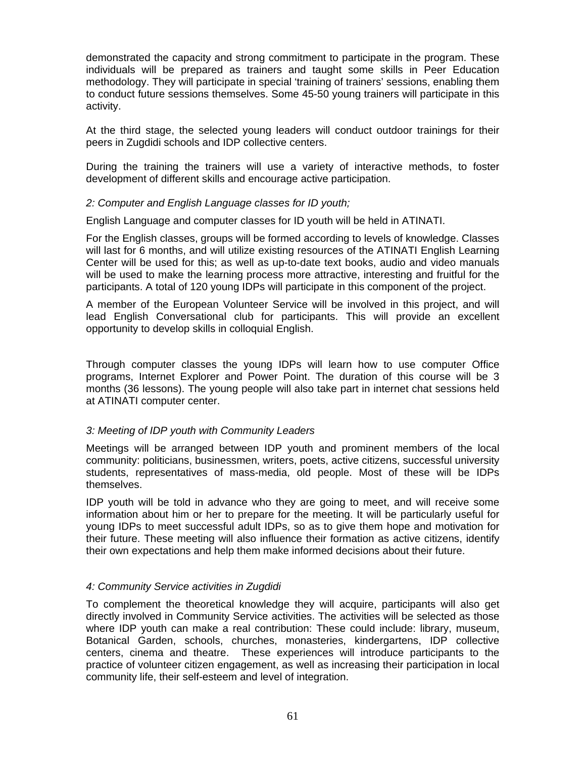demonstrated the capacity and strong commitment to participate in the program. These individuals will be prepared as trainers and taught some skills in Peer Education methodology. They will participate in special 'training of trainers' sessions, enabling them to conduct future sessions themselves. Some 45-50 young trainers will participate in this activity.

At the third stage, the selected young leaders will conduct outdoor trainings for their peers in Zugdidi schools and IDP collective centers.

During the training the trainers will use a variety of interactive methods, to foster development of different skills and encourage active participation.

*2: Computer and English Language classes for ID youth;*

English Language and computer classes for ID youth will be held in ATINATI.

For the English classes, groups will be formed according to levels of knowledge. Classes will last for 6 months, and will utilize existing resources of the ATINATI English Learning Center will be used for this; as well as up-to-date text books, audio and video manuals will be used to make the learning process more attractive, interesting and fruitful for the participants. A total of 120 young IDPs will participate in this component of the project.

A member of the European Volunteer Service will be involved in this project, and will lead English Conversational club for participants. This will provide an excellent opportunity to develop skills in colloquial English.

Through computer classes the young IDPs will learn how to use computer Office programs, Internet Explorer and Power Point. The duration of this course will be 3 months (36 lessons). The young people will also take part in internet chat sessions held at ATINATI computer center.

*3: Meeting of IDP youth with Community Leaders*

Meetings will be arranged between IDP youth and prominent members of the local community: politicians, businessmen, writers, poets, active citizens, successful university students, representatives of mass-media, old people. Most of these will be IDPs themselves.

IDP youth will be told in advance who they are going to meet, and will receive some information about him or her to prepare for the meeting. It will be particularly useful for young IDPs to meet successful adult IDPs, so as to give them hope and motivation for their future. These meeting will also influence their formation as active citizens, identify their own expectations and help them make informed decisions about their future.

*4: Community Service activities in Zugdidi*

To complement the theoretical knowledge they will acquire, participants will also get directly involved in Community Service activities. The activities will be selected as those where IDP youth can make a real contribution: These could include: library, museum, Botanical Garden, schools, churches, monasteries, kindergartens, IDP collective centers, cinema and theatre. These experiences will introduce participants to the practice of volunteer citizen engagement, as well as increasing their participation in local community life, their self-esteem and level of integration.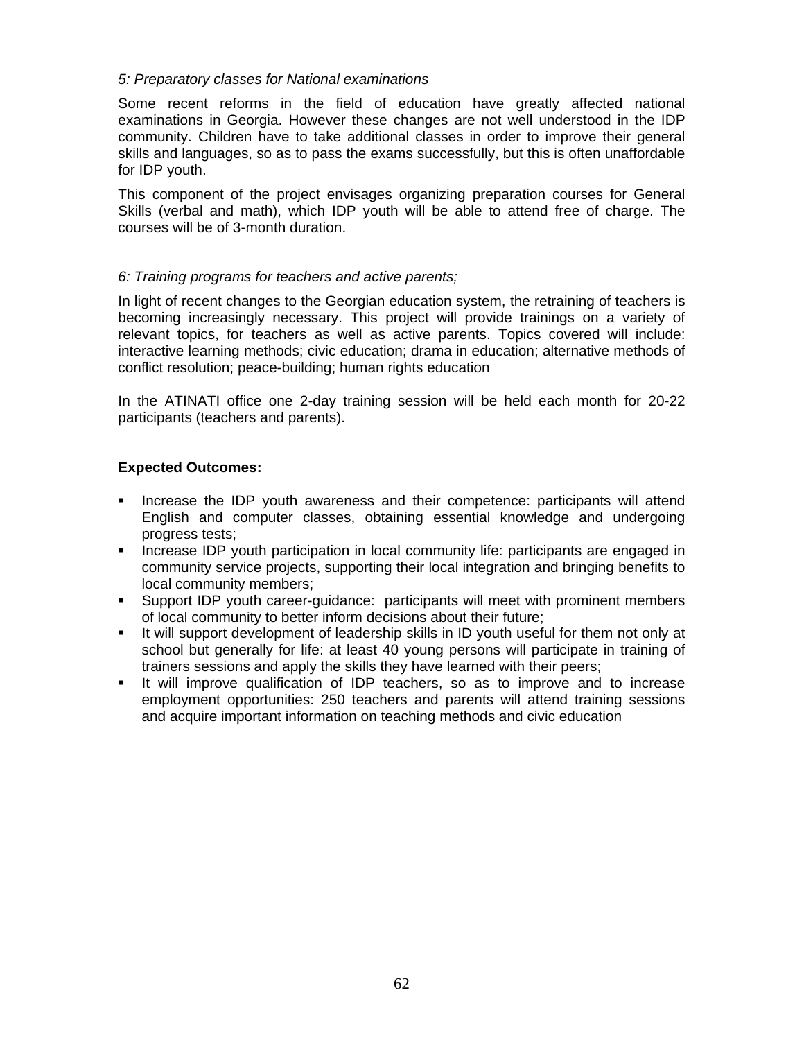*5: Preparatory classes for National examinations*

Some recent reforms in the field of education have greatly affected national examinations in Georgia. However these changes are not well understood in the IDP community. Children have to take additional classes in order to improve their general skills and languages, so as to pass the exams successfully, but this is often unaffordable for IDP youth.

This component of the project envisages organizing preparation courses for General Skills (verbal and math), which IDP youth will be able to attend free of charge. The courses will be of 3-month duration.

*6: Training programs for teachers and active parents;*

In light of recent changes to the Georgian education system, the retraining of teachers is becoming increasingly necessary. This project will provide trainings on a variety of relevant topics, for teachers as well as active parents. Topics covered will include: interactive learning methods; civic education; drama in education; alternative methods of conflict resolution; peace-building; human rights education

In the ATINATI office one 2-day training session will be held each month for 20-22 participants (teachers and parents).

**Expected Outcomes:**

- Increase the IDP youth awareness and their competence: participants will attend English and computer classes, obtaining essential knowledge and undergoing progress tests;
- Increase IDP youth participation in local community life: participants are engaged in community service projects, supporting their local integration and bringing benefits to local community members;
- Support IDP youth career-guidance: participants will meet with prominent members of local community to better inform decisions about their future;
- It will support development of leadership skills in ID youth useful for them not only at school but generally for life: at least 40 young persons will participate in training of trainers sessions and apply the skills they have learned with their peers;
- It will improve qualification of IDP teachers, so as to improve and to increase employment opportunities: 250 teachers and parents will attend training sessions and acquire important information on teaching methods and civic education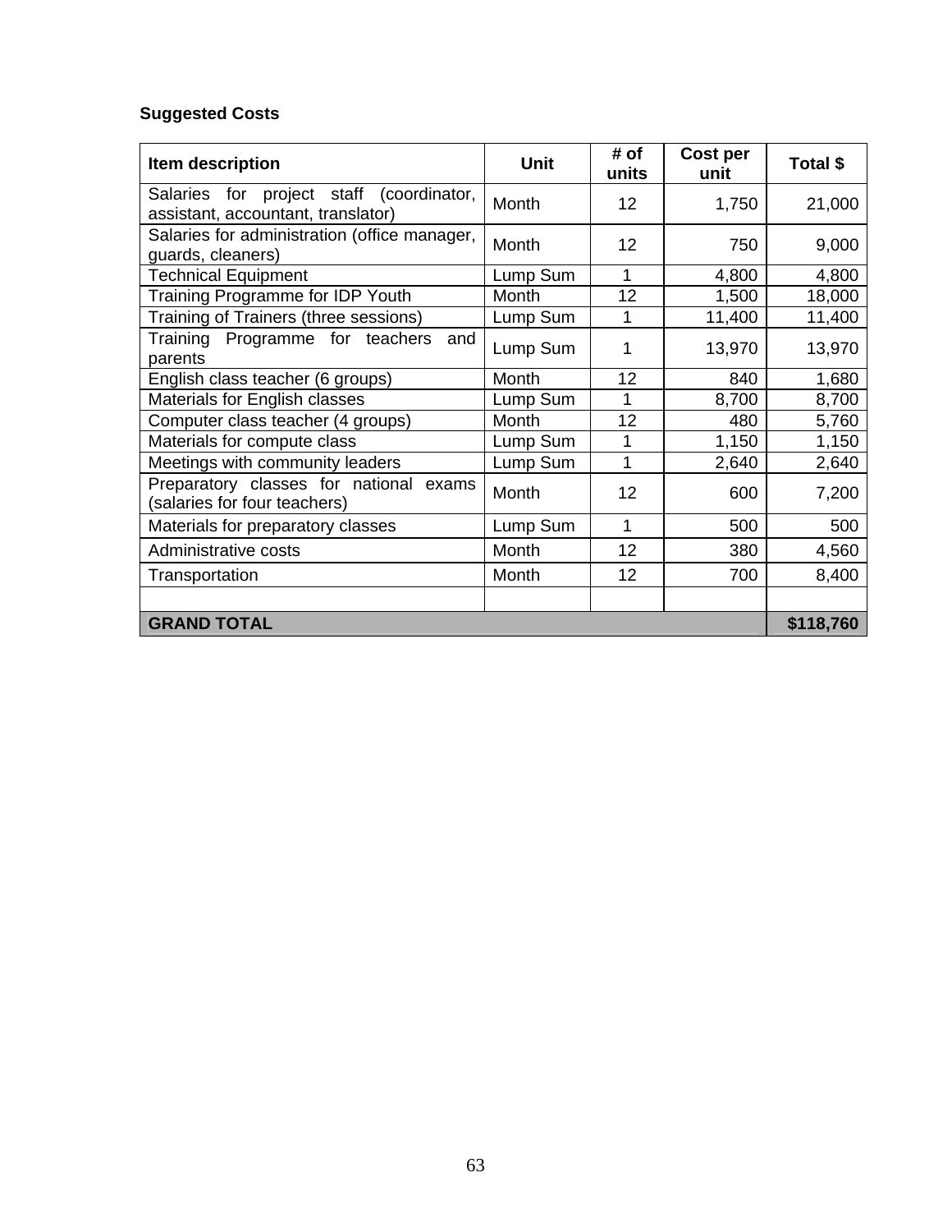**Suggested Costs**

| Item description | Unit | # of units | Cost per unit | Total $ |
|---|---|---|---|---|
| Salaries for project staff (coordinator, assistant, accountant, translator) | Month | 12 | 1,750 | 21,000 |
| Salaries for administration (office manager, guards, cleaners) | Month | 12 | 750 | 9,000 |
| Technical Equipment | Lump Sum | 1 | 4,800 | 4,800 |
| Training Programme for IDP Youth | Month | 12 | 1,500 | 18,000 |
| Training of Trainers (three sessions) | Lump Sum | 1 | 11,400 | 11,400 |
| Training Programme for teachers and parents | Lump Sum | 1 | 13,970 | 13,970 |
| English class teacher (6 groups) | Month | 12 | 840 | 1,680 |
| Materials for English classes | Lump Sum | 1 | 8,700 | 8,700 |
| Computer class teacher (4 groups) | Month | 12 | 480 | 5,760 |
| Materials for compute class | Lump Sum | 1 | 1,150 | 1,150 |
| Meetings with community leaders | Lump Sum | 1 | 2,640 | 2,640 |
| Preparatory classes for national exams (salaries for four teachers) | Month | 12 | 600 | 7,200 |
| Materials for preparatory classes | Lump Sum | 1 | 500 | 500 |
| Administrative costs | Month | 12 | 380 | 4,560 |
| Transportation | Month | 12 | 700 | 8,400 |
| | | | | |
| **GRAND TOTAL** | | | | **$118,760** |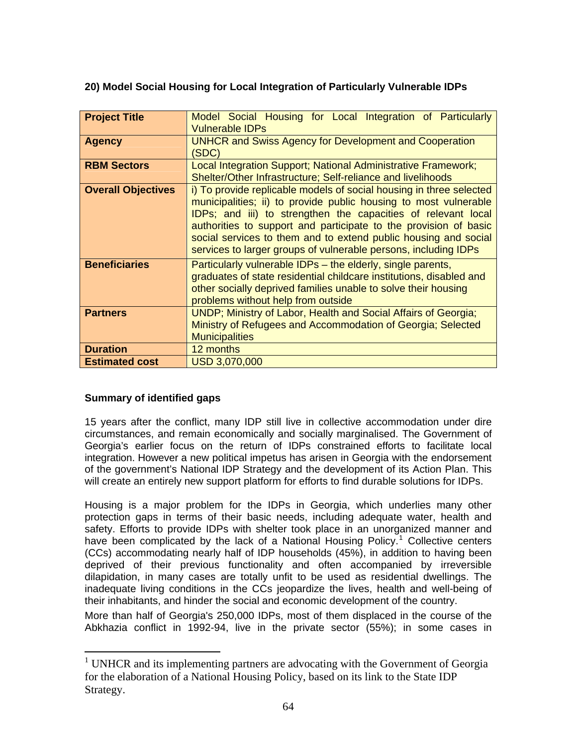### 20) Model Social Housing for Local Integration of Particularly Vulnerable IDPs

| **Project Title** | Model Social Housing for Local Integration of Particularly Vulnerable IDPs |
|---|---|
| **Agency** | UNHCR and Swiss Agency for Development and Cooperation (SDC) |
| **RBM Sectors** | Local Integration Support; National Administrative Framework; Shelter/Other Infrastructure; Self-reliance and livelihoods |
| **Overall Objectives** | i) To provide replicable models of social housing in three selected municipalities; ii) to provide public housing to most vulnerable IDPs; and iii) to strengthen the capacities of relevant local authorities to support and participate to the provision of basic social services to them and to extend public housing and social services to larger groups of vulnerable persons, including IDPs |
| **Beneficiaries** | Particularly vulnerable IDPs – the elderly, single parents, graduates of state residential childcare institutions, disabled and other socially deprived families unable to solve their housing problems without help from outside |
| **Partners** | UNDP; Ministry of Labor, Health and Social Affairs of Georgia; Ministry of Refugees and Accommodation of Georgia; Selected Municipalities |
| **Duration** | 12 months |
| **Estimated cost** | USD 3,070,000 |

**Summary of identified gaps**

15 years after the conflict, many IDP still live in collective accommodation under dire circumstances, and remain economically and socially marginalised. The Government of Georgia's earlier focus on the return of IDPs constrained efforts to facilitate local integration. However a new political impetus has arisen in Georgia with the endorsement of the government's National IDP Strategy and the development of its Action Plan. This will create an entirely new support platform for efforts to find durable solutions for IDPs.

Housing is a major problem for the IDPs in Georgia, which underlies many other protection gaps in terms of their basic needs, including adequate water, health and safety. Efforts to provide IDPs with shelter took place in an unorganized manner and have been complicated by the lack of a National Housing Policy.[1] Collective centers (CCs) accommodating nearly half of IDP households (45%), in addition to having been deprived of their previous functionality and often accompanied by irreversible dilapidation, in many cases are totally unfit to be used as residential dwellings. The inadequate living conditions in the CCs jeopardize the lives, health and well-being of their inhabitants, and hinder the social and economic development of the country.

More than half of Georgia's 250,000 IDPs, most of them displaced in the course of the Abkhazia conflict in 1992-94, live in the private sector (55%); in some cases in

[1] UNHCR and its implementing partners are advocating with the Government of Georgia for the elaboration of a National Housing Policy, based on its link to the State IDP Strategy.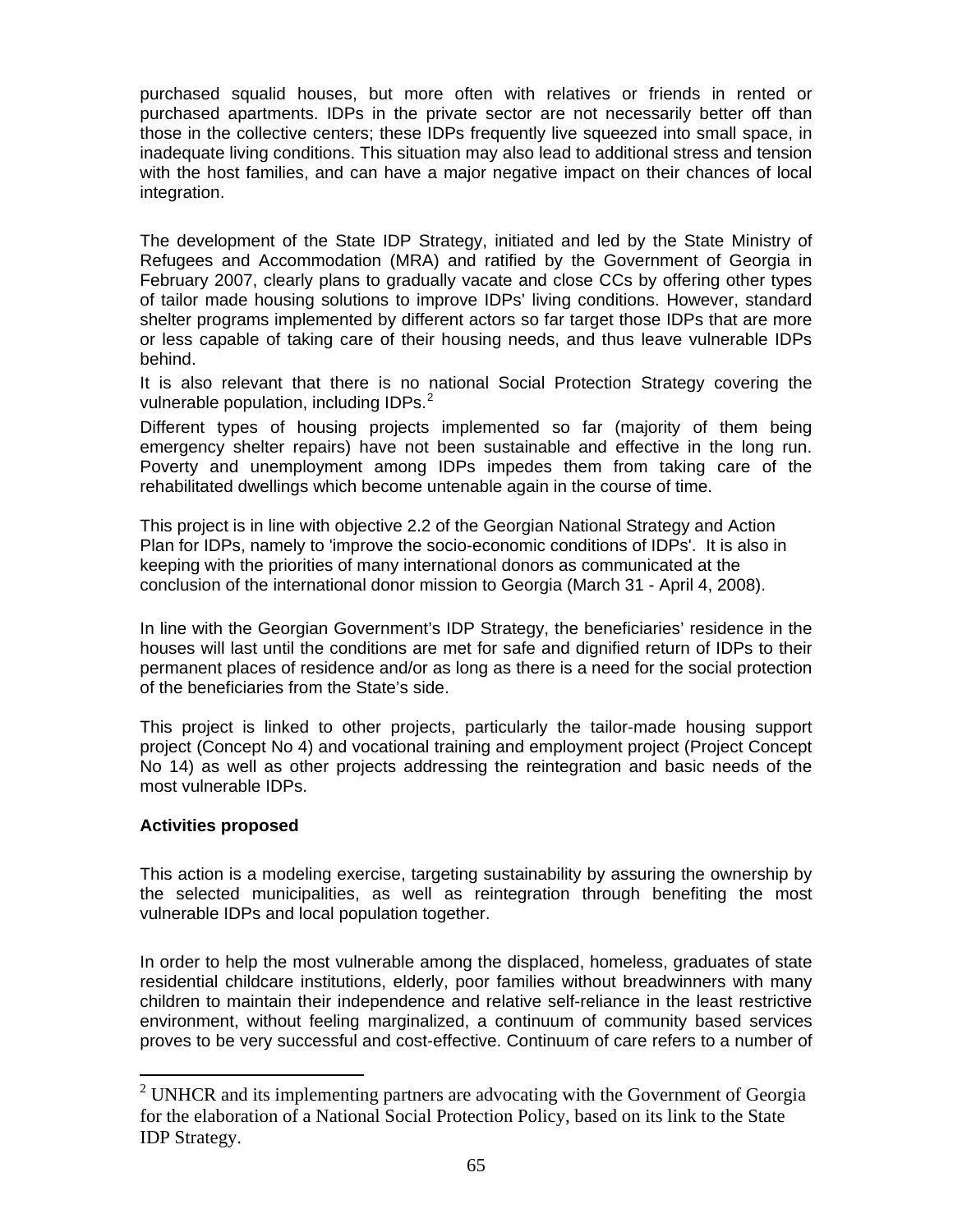purchased squalid houses, but more often with relatives or friends in rented or purchased apartments. IDPs in the private sector are not necessarily better off than those in the collective centers; these IDPs frequently live squeezed into small space, in inadequate living conditions. This situation may also lead to additional stress and tension with the host families, and can have a major negative impact on their chances of local integration.

The development of the State IDP Strategy, initiated and led by the State Ministry of Refugees and Accommodation (MRA) and ratified by the Government of Georgia in February 2007, clearly plans to gradually vacate and close CCs by offering other types of tailor made housing solutions to improve IDPs' living conditions. However, standard shelter programs implemented by different actors so far target those IDPs that are more or less capable of taking care of their housing needs, and thus leave vulnerable IDPs behind.

It is also relevant that there is no national Social Protection Strategy covering the vulnerable population, including IDPs.[2]

Different types of housing projects implemented so far (majority of them being emergency shelter repairs) have not been sustainable and effective in the long run. Poverty and unemployment among IDPs impedes them from taking care of the rehabilitated dwellings which become untenable again in the course of time.

This project is in line with objective 2.2 of the Georgian National Strategy and Action Plan for IDPs, namely to 'improve the socio-economic conditions of IDPs'. It is also in keeping with the priorities of many international donors as communicated at the conclusion of the international donor mission to Georgia (March 31 - April 4, 2008).

In line with the Georgian Government's IDP Strategy, the beneficiaries' residence in the houses will last until the conditions are met for safe and dignified return of IDPs to their permanent places of residence and/or as long as there is a need for the social protection of the beneficiaries from the State's side.

This project is linked to other projects, particularly the tailor-made housing support project (Concept No 4) and vocational training and employment project (Project Concept No 14) as well as other projects addressing the reintegration and basic needs of the most vulnerable IDPs.

**Activities proposed**

This action is a modeling exercise, targeting sustainability by assuring the ownership by the selected municipalities, as well as reintegration through benefiting the most vulnerable IDPs and local population together.

In order to help the most vulnerable among the displaced, homeless, graduates of state residential childcare institutions, elderly, poor families without breadwinners with many children to maintain their independence and relative self-reliance in the least restrictive environment, without feeling marginalized, a continuum of community based services proves to be very successful and cost-effective. Continuum of care refers to a number of

---

[2] UNHCR and its implementing partners are advocating with the Government of Georgia for the elaboration of a National Social Protection Policy, based on its link to the State IDP Strategy.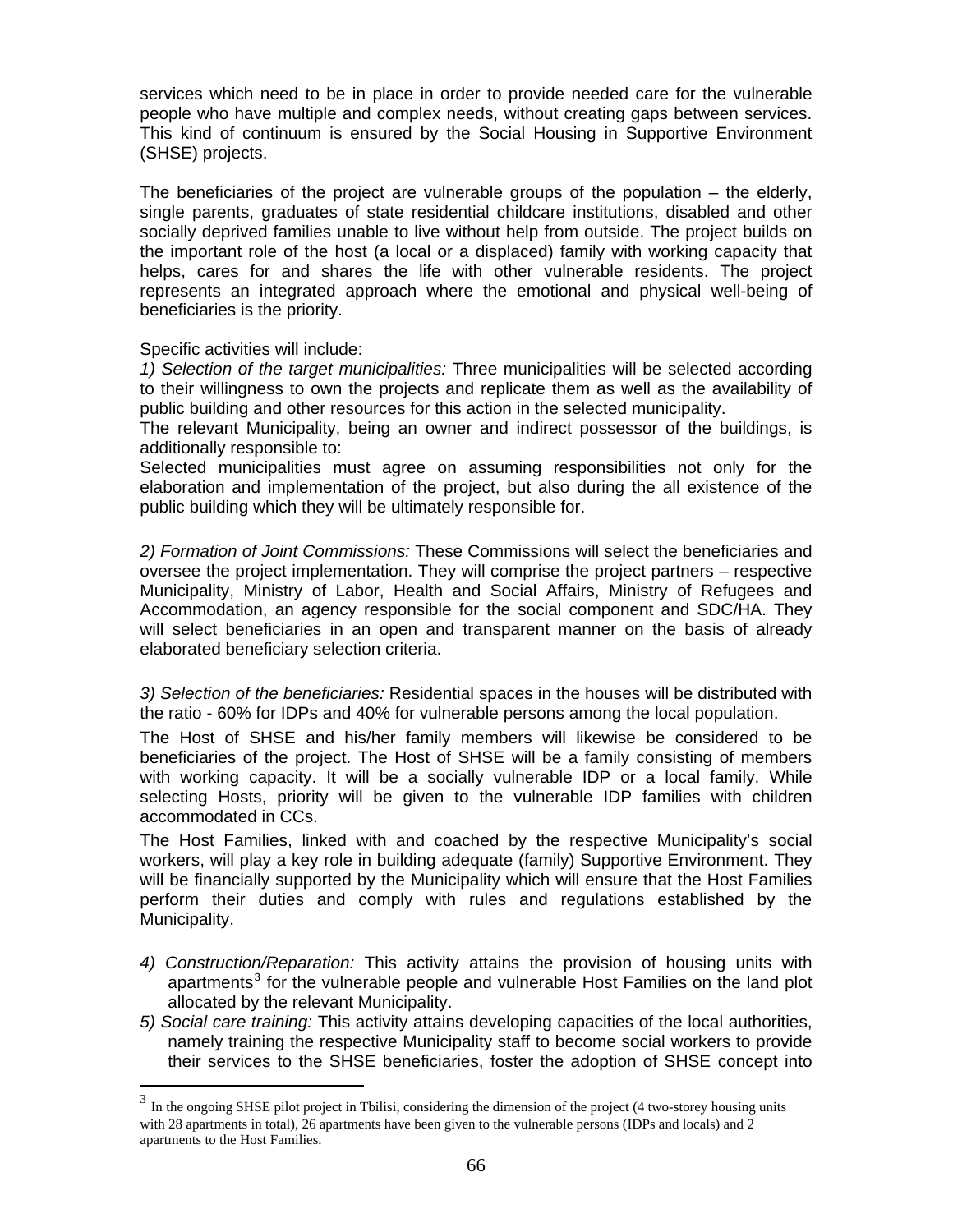services which need to be in place in order to provide needed care for the vulnerable people who have multiple and complex needs, without creating gaps between services. This kind of continuum is ensured by the Social Housing in Supportive Environment (SHSE) projects.

The beneficiaries of the project are vulnerable groups of the population – the elderly, single parents, graduates of state residential childcare institutions, disabled and other socially deprived families unable to live without help from outside. The project builds on the important role of the host (a local or a displaced) family with working capacity that helps, cares for and shares the life with other vulnerable residents. The project represents an integrated approach where the emotional and physical well-being of beneficiaries is the priority.

Specific activities will include:

*1) Selection of the target municipalities:* Three municipalities will be selected according to their willingness to own the projects and replicate them as well as the availability of public building and other resources for this action in the selected municipality.

The relevant Municipality, being an owner and indirect possessor of the buildings, is additionally responsible to:

Selected municipalities must agree on assuming responsibilities not only for the elaboration and implementation of the project, but also during the all existence of the public building which they will be ultimately responsible for.

*2) Formation of Joint Commissions:* These Commissions will select the beneficiaries and oversee the project implementation. They will comprise the project partners – respective Municipality, Ministry of Labor, Health and Social Affairs, Ministry of Refugees and Accommodation, an agency responsible for the social component and SDC/HA. They will select beneficiaries in an open and transparent manner on the basis of already elaborated beneficiary selection criteria.

*3) Selection of the beneficiaries:* Residential spaces in the houses will be distributed with the ratio - 60% for IDPs and 40% for vulnerable persons among the local population.

The Host of SHSE and his/her family members will likewise be considered to be beneficiaries of the project. The Host of SHSE will be a family consisting of members with working capacity. It will be a socially vulnerable IDP or a local family. While selecting Hosts, priority will be given to the vulnerable IDP families with children accommodated in CCs.

The Host Families, linked with and coached by the respective Municipality's social workers, will play a key role in building adequate (family) Supportive Environment. They will be financially supported by the Municipality which will ensure that the Host Families perform their duties and comply with rules and regulations established by the Municipality.

*4) Construction/Reparation:* This activity attains the provision of housing units with apartments[3] for the vulnerable people and vulnerable Host Families on the land plot allocated by the relevant Municipality.

*5) Social care training:* This activity attains developing capacities of the local authorities, namely training the respective Municipality staff to become social workers to provide their services to the SHSE beneficiaries, foster the adoption of SHSE concept into

[3] In the ongoing SHSE pilot project in Tbilisi, considering the dimension of the project (4 two-storey housing units with 28 apartments in total), 26 apartments have been given to the vulnerable persons (IDPs and locals) and 2 apartments to the Host Families.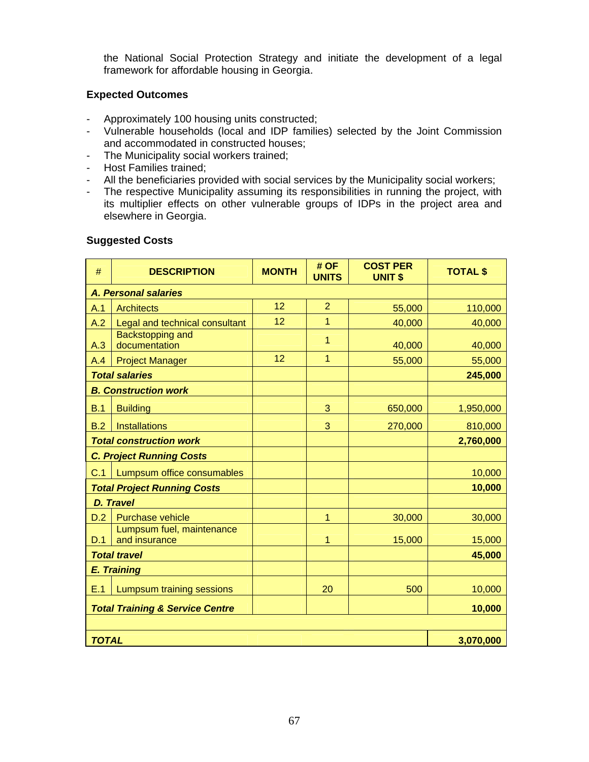the National Social Protection Strategy and initiate the development of a legal framework for affordable housing in Georgia.

**Expected Outcomes**

- Approximately 100 housing units constructed;
- Vulnerable households (local and IDP families) selected by the Joint Commission and accommodated in constructed houses;
- The Municipality social workers trained;
- Host Families trained;
- All the beneficiaries provided with social services by the Municipality social workers;
- The respective Municipality assuming its responsibilities in running the project, with its multiplier effects on other vulnerable groups of IDPs in the project area and elsewhere in Georgia.

**Suggested Costs**

| # | DESCRIPTION | MONTH | # OF UNITS | COST PER UNIT $ | TOTAL $ |
|---|---|---|---|---|---|
| ***A. Personal salaries*** | | | | | |
| A.1 | Architects | 12 | 2 | 55,000 | 110,000 |
| A.2 | Legal and technical consultant | 12 | 1 | 40,000 | 40,000 |
| A.3 | Backstopping and documentation | | 1 | 40,000 | 40,000 |
| A.4 | Project Manager | 12 | 1 | 55,000 | 55,000 |
| ***Total salaries*** | | | | | **245,000** |
| ***B. Construction work*** | | | | | |
| B.1 | Building | | 3 | 650,000 | 1,950,000 |
| B.2 | Installations | | 3 | 270,000 | 810,000 |
| ***Total construction work*** | | | | | **2,760,000** |
| ***C. Project Running Costs*** | | | | | |
| C.1 | Lumpsum office consumables | | | | 10,000 |
| ***Total Project Running Costs*** | | | | | **10,000** |
| ***D. Travel*** | | | | | |
| D.2 | Purchase vehicle | | 1 | 30,000 | 30,000 |
| D.1 | Lumpsum fuel, maintenance and insurance | | 1 | 15,000 | 15,000 |
| ***Total travel*** | | | | | **45,000** |
| ***E. Training*** | | | | | |
| E.1 | Lumpsum training sessions | | 20 | 500 | 10,000 |
| ***Total Training & Service Centre*** | | | | | **10,000** |
| | | | | | |
| ***TOTAL*** | | | | | **3,070,000** |